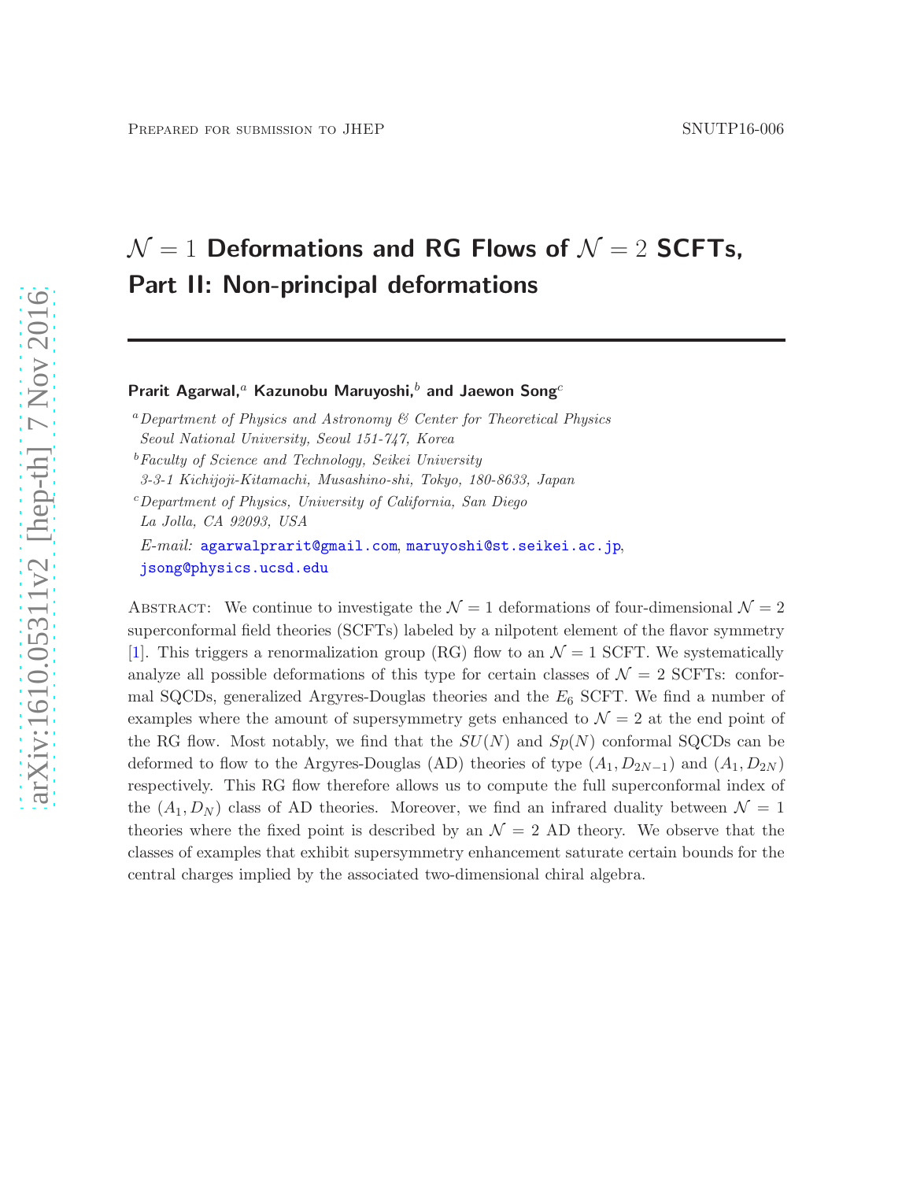Prepared for submission to JHEP SNUTP16-006

# $\mathcal{N} = 1$ Deformations and RG Flows of $\mathcal{N} = 2$ SCFTs, Part II: Non-principal deformations

**Prarit Agarwal,**[a] **Kazunobu Maruyoshi,**[b] **and Jaewon Song**[c]

[a] *Department of Physics and Astronomy & Center for Theoretical Physics Seoul National University, Seoul 151-747, Korea*

[b] *Faculty of Science and Technology, Seikei University 3-3-1 Kichijoji-Kitamachi, Musashino-shi, Tokyo, 180-8633, Japan*

[c] *Department of Physics, University of California, San Diego La Jolla, CA 92093, USA*

*E-mail:* agarwalprarit@gmail.com, maruyoshi@st.seikei.ac.jp, jsong@physics.ucsd.edu

Abstract: We continue to investigate the $\mathcal{N} = 1$ deformations of four-dimensional $\mathcal{N} = 2$ superconformal field theories (SCFTs) labeled by a nilpotent element of the flavor symmetry [1]. This triggers a renormalization group (RG) flow to an $\mathcal{N} = 1$ SCFT. We systematically analyze all possible deformations of this type for certain classes of $\mathcal{N} = 2$ SCFTs: conformal SQCDs, generalized Argyres-Douglas theories and the $E_6$ SCFT. We find a number of examples where the amount of supersymmetry gets enhanced to $\mathcal{N} = 2$ at the end point of the RG flow. Most notably, we find that the $SU(N)$ and $Sp(N)$ conformal SQCDs can be deformed to flow to the Argyres-Douglas (AD) theories of type $(A_1, D_{2N-1})$ and $(A_1, D_{2N})$ respectively. This RG flow therefore allows us to compute the full superconformal index of the $(A_1, D_N)$ class of AD theories. Moreover, we find an infrared duality between $\mathcal{N} = 1$ theories where the fixed point is described by an $\mathcal{N} = 2$ AD theory. We observe that the classes of examples that exhibit supersymmetry enhancement saturate certain bounds for the central charges implied by the associated two-dimensional chiral algebra.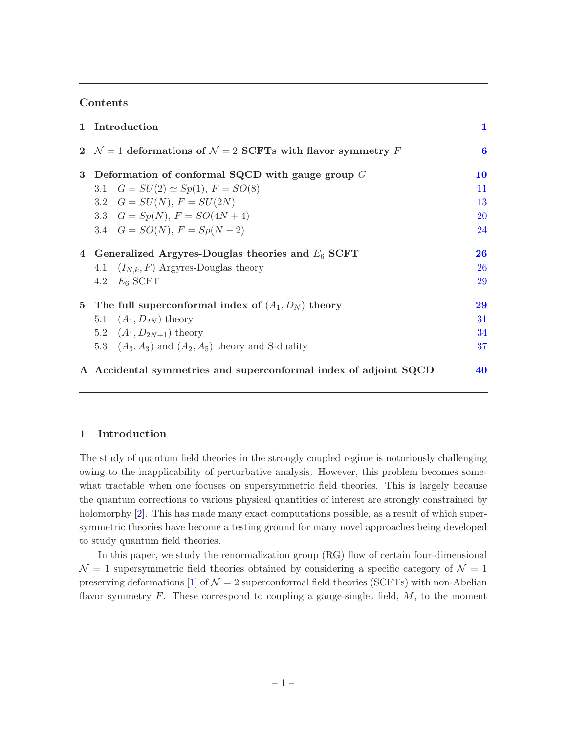**Contents**

| | | |
|---|---|---|
| **1** | **Introduction** | **1** |
| **2** | **$\mathcal{N} = 1$ deformations of $\mathcal{N} = 2$ SCFTs with flavor symmetry $F$** | **6** |
| **3** | **Deformation of conformal SQCD with gauge group $G$** | **10** |
| | 3.1 $G = SU(2) \simeq Sp(1)$, $F = SO(8)$ | 11 |
| | 3.2 $G = SU(N)$, $F = SU(2N)$ | 13 |
| | 3.3 $G = Sp(N)$, $F = SO(4N + 4)$ | 20 |
| | 3.4 $G = SO(N)$, $F = Sp(N - 2)$ | 24 |
| **4** | **Generalized Argyres-Douglas theories and $E_6$ SCFT** | **26** |
| | 4.1 $(I_{N,k}, F)$ Argyres-Douglas theory | 26 |
| | 4.2 $E_6$ SCFT | 29 |
| **5** | **The full superconformal index of $(A_1, D_N)$ theory** | **29** |
| | 5.1 $(A_1, D_{2N})$ theory | 31 |
| | 5.2 $(A_1, D_{2N+1})$ theory | 34 |
| | 5.3 $(A_3, A_3)$ and $(A_2, A_5)$ theory and S-duality | 37 |
| **A** | **Accidental symmetries and superconformal index of adjoint SQCD** | **40** |

## 1 Introduction

The study of quantum field theories in the strongly coupled regime is notoriously challenging owing to the inapplicability of perturbative analysis. However, this problem becomes somewhat tractable when one focuses on supersymmetric field theories. This is largely because the quantum corrections to various physical quantities of interest are strongly constrained by holomorphy [2]. This has made many exact computations possible, as a result of which supersymmetric theories have become a testing ground for many novel approaches being developed to study quantum field theories.

In this paper, we study the renormalization group (RG) flow of certain four-dimensional $\mathcal{N} = 1$ supersymmetric field theories obtained by considering a specific category of $\mathcal{N} = 1$ preserving deformations [1] of $\mathcal{N} = 2$ superconformal field theories (SCFTs) with non-Abelian flavor symmetry $F$. These correspond to coupling a gauge-singlet field, $M$, to the moment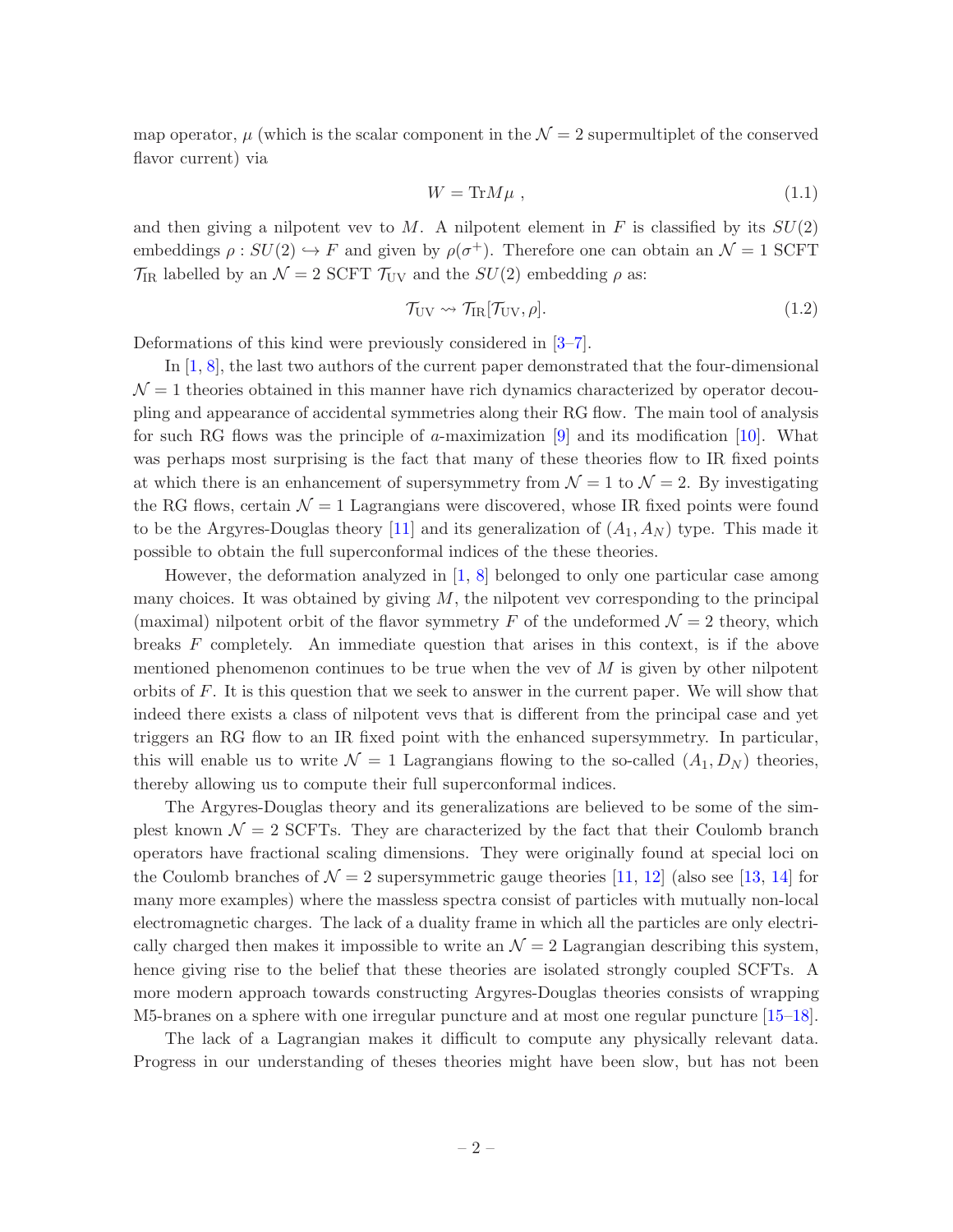map operator, $\mu$ (which is the scalar component in the $\mathcal{N}=2$ supermultiplet of the conserved flavor current) via

$$W = \mathrm{Tr} M\mu \ , \tag{1.1}$$

and then giving a nilpotent vev to $M$. A nilpotent element in $F$ is classified by its $SU(2)$ embeddings $\rho : SU(2) \hookrightarrow F$ and given by $\rho(\sigma^+)$. Therefore one can obtain an $\mathcal{N}=1$ SCFT $\mathcal{T}_{\mathrm{IR}}$ labelled by an $\mathcal{N}=2$ SCFT $\mathcal{T}_{\mathrm{UV}}$ and the $SU(2)$ embedding $\rho$ as:

$$\mathcal{T}_{\mathrm{UV}} \rightsquigarrow \mathcal{T}_{\mathrm{IR}}[\mathcal{T}_{\mathrm{UV}}, \rho]. \tag{1.2}$$

Deformations of this kind were previously considered in [3–7].

In [1, 8], the last two authors of the current paper demonstrated that the four-dimensional $\mathcal{N}=1$ theories obtained in this manner have rich dynamics characterized by operator decoupling and appearance of accidental symmetries along their RG flow. The main tool of analysis for such RG flows was the principle of $a$-maximization [9] and its modification [10]. What was perhaps most surprising is the fact that many of these theories flow to IR fixed points at which there is an enhancement of supersymmetry from $\mathcal{N}=1$ to $\mathcal{N}=2$. By investigating the RG flows, certain $\mathcal{N}=1$ Lagrangians were discovered, whose IR fixed points were found to be the Argyres-Douglas theory [11] and its generalization of $(A_1, A_N)$ type. This made it possible to obtain the full superconformal indices of the these theories.

However, the deformation analyzed in [1, 8] belonged to only one particular case among many choices. It was obtained by giving $M$, the nilpotent vev corresponding to the principal (maximal) nilpotent orbit of the flavor symmetry $F$ of the undeformed $\mathcal{N}=2$ theory, which breaks $F$ completely. An immediate question that arises in this context, is if the above mentioned phenomenon continues to be true when the vev of $M$ is given by other nilpotent orbits of $F$. It is this question that we seek to answer in the current paper. We will show that indeed there exists a class of nilpotent vevs that is different from the principal case and yet triggers an RG flow to an IR fixed point with the enhanced supersymmetry. In particular, this will enable us to write $\mathcal{N}=1$ Lagrangians flowing to the so-called $(A_1, D_N)$ theories, thereby allowing us to compute their full superconformal indices.

The Argyres-Douglas theory and its generalizations are believed to be some of the simplest known $\mathcal{N}=2$ SCFTs. They are characterized by the fact that their Coulomb branch operators have fractional scaling dimensions. They were originally found at special loci on the Coulomb branches of $\mathcal{N}=2$ supersymmetric gauge theories [11, 12] (also see [13, 14] for many more examples) where the massless spectra consist of particles with mutually non-local electromagnetic charges. The lack of a duality frame in which all the particles are only electrically charged then makes it impossible to write an $\mathcal{N}=2$ Lagrangian describing this system, hence giving rise to the belief that these theories are isolated strongly coupled SCFTs. A more modern approach towards constructing Argyres-Douglas theories consists of wrapping M5-branes on a sphere with one irregular puncture and at most one regular puncture [15–18].

The lack of a Lagrangian makes it difficult to compute any physically relevant data. Progress in our understanding of theses theories might have been slow, but has not been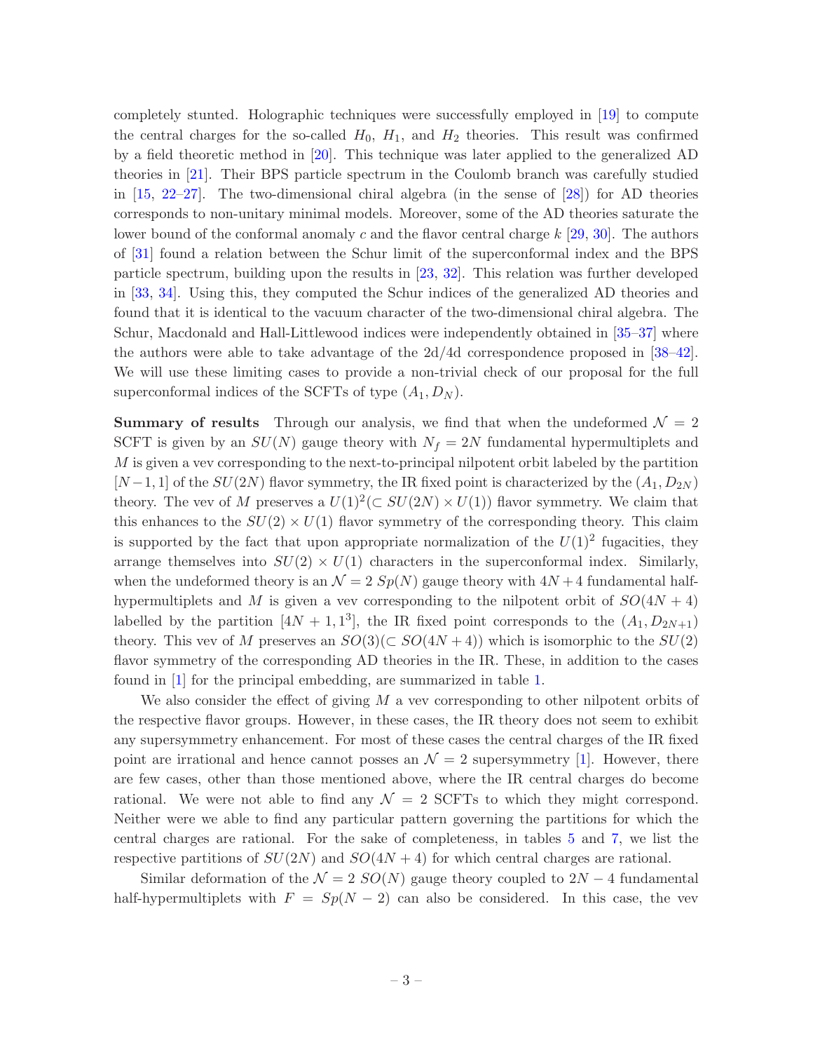completely stunted. Holographic techniques were successfully employed in [19] to compute the central charges for the so-called $H_0$, $H_1$, and $H_2$ theories. This result was confirmed by a field theoretic method in [20]. This technique was later applied to the generalized AD theories in [21]. Their BPS particle spectrum in the Coulomb branch was carefully studied in [15, 22–27]. The two-dimensional chiral algebra (in the sense of [28]) for AD theories corresponds to non-unitary minimal models. Moreover, some of the AD theories saturate the lower bound of the conformal anomaly $c$ and the flavor central charge $k$ [29, 30]. The authors of [31] found a relation between the Schur limit of the superconformal index and the BPS particle spectrum, building upon the results in [23, 32]. This relation was further developed in [33, 34]. Using this, they computed the Schur indices of the generalized AD theories and found that it is identical to the vacuum character of the two-dimensional chiral algebra. The Schur, Macdonald and Hall-Littlewood indices were independently obtained in [35–37] where the authors were able to take advantage of the 2d/4d correspondence proposed in [38–42]. We will use these limiting cases to provide a non-trivial check of our proposal for the full superconformal indices of the SCFTs of type $(A_1, D_N)$.

**Summary of results** Through our analysis, we find that when the undeformed $\mathcal{N}=2$ SCFT is given by an $SU(N)$ gauge theory with $N_f = 2N$ fundamental hypermultiplets and $M$ is given a vev corresponding to the next-to-principal nilpotent orbit labeled by the partition $[N-1, 1]$ of the $SU(2N)$ flavor symmetry, the IR fixed point is characterized by the $(A_1, D_{2N})$ theory. The vev of $M$ preserves a $U(1)^2 (\subset SU(2N) \times U(1))$ flavor symmetry. We claim that this enhances to the $SU(2) \times U(1)$ flavor symmetry of the corresponding theory. This claim is supported by the fact that upon appropriate normalization of the $U(1)^2$ fugacities, they arrange themselves into $SU(2) \times U(1)$ characters in the superconformal index. Similarly, when the undeformed theory is an $\mathcal{N}=2$ $Sp(N)$ gauge theory with $4N+4$ fundamental half-hypermultiplets and $M$ is given a vev corresponding to the nilpotent orbit of $SO(4N+4)$ labelled by the partition $[4N+1, 1^3]$, the IR fixed point corresponds to the $(A_1, D_{2N+1})$ theory. This vev of $M$ preserves an $SO(3) (\subset SO(4N+4))$ which is isomorphic to the $SU(2)$ flavor symmetry of the corresponding AD theories in the IR. These, in addition to the cases found in [1] for the principal embedding, are summarized in table 1.

We also consider the effect of giving $M$ a vev corresponding to other nilpotent orbits of the respective flavor groups. However, in these cases, the IR theory does not seem to exhibit any supersymmetry enhancement. For most of these cases the central charges of the IR fixed point are irrational and hence cannot posses an $\mathcal{N}=2$ supersymmetry [1]. However, there are few cases, other than those mentioned above, where the IR central charges do become rational. We were not able to find any $\mathcal{N}=2$ SCFTs to which they might correspond. Neither were we able to find any particular pattern governing the partitions for which the central charges are rational. For the sake of completeness, in tables 5 and 7, we list the respective partitions of $SU(2N)$ and $SO(4N+4)$ for which central charges are rational.

Similar deformation of the $\mathcal{N}=2$ $SO(N)$ gauge theory coupled to $2N-4$ fundamental half-hypermultiplets with $F = Sp(N-2)$ can also be considered. In this case, the vev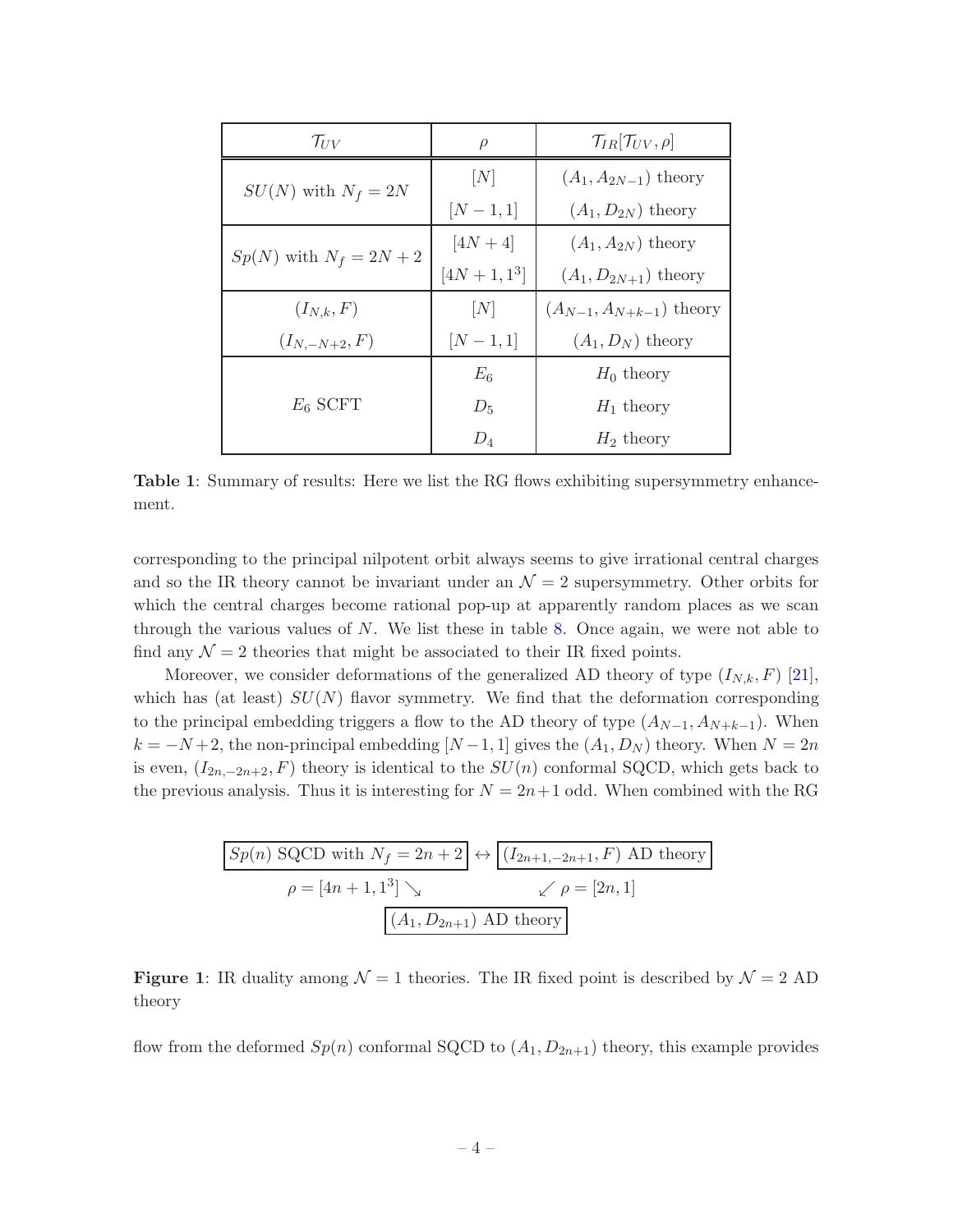| $\mathcal{T}_{UV}$ | $\rho$ | $\mathcal{T}_{IR}[\mathcal{T}_{UV}, \rho]$ |
|---|---|---|
| $SU(N)$ with $N_f = 2N$ | $[N]$ | $(A_1, A_{2N-1})$ theory |
| | $[N-1, 1]$ | $(A_1, D_{2N})$ theory |
| $Sp(N)$ with $N_f = 2N+2$ | $[4N+4]$ | $(A_1, A_{2N})$ theory |
| | $[4N+1, 1^3]$ | $(A_1, D_{2N+1})$ theory |
| $(I_{N,k}, F)$ | $[N]$ | $(A_{N-1}, A_{N+k-1})$ theory |
| $(I_{N,-N+2}, F)$ | $[N-1, 1]$ | $(A_1, D_N)$ theory |
| $E_6$ SCFT | $E_6$ | $H_0$ theory |
| | $D_5$ | $H_1$ theory |
| | $D_4$ | $H_2$ theory |

**Table 1**: Summary of results: Here we list the RG flows exhibiting supersymmetry enhancement.

corresponding to the principal nilpotent orbit always seems to give irrational central charges and so the IR theory cannot be invariant under an $\mathcal{N} = 2$ supersymmetry. Other orbits for which the central charges become rational pop-up at apparently random places as we scan through the various values of $N$. We list these in table 8. Once again, we were not able to find any $\mathcal{N} = 2$ theories that might be associated to their IR fixed points.

Moreover, we consider deformations of the generalized AD theory of type $(I_{N,k}, F)$ [21], which has (at least) $SU(N)$ flavor symmetry. We find that the deformation corresponding to the principal embedding triggers a flow to the AD theory of type $(A_{N-1}, A_{N+k-1})$. When $k = -N+2$, the non-principal embedding $[N-1, 1]$ gives the $(A_1, D_N)$ theory. When $N = 2n$ is even, $(I_{2n,-2n+2}, F)$ theory is identical to the $SU(n)$ conformal SQCD, which gets back to the previous analysis. Thus it is interesting for $N = 2n+1$ odd. When combined with the RG

$$
\boxed{Sp(n) \text{ SQCD with } N_f = 2n+2} \leftrightarrow \boxed{(I_{2n+1,-2n+1}, F) \text{ AD theory}}
$$

$$
\rho = [4n+1, 1^3] \searrow \qquad\qquad \swarrow \rho = [2n, 1]
$$

$$
\boxed{(A_1, D_{2n+1}) \text{ AD theory}}
$$

**Figure 1**: IR duality among $\mathcal{N} = 1$ theories. The IR fixed point is described by $\mathcal{N} = 2$ AD theory

flow from the deformed $Sp(n)$ conformal SQCD to $(A_1, D_{2n+1})$ theory, this example provides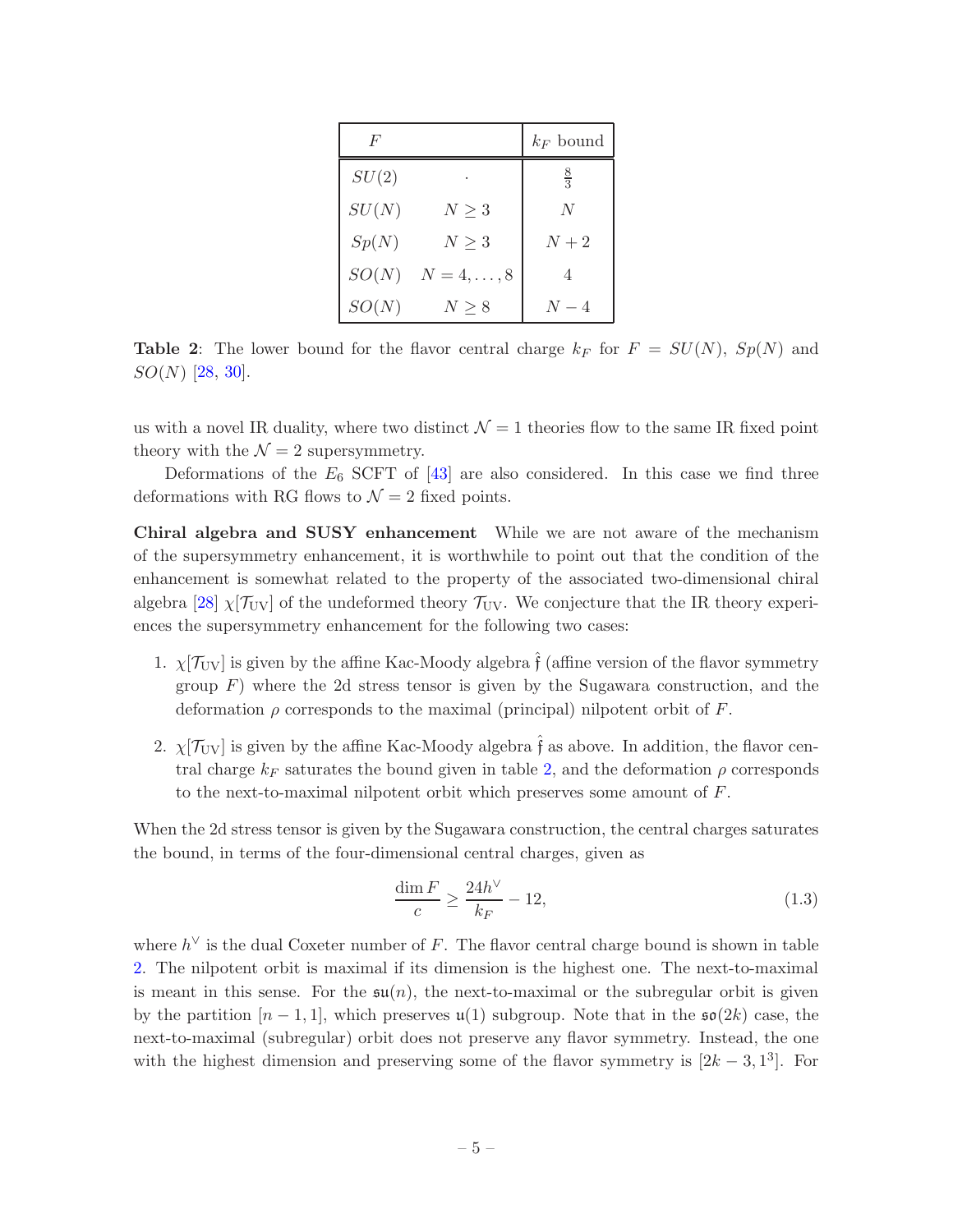| $F$ | | $k_F$ bound |
|---|---|---|
| $SU(2)$ | $\cdot$ | $\frac{8}{3}$ |
| $SU(N)$ | $N \geq 3$ | $N$ |
| $Sp(N)$ | $N \geq 3$ | $N+2$ |
| $SO(N)$ | $N = 4, \ldots, 8$ | $4$ |
| $SO(N)$ | $N \geq 8$ | $N-4$ |

**Table 2**: The lower bound for the flavor central charge $k_F$ for $F = SU(N)$, $Sp(N)$ and $SO(N)$ [28, 30].

us with a novel IR duality, where two distinct $\mathcal{N}=1$ theories flow to the same IR fixed point theory with the $\mathcal{N}=2$ supersymmetry.

Deformations of the $E_6$ SCFT of [43] are also considered. In this case we find three deformations with RG flows to $\mathcal{N}=2$ fixed points.

**Chiral algebra and SUSY enhancement** While we are not aware of the mechanism of the supersymmetry enhancement, it is worthwhile to point out that the condition of the enhancement is somewhat related to the property of the associated two-dimensional chiral algebra [28] $\chi[\mathcal{T}_{\text{UV}}]$ of the undeformed theory $\mathcal{T}_{\text{UV}}$. We conjecture that the IR theory experiences the supersymmetry enhancement for the following two cases:

1. $\chi[\mathcal{T}_{\text{UV}}]$ is given by the affine Kac-Moody algebra $\hat{\mathfrak{f}}$ (affine version of the flavor symmetry group $F$) where the 2d stress tensor is given by the Sugawara construction, and the deformation $\rho$ corresponds to the maximal (principal) nilpotent orbit of $F$.
2. $\chi[\mathcal{T}_{\text{UV}}]$ is given by the affine Kac-Moody algebra $\hat{\mathfrak{f}}$ as above. In addition, the flavor central charge $k_F$ saturates the bound given in table 2, and the deformation $\rho$ corresponds to the next-to-maximal nilpotent orbit which preserves some amount of $F$.

When the 2d stress tensor is given by the Sugawara construction, the central charges saturates the bound, in terms of the four-dimensional central charges, given as

$$\frac{\dim F}{c} \geq \frac{24h^\vee}{k_F} - 12, \tag{1.3}$$

where $h^\vee$ is the dual Coxeter number of $F$. The flavor central charge bound is shown in table 2. The nilpotent orbit is maximal if its dimension is the highest one. The next-to-maximal is meant in this sense. For the $\mathfrak{su}(n)$, the next-to-maximal or the subregular orbit is given by the partition $[n-1, 1]$, which preserves $\mathfrak{u}(1)$ subgroup. Note that in the $\mathfrak{so}(2k)$ case, the next-to-maximal (subregular) orbit does not preserve any flavor symmetry. Instead, the one with the highest dimension and preserving some of the flavor symmetry is $[2k-3, 1^3]$. For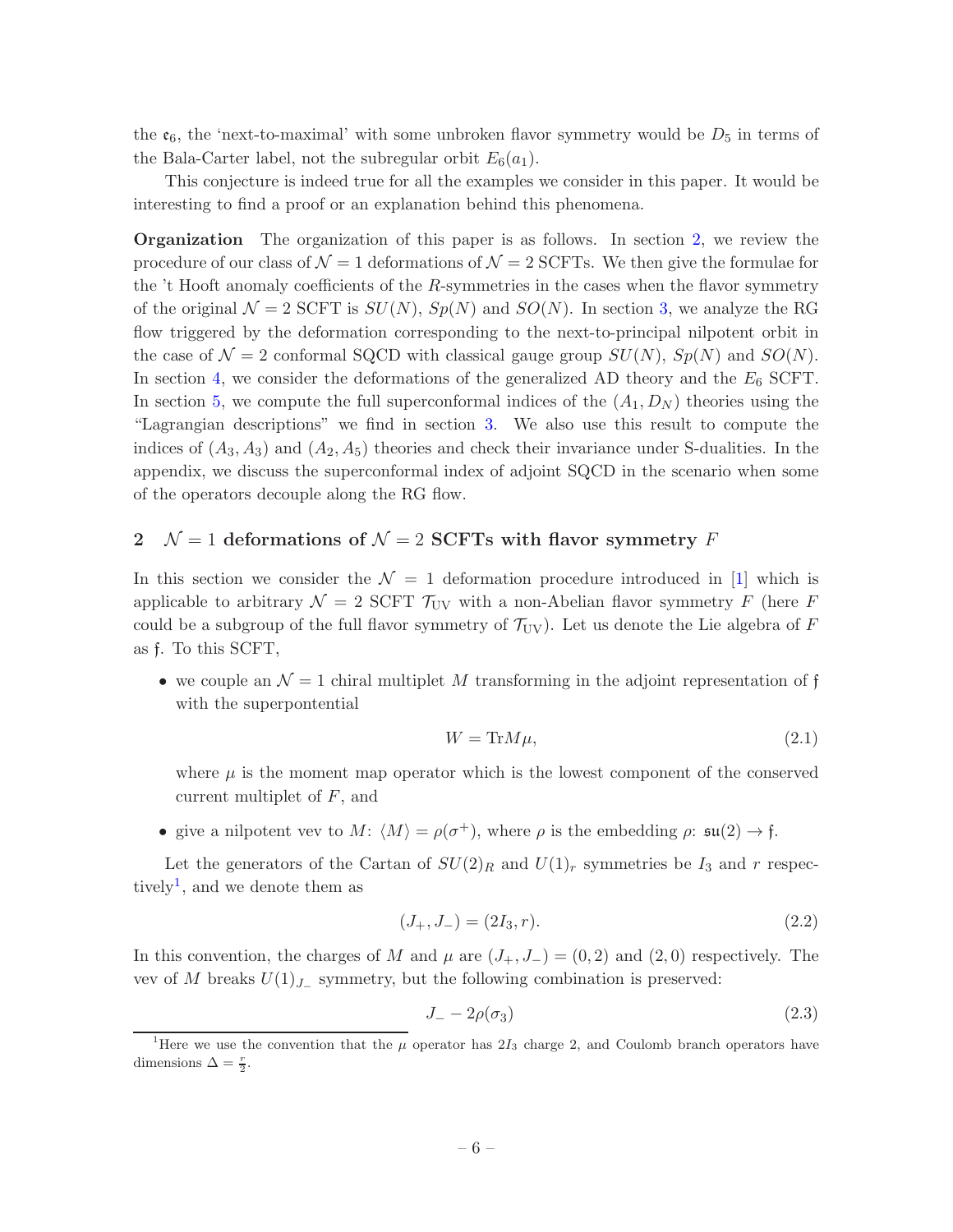the $\mathfrak{e}_6$, the 'next-to-maximal' with some unbroken flavor symmetry would be $D_5$ in terms of the Bala-Carter label, not the subregular orbit $E_6(a_1)$.

This conjecture is indeed true for all the examples we consider in this paper. It would be interesting to find a proof or an explanation behind this phenomena.

**Organization** The organization of this paper is as follows. In section 2, we review the procedure of our class of $\mathcal{N}=1$ deformations of $\mathcal{N}=2$ SCFTs. We then give the formulae for the 't Hooft anomaly coefficients of the $R$-symmetries in the cases when the flavor symmetry of the original $\mathcal{N}=2$ SCFT is $SU(N)$, $Sp(N)$ and $SO(N)$. In section 3, we analyze the RG flow triggered by the deformation corresponding to the next-to-principal nilpotent orbit in the case of $\mathcal{N}=2$ conformal SQCD with classical gauge group $SU(N)$, $Sp(N)$ and $SO(N)$. In section 4, we consider the deformations of the generalized AD theory and the $E_6$ SCFT. In section 5, we compute the full superconformal indices of the $(A_1, D_N)$ theories using the "Lagrangian descriptions" we find in section 3. We also use this result to compute the indices of $(A_3, A_3)$ and $(A_2, A_5)$ theories and check their invariance under S-dualities. In the appendix, we discuss the superconformal index of adjoint SQCD in the scenario when some of the operators decouple along the RG flow.

## 2 $\mathcal{N}=1$ deformations of $\mathcal{N}=2$ SCFTs with flavor symmetry $F$

In this section we consider the $\mathcal{N}=1$ deformation procedure introduced in [1] which is applicable to arbitrary $\mathcal{N}=2$ SCFT $\mathcal{T}_{\rm UV}$ with a non-Abelian flavor symmetry $F$ (here $F$ could be a subgroup of the full flavor symmetry of $\mathcal{T}_{\rm UV}$). Let us denote the Lie algebra of $F$ as $\mathfrak{f}$. To this SCFT,

- we couple an $\mathcal{N}=1$ chiral multiplet $M$ transforming in the adjoint representation of $\mathfrak{f}$ with the superpontential

$$W = {\rm Tr} M\mu, \tag{2.1}$$

where $\mu$ is the moment map operator which is the lowest component of the conserved current multiplet of $F$, and

- give a nilpotent vev to $M$: $\langle M\rangle = \rho(\sigma^+)$, where $\rho$ is the embedding $\rho$: $\mathfrak{su}(2)\to\mathfrak{f}$.

Let the generators of the Cartan of $SU(2)_R$ and $U(1)_r$ symmetries be $I_3$ and $r$ respectively[1], and we denote them as

$$(J_+, J_-) = (2I_3, r). \tag{2.2}$$

In this convention, the charges of $M$ and $\mu$ are $(J_+, J_-) = (0, 2)$ and $(2, 0)$ respectively. The vev of $M$ breaks $U(1)_{J_-}$ symmetry, but the following combination is preserved:

$$J_- - 2\rho(\sigma_3) \tag{2.3}$$

[1] Here we use the convention that the $\mu$ operator has $2I_3$ charge 2, and Coulomb branch operators have dimensions $\Delta = \frac{r}{2}$.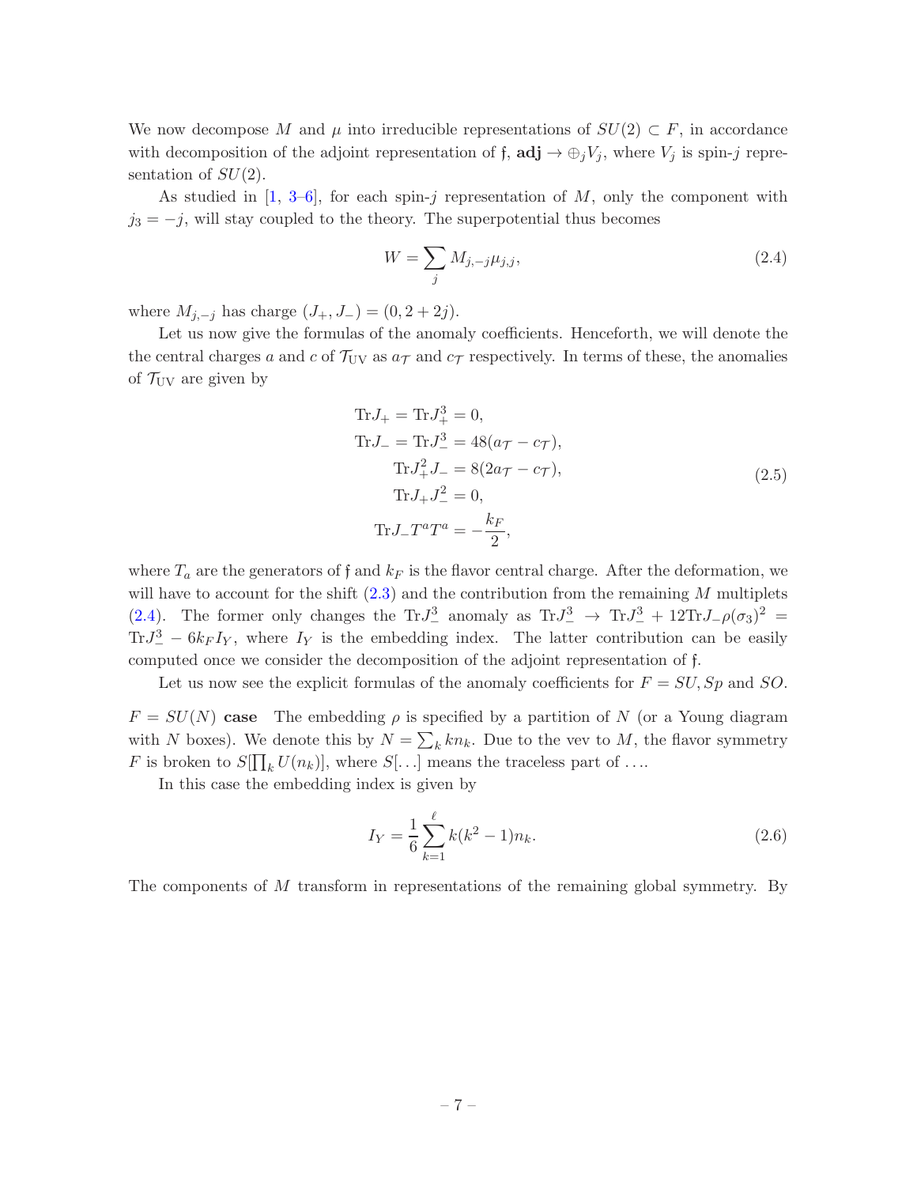We now decompose $M$ and $\mu$ into irreducible representations of $SU(2) \subset F$, in accordance with decomposition of the adjoint representation of $\mathfrak{f}$, $\mathbf{adj} \to \oplus_j V_j$, where $V_j$ is spin-$j$ representation of $SU(2)$.

As studied in [1, 3–6], for each spin-$j$ representation of $M$, only the component with $j_3 = -j$, will stay coupled to the theory. The superpotential thus becomes

$$W = \sum_j M_{j,-j}\mu_{j,j}, \tag{2.4}$$

where $M_{j,-j}$ has charge $(J_+, J_-) = (0, 2+2j)$.

Let us now give the formulas of the anomaly coefficients. Henceforth, we will denote the the central charges $a$ and $c$ of $\mathcal{T}_{\text{UV}}$ as $a_{\mathcal{T}}$ and $c_{\mathcal{T}}$ respectively. In terms of these, the anomalies of $\mathcal{T}_{\text{UV}}$ are given by

$$\begin{aligned}
\text{Tr}J_+ = \text{Tr}J_+^3 &= 0,\\
\text{Tr}J_- = \text{Tr}J_-^3 &= 48(a_{\mathcal{T}} - c_{\mathcal{T}}),\\
\text{Tr}J_+^2 J_- &= 8(2a_{\mathcal{T}} - c_{\mathcal{T}}),\\
\text{Tr}J_+ J_-^2 &= 0,\\
\text{Tr}J_- T^a T^a &= -\frac{k_F}{2},
\end{aligned} \tag{2.5}$$

where $T_a$ are the generators of $\mathfrak{f}$ and $k_F$ is the flavor central charge. After the deformation, we will have to account for the shift (2.3) and the contribution from the remaining $M$ multiplets (2.4). The former only changes the $\text{Tr}J_-^3$ anomaly as $\text{Tr}J_-^3 \to \text{Tr}J_-^3 + 12\text{Tr}J_-\rho(\sigma_3)^2 = \text{Tr}J_-^3 - 6k_F I_Y$, where $I_Y$ is the embedding index. The latter contribution can be easily computed once we consider the decomposition of the adjoint representation of $\mathfrak{f}$.

Let us now see the explicit formulas of the anomaly coefficients for $F = SU, Sp$ and $SO$.

**$F = SU(N)$ case** The embedding $\rho$ is specified by a partition of $N$ (or a Young diagram with $N$ boxes). We denote this by $N = \sum_k k n_k$. Due to the vev to $M$, the flavor symmetry $F$ is broken to $S[\prod_k U(n_k)]$, where $S[\ldots]$ means the traceless part of $\ldots$.

In this case the embedding index is given by

$$I_Y = \frac{1}{6}\sum_{k=1}^{\ell} k(k^2-1)n_k. \tag{2.6}$$

The components of $M$ transform in representations of the remaining global symmetry. By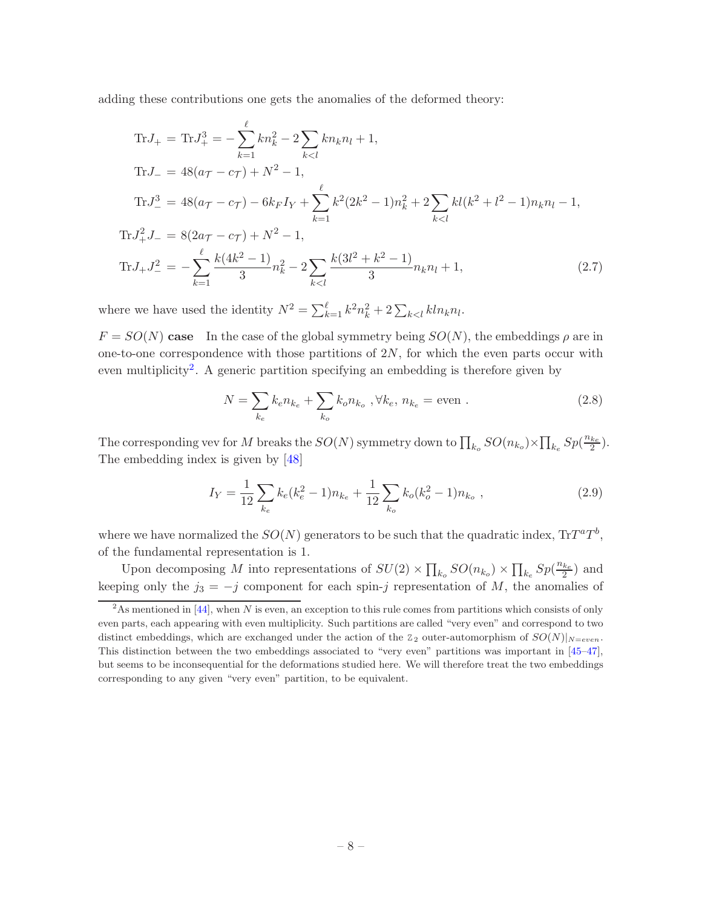adding these contributions one gets the anomalies of the deformed theory:

$$
\begin{aligned}
\mathrm{Tr}J_+ &= \mathrm{Tr}J_+^3 = -\sum_{k=1}^{\ell} k n_k^2 - 2\sum_{k<l} k n_k n_l + 1, \\
\mathrm{Tr}J_- &= 48(a_{\mathcal{T}} - c_{\mathcal{T}}) + N^2 - 1, \\
\mathrm{Tr}J_-^3 &= 48(a_{\mathcal{T}} - c_{\mathcal{T}}) - 6k_F I_Y + \sum_{k=1}^{\ell} k^2(2k^2-1)n_k^2 + 2\sum_{k<l} kl(k^2+l^2-1)n_k n_l - 1, \\
\mathrm{Tr}J_+^2 J_- &= 8(2a_{\mathcal{T}} - c_{\mathcal{T}}) + N^2 - 1, \\
\mathrm{Tr}J_+ J_-^2 &= -\sum_{k=1}^{\ell} \frac{k(4k^2-1)}{3} n_k^2 - 2\sum_{k<l} \frac{k(3l^2+k^2-1)}{3} n_k n_l + 1,
\end{aligned}
\tag{2.7}
$$

where we have used the identity $N^2 = \sum_{k=1}^{\ell} k^2 n_k^2 + 2\sum_{k<l} kl n_k n_l$.

**$F = SO(N)$ case** In the case of the global symmetry being $SO(N)$, the embeddings $\rho$ are in one-to-one correspondence with those partitions of $2N$, for which the even parts occur with even multiplicity[2]. A generic partition specifying an embedding is therefore given by

$$
N = \sum_{k_e} k_e n_{k_e} + \sum_{k_o} k_o n_{k_o} \ , \forall k_e,\ n_{k_e} = \text{even} \ . \tag{2.8}
$$

The corresponding vev for $M$ breaks the $SO(N)$ symmetry down to $\prod_{k_o} SO(n_{k_o}) \times \prod_{k_e} Sp(\frac{n_{k_e}}{2})$. The embedding index is given by [48]

$$
I_Y = \frac{1}{12}\sum_{k_e} k_e(k_e^2-1)n_{k_e} + \frac{1}{12}\sum_{k_o} k_o(k_o^2-1)n_{k_o} \ , \tag{2.9}
$$

where we have normalized the $SO(N)$ generators to be such that the quadratic index, $\mathrm{Tr}T^a T^b$, of the fundamental representation is 1.

Upon decomposing $M$ into representations of $SU(2) \times \prod_{k_o} SO(n_{k_o}) \times \prod_{k_e} Sp(\frac{n_{k_e}}{2})$ and keeping only the $j_3 = -j$ component for each spin-$j$ representation of $M$, the anomalies of

---

[2] As mentioned in [44], when $N$ is even, an exception to this rule comes from partitions which consists of only even parts, each appearing with even multiplicity. Such partitions are called "very even" and correspond to two distinct embeddings, which are exchanged under the action of the $\mathbb{Z}_2$ outer-automorphism of $SO(N)|_{N=even}$. This distinction between the two embeddings associated to "very even" partitions was important in [45–47], but seems to be inconsequential for the deformations studied here. We will therefore treat the two embeddings corresponding to any given "very even" partition, to be equivalent.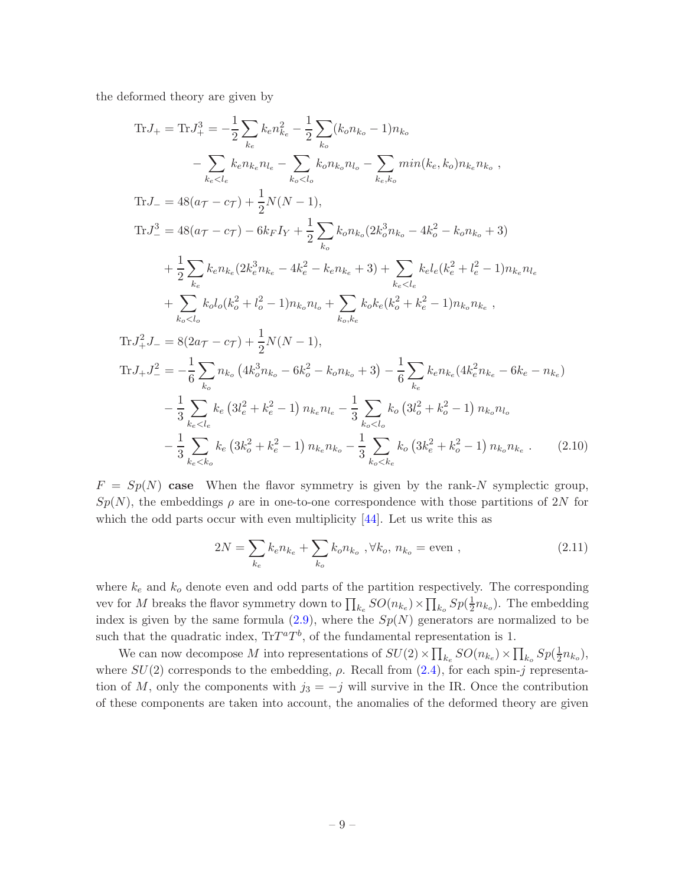the deformed theory are given by

$$
\begin{aligned}
\text{Tr}J_+ = \text{Tr}J_+^3 &= -\frac{1}{2}\sum_{k_e} k_e n_{k_e}^2 - \frac{1}{2}\sum_{k_o}(k_o n_{k_o}-1)n_{k_o} \\
&\quad - \sum_{k_e<l_e} k_e n_{k_e} n_{l_e} - \sum_{k_o<l_o} k_o n_{k_o} n_{l_o} - \sum_{k_e,k_o} min(k_e,k_o) n_{k_e} n_{k_o} \,, \\
\text{Tr}J_- &= 48(a_{\mathcal{T}}-c_{\mathcal{T}}) + \frac{1}{2}N(N-1), \\
\text{Tr}J_-^3 &= 48(a_{\mathcal{T}}-c_{\mathcal{T}}) - 6k_F I_Y + \frac{1}{2}\sum_{k_o} k_o n_{k_o}(2k_o^3 n_{k_o} - 4k_o^2 - k_o n_{k_o} + 3) \\
&\quad + \frac{1}{2}\sum_{k_e} k_e n_{k_e}(2k_e^3 n_{k_e} - 4k_e^2 - k_e n_{k_e} + 3) + \sum_{k_e<l_e} k_e l_e (k_e^2 + l_e^2 - 1) n_{k_e} n_{l_e} \\
&\quad + \sum_{k_o<l_o} k_o l_o (k_o^2 + l_o^2 - 1) n_{k_o} n_{l_o} + \sum_{k_o,k_e} k_o k_e (k_o^2 + k_e^2 - 1) n_{k_o} n_{k_e} \,, \\
\text{Tr}J_+^2 J_- &= 8(2a_{\mathcal{T}}-c_{\mathcal{T}}) + \frac{1}{2}N(N-1), \\
\text{Tr}J_+ J_-^2 &= -\frac{1}{6}\sum_{k_o} n_{k_o}\left(4k_o^3 n_{k_o} - 6k_o^2 - k_o n_{k_o} + 3\right) - \frac{1}{6}\sum_{k_e} k_e n_{k_e}(4k_e^2 n_{k_e} - 6k_e - n_{k_e}) \\
&\quad - \frac{1}{3}\sum_{k_e<l_e} k_e\left(3l_e^2 + k_e^2 - 1\right) n_{k_e} n_{l_e} - \frac{1}{3}\sum_{k_o<l_o} k_o\left(3l_o^2 + k_o^2 - 1\right) n_{k_o} n_{l_o} \\
&\quad - \frac{1}{3}\sum_{k_e<k_o} k_e\left(3k_o^2 + k_e^2 - 1\right) n_{k_e} n_{k_o} - \frac{1}{3}\sum_{k_o<k_e} k_o\left(3k_e^2 + k_o^2 - 1\right) n_{k_o} n_{k_e} \,. \qquad (2.10)
\end{aligned}
$$

**$F = Sp(N)$ case** When the flavor symmetry is given by the rank-$N$ symplectic group, $Sp(N)$, the embeddings $\rho$ are in one-to-one correspondence with those partitions of $2N$ for which the odd parts occur with even multiplicity [44]. Let us write this as

$$
2N = \sum_{k_e} k_e n_{k_e} + \sum_{k_o} k_o n_{k_o} \,, \forall k_o,\, n_{k_o} = \text{even} \,, \qquad (2.11)
$$

where $k_e$ and $k_o$ denote even and odd parts of the partition respectively. The corresponding vev for $M$ breaks the flavor symmetry down to $\prod_{k_e} SO(n_{k_e}) \times \prod_{k_o} Sp(\frac{1}{2}n_{k_o})$. The embedding index is given by the same formula (2.9), where the $Sp(N)$ generators are normalized to be such that the quadratic index, $\text{Tr}T^aT^b$, of the fundamental representation is 1.

We can now decompose $M$ into representations of $SU(2) \times \prod_{k_e} SO(n_{k_e}) \times \prod_{k_o} Sp(\frac{1}{2}n_{k_o})$, where $SU(2)$ corresponds to the embedding, $\rho$. Recall from (2.4), for each spin-$j$ representation of $M$, only the components with $j_3 = -j$ will survive in the IR. Once the contribution of these components are taken into account, the anomalies of the deformed theory are given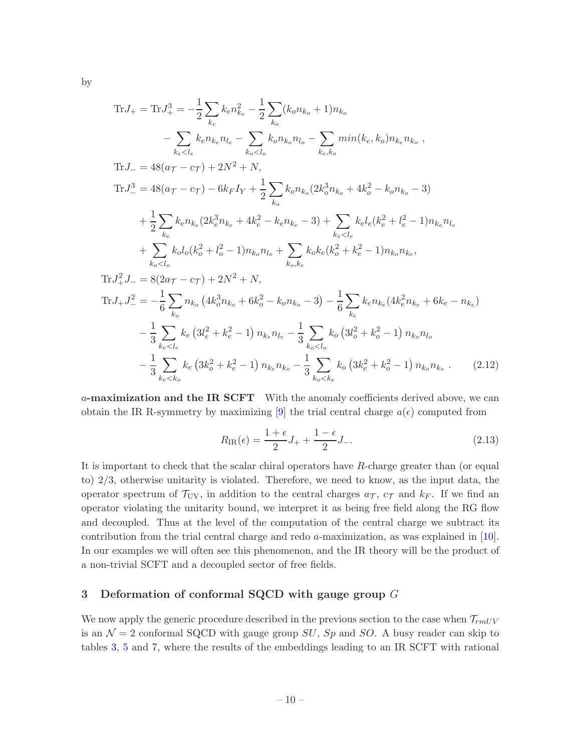by

$$
\begin{aligned}
\mathrm{Tr}J_+ = \mathrm{Tr}J_+^3 &= -\frac{1}{2}\sum_{k_e} k_e n_{k_e}^2 - \frac{1}{2}\sum_{k_o}(k_o n_{k_o}+1)n_{k_o} \\
&\quad - \sum_{k_e<l_e} k_e n_{k_e} n_{l_e} - \sum_{k_o<l_o} k_o n_{k_o} n_{l_o} - \sum_{k_e,k_o} min(k_e,k_o) n_{k_e} n_{k_o} \ , \\
\mathrm{Tr}J_- &= 48(a_{\mathcal{T}} - c_{\mathcal{T}}) + 2N^2 + N, \\
\mathrm{Tr}J_-^3 &= 48(a_{\mathcal{T}} - c_{\mathcal{T}}) - 6k_F I_Y + \frac{1}{2}\sum_{k_o} k_o n_{k_o}(2k_o^3 n_{k_o} + 4k_o^2 - k_o n_{k_o} - 3) \\
&\quad + \frac{1}{2}\sum_{k_e} k_e n_{k_e}(2k_e^3 n_{k_e} + 4k_e^2 - k_e n_{k_e} - 3) + \sum_{k_e<l_e} k_e l_e (k_e^2 + l_e^2 - 1) n_{k_e} n_{l_e} \\
&\quad + \sum_{k_o<l_o} k_o l_o (k_o^2 + l_o^2 - 1) n_{k_o} n_{l_o} + \sum_{k_o,k_e} k_o k_e (k_o^2 + k_e^2 - 1) n_{k_o} n_{k_e}, \\
\mathrm{Tr}J_+^2 J_- &= 8(2a_{\mathcal{T}} - c_{\mathcal{T}}) + 2N^2 + N, \\
\mathrm{Tr}J_+ J_-^2 &= -\frac{1}{6}\sum_{k_o} n_{k_o}\left(4k_o^3 n_{k_o} + 6k_o^2 - k_o n_{k_o} - 3\right) - \frac{1}{6}\sum_{k_e} k_e n_{k_e}(4k_e^2 n_{k_e} + 6k_e - n_{k_e}) \\
&\quad - \frac{1}{3}\sum_{k_e<l_e} k_e\left(3l_e^2 + k_e^2 - 1\right) n_{k_e} n_{l_e} - \frac{1}{3}\sum_{k_o<l_o} k_o\left(3l_o^2 + k_o^2 - 1\right) n_{k_o} n_{l_o} \\
&\quad - \frac{1}{3}\sum_{k_e<k_o} k_e\left(3k_o^2 + k_e^2 - 1\right) n_{k_e} n_{k_o} - \frac{1}{3}\sum_{k_o<k_e} k_o\left(3k_e^2 + k_o^2 - 1\right) n_{k_o} n_{k_e} \ . 
\end{aligned} \tag{2.12}
$$

**$a$-maximization and the IR SCFT** With the anomaly coefficients derived above, we can obtain the IR R-symmetry by maximizing [9] the trial central charge $a(\epsilon)$ computed from

$$
R_{\mathrm{IR}}(\epsilon) = \frac{1+\epsilon}{2} J_+ + \frac{1-\epsilon}{2} J_-. \tag{2.13}
$$

It is important to check that the scalar chiral operators have $R$-charge greater than (or equal to) 2/3, otherwise unitarity is violated. Therefore, we need to know, as the input data, the operator spectrum of $\mathcal{T}_{\mathrm{UV}}$, in addition to the central charges $a_{\mathcal{T}}$, $c_{\mathcal{T}}$ and $k_F$. If we find an operator violating the unitarity bound, we interpret it as being free field along the RG flow and decoupled. Thus at the level of the computation of the central charge we subtract its contribution from the trial central charge and redo $a$-maximization, as was explained in [10]. In our examples we will often see this phenomenon, and the IR theory will be the product of a non-trivial SCFT and a decoupled sector of free fields.

## 3 Deformation of conformal SQCD with gauge group $G$

We now apply the generic procedure described in the previous section to the case when $\mathcal{T}_{rmUV}$ is an $\mathcal{N}=2$ conformal SQCD with gauge group $SU$, $Sp$ and $SO$. A busy reader can skip to tables 3, 5 and 7, where the results of the embeddings leading to an IR SCFT with rational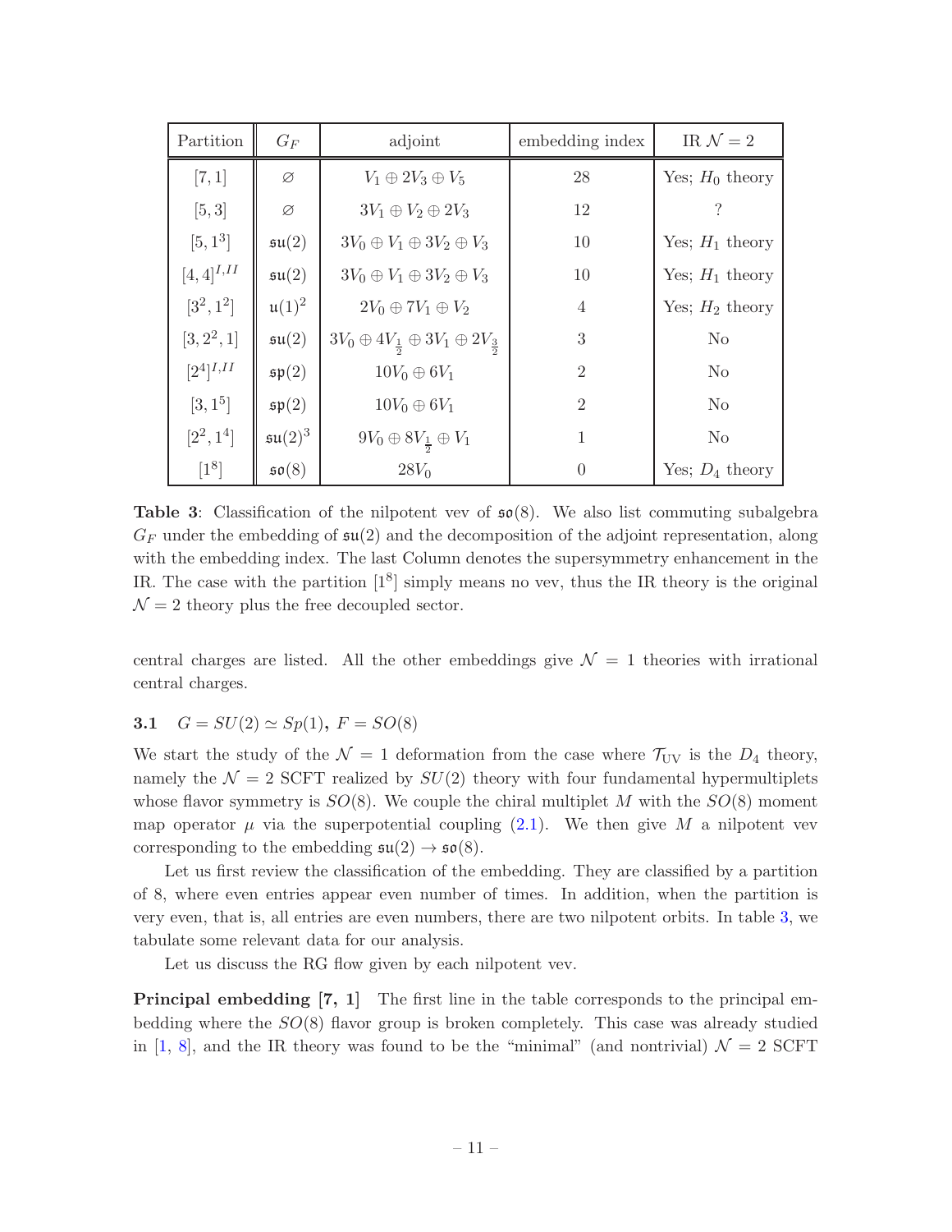| Partition | $G_F$ | adjoint | embedding index | IR $\mathcal{N}=2$ |
|---|---|---|---|---|
| $[7,1]$ | $\varnothing$ | $V_1 \oplus 2V_3 \oplus V_5$ | 28 | Yes; $H_0$ theory |
| $[5,3]$ | $\varnothing$ | $3V_1 \oplus V_2 \oplus 2V_3$ | 12 | ? |
| $[5,1^3]$ | $\mathfrak{su}(2)$ | $3V_0 \oplus V_1 \oplus 3V_2 \oplus V_3$ | 10 | Yes; $H_1$ theory |
| $[4,4]^{I,II}$ | $\mathfrak{su}(2)$ | $3V_0 \oplus V_1 \oplus 3V_2 \oplus V_3$ | 10 | Yes; $H_1$ theory |
| $[3^2,1^2]$ | $\mathfrak{u}(1)^2$ | $2V_0 \oplus 7V_1 \oplus V_2$ | 4 | Yes; $H_2$ theory |
| $[3,2^2,1]$ | $\mathfrak{su}(2)$ | $3V_0 \oplus 4V_{\frac{1}{2}} \oplus 3V_1 \oplus 2V_{\frac{3}{2}}$ | 3 | No |
| $[2^4]^{I,II}$ | $\mathfrak{sp}(2)$ | $10V_0 \oplus 6V_1$ | 2 | No |
| $[3,1^5]$ | $\mathfrak{sp}(2)$ | $10V_0 \oplus 6V_1$ | 2 | No |
| $[2^2,1^4]$ | $\mathfrak{su}(2)^3$ | $9V_0 \oplus 8V_{\frac{1}{2}} \oplus V_1$ | 1 | No |
| $[1^8]$ | $\mathfrak{so}(8)$ | $28V_0$ | 0 | Yes; $D_4$ theory |

**Table 3**: Classification of the nilpotent vev of $\mathfrak{so}(8)$. We also list commuting subalgebra $G_F$ under the embedding of $\mathfrak{su}(2)$ and the decomposition of the adjoint representation, along with the embedding index. The last Column denotes the supersymmetry enhancement in the IR. The case with the partition $[1^8]$ simply means no vev, thus the IR theory is the original $\mathcal{N}=2$ theory plus the free decoupled sector.

central charges are listed. All the other embeddings give $\mathcal{N}=1$ theories with irrational central charges.

### 3.1 $G = SU(2) \simeq Sp(1)$, $F = SO(8)$

We start the study of the $\mathcal{N}=1$ deformation from the case where $\mathcal{T}_{\text{UV}}$ is the $D_4$ theory, namely the $\mathcal{N}=2$ SCFT realized by $SU(2)$ theory with four fundamental hypermultiplets whose flavor symmetry is $SO(8)$. We couple the chiral multiplet $M$ with the $SO(8)$ moment map operator $\mu$ via the superpotential coupling (2.1). We then give $M$ a nilpotent vev corresponding to the embedding $\mathfrak{su}(2) \to \mathfrak{so}(8)$.

Let us first review the classification of the embedding. They are classified by a partition of 8, where even entries appear even number of times. In addition, when the partition is very even, that is, all entries are even numbers, there are two nilpotent orbits. In table 3, we tabulate some relevant data for our analysis.

Let us discuss the RG flow given by each nilpotent vev.

**Principal embedding [7, 1]** The first line in the table corresponds to the principal embedding where the $SO(8)$ flavor group is broken completely. This case was already studied in [1, 8], and the IR theory was found to be the "minimal" (and nontrivial) $\mathcal{N}=2$ SCFT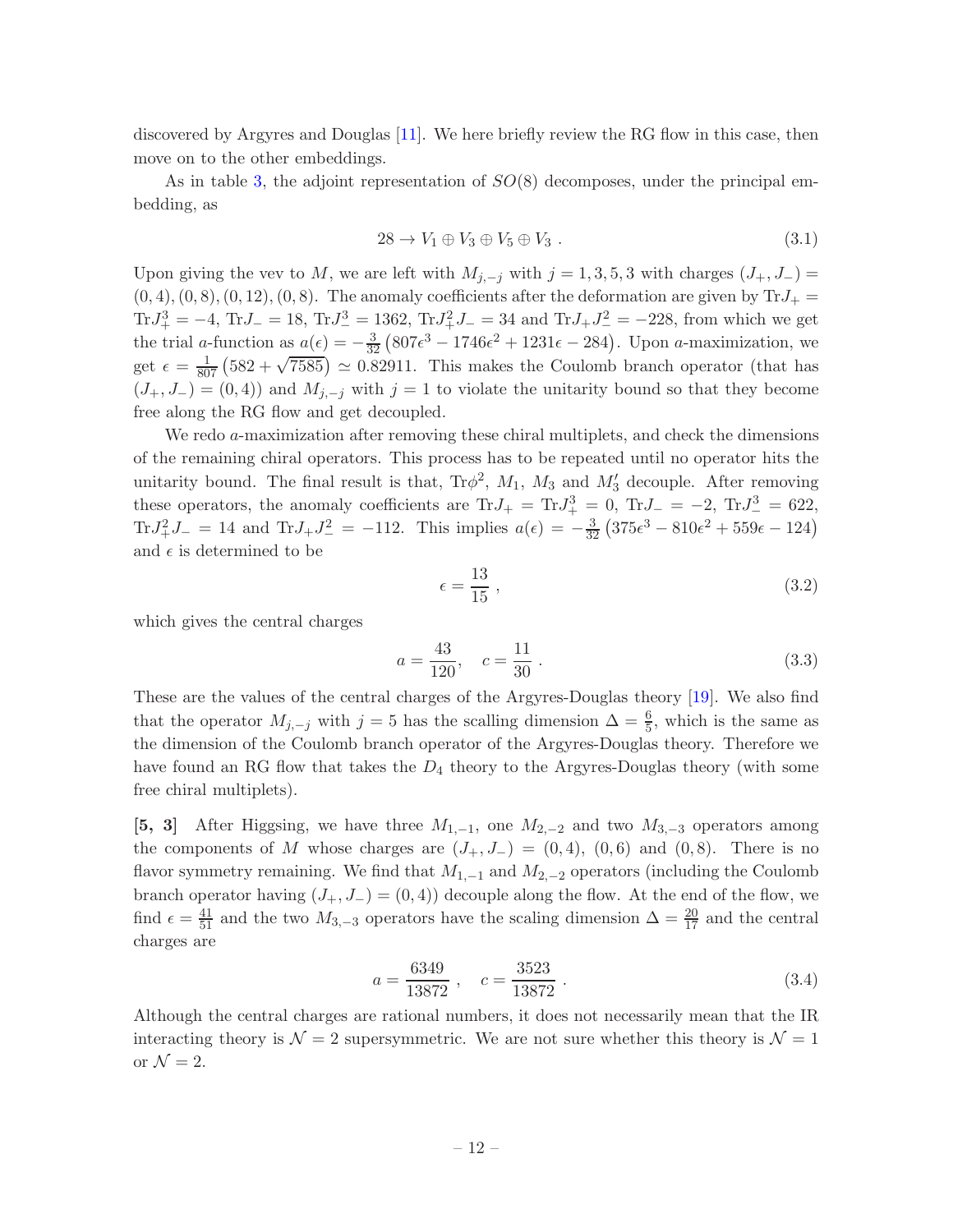discovered by Argyres and Douglas [11]. We here briefly review the RG flow in this case, then move on to the other embeddings.

As in table 3, the adjoint representation of $SO(8)$ decomposes, under the principal embedding, as

$$28 \to V_1 \oplus V_3 \oplus V_5 \oplus V_3 \ . \tag{3.1}$$

Upon giving the vev to $M$, we are left with $M_{j,-j}$ with $j = 1, 3, 5, 3$ with charges $(J_+, J_-) = (0,4), (0,8), (0,12), (0,8)$. The anomaly coefficients after the deformation are given by $\text{Tr}J_+ = \text{Tr}J_+^3 = -4$, $\text{Tr}J_- = 18$, $\text{Tr}J_-^3 = 1362$, $\text{Tr}J_+^2 J_- = 34$ and $\text{Tr}J_+ J_-^2 = -228$, from which we get the trial $a$-function as $a(\epsilon) = -\frac{3}{32}\left(807\epsilon^3 - 1746\epsilon^2 + 1231\epsilon - 284\right)$. Upon $a$-maximization, we get $\epsilon = \frac{1}{807}\left(582 + \sqrt{7585}\right) \simeq 0.82911$. This makes the Coulomb branch operator (that has $(J_+, J_-) = (0,4)$) and $M_{j,-j}$ with $j = 1$ to violate the unitarity bound so that they become free along the RG flow and get decoupled.

We redo $a$-maximization after removing these chiral multiplets, and check the dimensions of the remaining chiral operators. This process has to be repeated until no operator hits the unitarity bound. The final result is that, $\text{Tr}\phi^2$, $M_1$, $M_3$ and $M_3'$ decouple. After removing these operators, the anomaly coefficients are $\text{Tr}J_+ = \text{Tr}J_+^3 = 0$, $\text{Tr}J_- = -2$, $\text{Tr}J_-^3 = 622$, $\text{Tr}J_+^2 J_- = 14$ and $\text{Tr}J_+ J_-^2 = -112$. This implies $a(\epsilon) = -\frac{3}{32}\left(375\epsilon^3 - 810\epsilon^2 + 559\epsilon - 124\right)$ and $\epsilon$ is determined to be

$$\epsilon = \frac{13}{15} \ , \tag{3.2}$$

which gives the central charges

$$a = \frac{43}{120}, \quad c = \frac{11}{30} \ . \tag{3.3}$$

These are the values of the central charges of the Argyres-Douglas theory [19]. We also find that the operator $M_{j,-j}$ with $j = 5$ has the scalling dimension $\Delta = \frac{6}{5}$, which is the same as the dimension of the Coulomb branch operator of the Argyres-Douglas theory. Therefore we have found an RG flow that takes the $D_4$ theory to the Argyres-Douglas theory (with some free chiral multiplets).

**[5, 3]** After Higgsing, we have three $M_{1,-1}$, one $M_{2,-2}$ and two $M_{3,-3}$ operators among the components of $M$ whose charges are $(J_+, J_-) = (0,4)$, $(0,6)$ and $(0,8)$. There is no flavor symmetry remaining. We find that $M_{1,-1}$ and $M_{2,-2}$ operators (including the Coulomb branch operator having $(J_+, J_-) = (0,4)$) decouple along the flow. At the end of the flow, we find $\epsilon = \frac{41}{51}$ and the two $M_{3,-3}$ operators have the scaling dimension $\Delta = \frac{20}{17}$ and the central charges are

$$a = \frac{6349}{13872} \ , \quad c = \frac{3523}{13872} \ . \tag{3.4}$$

Although the central charges are rational numbers, it does not necessarily mean that the IR interacting theory is $\mathcal{N} = 2$ supersymmetric. We are not sure whether this theory is $\mathcal{N} = 1$ or $\mathcal{N} = 2$.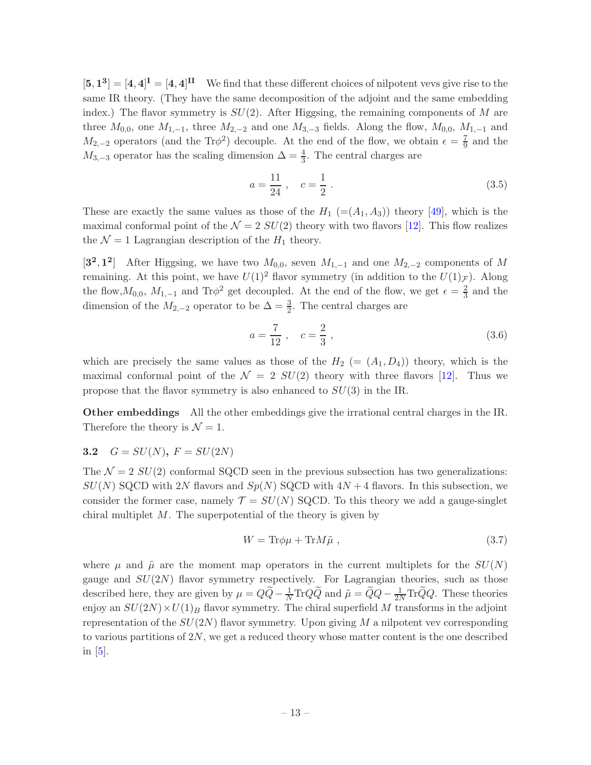$[\mathbf{5}, \mathbf{1}^\mathbf{3}] = [\mathbf{4}, \mathbf{4}]^\mathbf{I} = [\mathbf{4}, \mathbf{4}]^\mathbf{II}$ We find that these different choices of nilpotent vevs give rise to the same IR theory. (They have the same decomposition of the adjoint and the same embedding index.) The flavor symmetry is $SU(2)$. After Higgsing, the remaining components of $M$ are three $M_{0,0}$, one $M_{1,-1}$, three $M_{2,-2}$ and one $M_{3,-3}$ fields. Along the flow, $M_{0,0}$, $M_{1,-1}$ and $M_{2,-2}$ operators (and the $\text{Tr}\phi^2$) decouple. At the end of the flow, we obtain $\epsilon = \frac{7}{9}$ and the $M_{3,-3}$ operator has the scaling dimension $\Delta = \frac{4}{3}$. The central charges are

$$a = \frac{11}{24}\ , \quad c = \frac{1}{2}\ . \tag{3.5}$$

These are exactly the same values as those of the $H_1$ (=$(A_1, A_3)$) theory [49], which is the maximal conformal point of the $\mathcal{N} = 2$ $SU(2)$ theory with two flavors [12]. This flow realizes the $\mathcal{N} = 1$ Lagrangian description of the $H_1$ theory.

$[\mathbf{3}^\mathbf{2}, \mathbf{1}^\mathbf{2}]$ After Higgsing, we have two $M_{0,0}$, seven $M_{1,-1}$ and one $M_{2,-2}$ components of $M$ remaining. At this point, we have $U(1)^2$ flavor symmetry (in addition to the $U(1)_\mathcal{F}$). Along the flow,$M_{0,0}$, $M_{1,-1}$ and $\text{Tr}\phi^2$ get decoupled. At the end of the flow, we get $\epsilon = \frac{2}{3}$ and the dimension of the $M_{2,-2}$ operator to be $\Delta = \frac{3}{2}$. The central charges are

$$a = \frac{7}{12}\ , \quad c = \frac{2}{3}\ , \tag{3.6}$$

which are precisely the same values as those of the $H_2$ $(= (A_1, D_4))$ theory, which is the maximal conformal point of the $\mathcal{N} = 2$ $SU(2)$ theory with three flavors [12]. Thus we propose that the flavor symmetry is also enhanced to $SU(3)$ in the IR.

**Other embeddings** All the other embeddings give the irrational central charges in the IR. Therefore the theory is $\mathcal{N} = 1$.

### 3.2 $G = SU(N)$, $F = SU(2N)$

The $\mathcal{N} = 2$ $SU(2)$ conformal SQCD seen in the previous subsection has two generalizations: $SU(N)$ SQCD with $2N$ flavors and $Sp(N)$ SQCD with $4N + 4$ flavors. In this subsection, we consider the former case, namely $\mathcal{T} = SU(N)$ SQCD. To this theory we add a gauge-singlet chiral multiplet $M$. The superpotential of the theory is given by

$$W = \text{Tr}\phi\mu + \text{Tr}M\tilde{\mu}\ , \tag{3.7}$$

where $\mu$ and $\tilde{\mu}$ are the moment map operators in the current multiplets for the $SU(N)$ gauge and $SU(2N)$ flavor symmetry respectively. For Lagrangian theories, such as those described here, they are given by $\mu = Q\widetilde{Q} - \frac{1}{N}\text{Tr}Q\widetilde{Q}$ and $\tilde{\mu} = \widetilde{Q}Q - \frac{1}{2N}\text{Tr}\widetilde{Q}Q$. These theories enjoy an $SU(2N) \times U(1)_B$ flavor symmetry. The chiral superfield $M$ transforms in the adjoint representation of the $SU(2N)$ flavor symmetry. Upon giving $M$ a nilpotent vev corresponding to various partitions of $2N$, we get a reduced theory whose matter content is the one described in [5].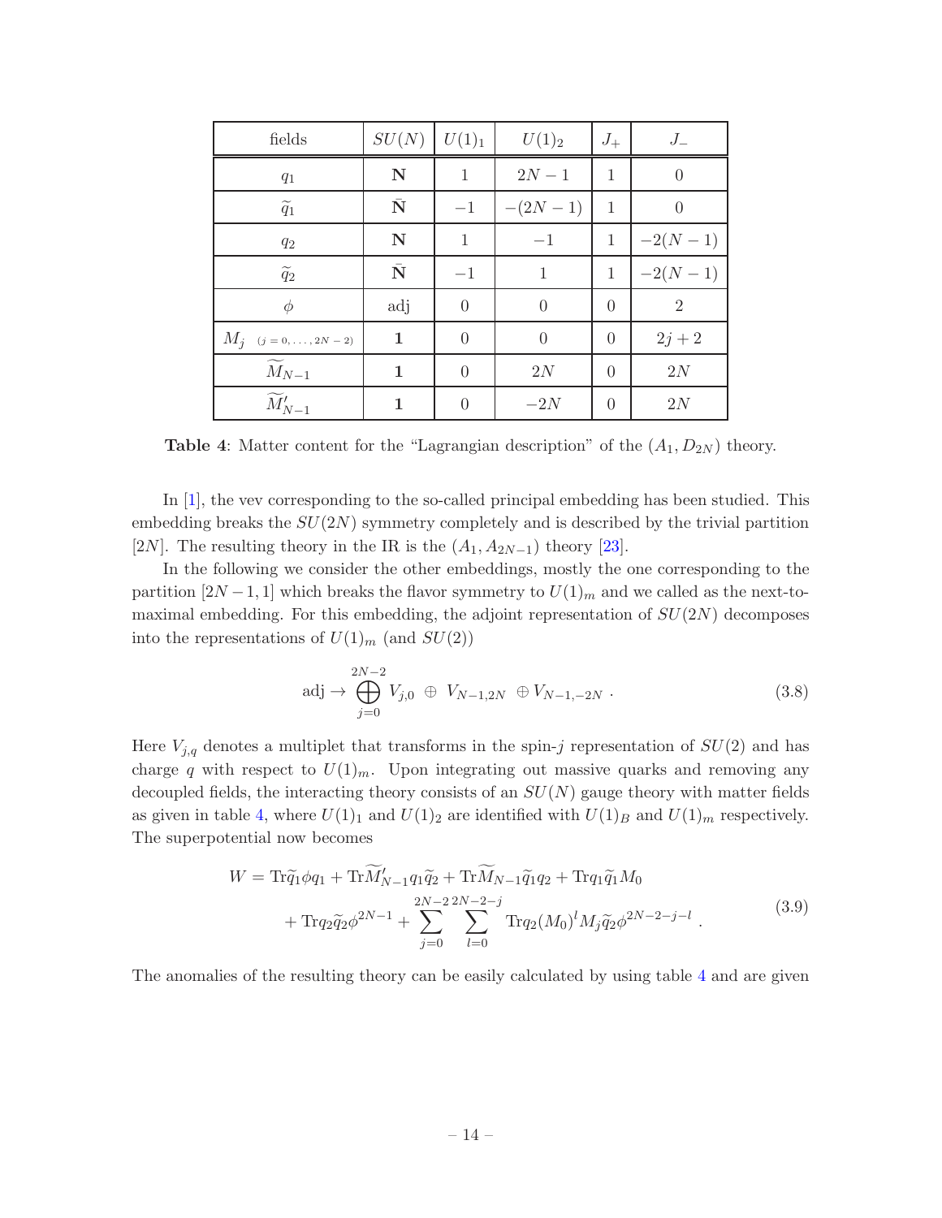| fields | $SU(N)$ | $U(1)_1$ | $U(1)_2$ | $J_+$ | $J_-$ |
|---|---|---|---|---|---|
| $q_1$ | $\mathbf{N}$ | $1$ | $2N-1$ | $1$ | $0$ |
| $\widetilde{q}_1$ | $\bar{\mathbf{N}}$ | $-1$ | $-(2N-1)$ | $1$ | $0$ |
| $q_2$ | $\mathbf{N}$ | $1$ | $-1$ | $1$ | $-2(N-1)$ |
| $\widetilde{q}_2$ | $\bar{\mathbf{N}}$ | $-1$ | $1$ | $1$ | $-2(N-1)$ |
| $\phi$ | adj | $0$ | $0$ | $0$ | $2$ |
| $M_j \ {\scriptstyle (j=0,\ldots,2N-2)}$ | $\mathbf{1}$ | $0$ | $0$ | $0$ | $2j+2$ |
| $\widetilde{M}_{N-1}$ | $\mathbf{1}$ | $0$ | $2N$ | $0$ | $2N$ |
| $\widetilde{M}'_{N-1}$ | $\mathbf{1}$ | $0$ | $-2N$ | $0$ | $2N$ |

**Table 4**: Matter content for the "Lagrangian description" of the $(A_1, D_{2N})$ theory.

In [1], the vev corresponding to the so-called principal embedding has been studied. This embedding breaks the $SU(2N)$ symmetry completely and is described by the trivial partition $[2N]$. The resulting theory in the IR is the $(A_1, A_{2N-1})$ theory [23].

In the following we consider the other embeddings, mostly the one corresponding to the partition $[2N-1, 1]$ which breaks the flavor symmetry to $U(1)_m$ and we called as the next-to-maximal embedding. For this embedding, the adjoint representation of $SU(2N)$ decomposes into the representations of $U(1)_m$ (and $SU(2)$)

$$
\text{adj} \to \bigoplus_{j=0}^{2N-2} V_{j,0} \ \oplus \ V_{N-1,2N} \ \oplus V_{N-1,-2N} \ . \tag{3.8}
$$

Here $V_{j,q}$ denotes a multiplet that transforms in the spin-$j$ representation of $SU(2)$ and has charge $q$ with respect to $U(1)_m$. Upon integrating out massive quarks and removing any decoupled fields, the interacting theory consists of an $SU(N)$ gauge theory with matter fields as given in table 4, where $U(1)_1$ and $U(1)_2$ are identified with $U(1)_B$ and $U(1)_m$ respectively. The superpotential now becomes

$$
\begin{aligned}
W = \ & \mathrm{Tr}\widetilde{q}_1\phi q_1 + \mathrm{Tr}\widetilde{M}'_{N-1}q_1\widetilde{q}_2 + \mathrm{Tr}\widetilde{M}_{N-1}\widetilde{q}_1 q_2 + \mathrm{Tr}q_1\widetilde{q}_1 M_0 \\
& + \mathrm{Tr}q_2\widetilde{q}_2\phi^{2N-1} + \sum_{j=0}^{2N-2}\sum_{l=0}^{2N-2-j} \mathrm{Tr}q_2(M_0)^l M_j \widetilde{q}_2\phi^{2N-2-j-l} \ .
\end{aligned} \tag{3.9}
$$

The anomalies of the resulting theory can be easily calculated by using table 4 and are given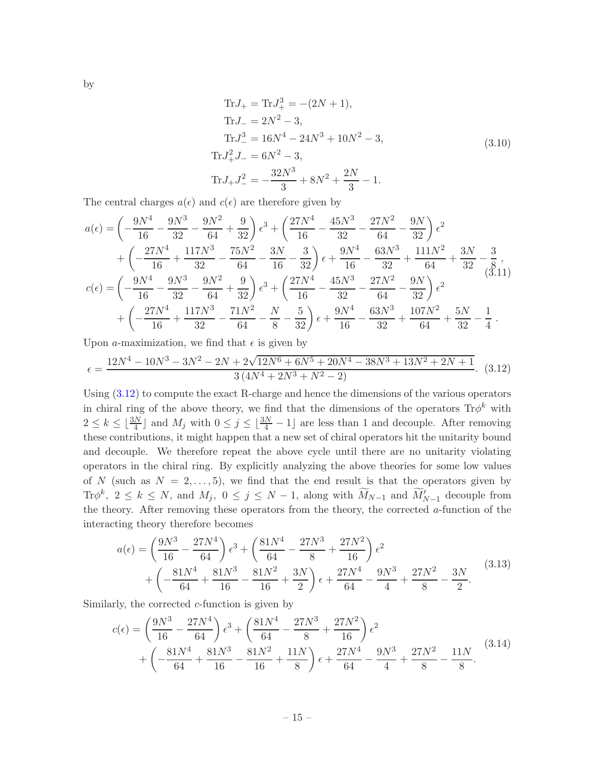by

$$
\begin{aligned}
\mathrm{Tr} J_+ = \mathrm{Tr} J_+^3 &= -(2N+1), \\
\mathrm{Tr} J_- &= 2N^2 - 3, \\
\mathrm{Tr} J_-^3 &= 16N^4 - 24N^3 + 10N^2 - 3, \\
\mathrm{Tr} J_+^2 J_- &= 6N^2 - 3, \\
\mathrm{Tr} J_+ J_-^2 &= -\frac{32N^3}{3} + 8N^2 + \frac{2N}{3} - 1.
\end{aligned}
\tag{3.10}
$$

The central charges $a(\epsilon)$ and $c(\epsilon)$ are therefore given by

$$
\begin{aligned}
a(\epsilon) =& \left(-\frac{9N^4}{16} - \frac{9N^3}{32} - \frac{9N^2}{64} + \frac{9}{32}\right)\epsilon^3 + \left(\frac{27N^4}{16} - \frac{45N^3}{32} - \frac{27N^2}{64} - \frac{9N}{32}\right)\epsilon^2 \\
&+ \left(-\frac{27N^4}{16} + \frac{117N^3}{32} - \frac{75N^2}{64} - \frac{3N}{16} - \frac{3}{32}\right)\epsilon + \frac{9N^4}{16} - \frac{63N^3}{32} + \frac{111N^2}{64} + \frac{3N}{32} - \frac{3}{8}, \\
c(\epsilon) =& \left(-\frac{9N^4}{16} - \frac{9N^3}{32} - \frac{9N^2}{64} + \frac{9}{32}\right)\epsilon^3 + \left(\frac{27N^4}{16} - \frac{45N^3}{32} - \frac{27N^2}{64} - \frac{9N}{32}\right)\epsilon^2 \\
&+ \left(-\frac{27N^4}{16} + \frac{117N^3}{32} - \frac{71N^2}{64} - \frac{N}{8} - \frac{5}{32}\right)\epsilon + \frac{9N^4}{16} - \frac{63N^3}{32} + \frac{107N^2}{64} + \frac{5N}{32} - \frac{1}{4}.
\end{aligned}
\tag{3.11}
$$

Upon $a$-maximization, we find that $\epsilon$ is given by

$$
\epsilon = \frac{12N^4 - 10N^3 - 3N^2 - 2N + 2\sqrt{12N^6 + 6N^5 + 20N^4 - 38N^3 + 13N^2 + 2N + 1}}{3\left(4N^4 + 2N^3 + N^2 - 2\right)}. \tag{3.12}
$$

Using (3.12) to compute the exact R-charge and hence the dimensions of the various operators in chiral ring of the above theory, we find that the dimensions of the operators $\mathrm{Tr}\phi^k$ with $2 \le k \le \lfloor \frac{3N}{4} \rfloor$ and $M_j$ with $0 \le j \le \lfloor \frac{3N}{4} - 1 \rfloor$ are less than 1 and decouple. After removing these contributions, it might happen that a new set of chiral operators hit the unitarity bound and decouple. We therefore repeat the above cycle until there are no unitarity violating operators in the chiral ring. By explicitly analyzing the above theories for some low values of $N$ (such as $N = 2, \ldots, 5$), we find that the end result is that the operators given by $\mathrm{Tr}\phi^k$, $2 \le k \le N$, and $M_j$, $0 \le j \le N-1$, along with $\widetilde{M}_{N-1}$ and $\widetilde{M}'_{N-1}$ decouple from the theory. After removing these operators from the theory, the corrected $a$-function of the interacting theory therefore becomes

$$
\begin{aligned}
a(\epsilon) =& \left(\frac{9N^3}{16} - \frac{27N^4}{64}\right)\epsilon^3 + \left(\frac{81N^4}{64} - \frac{27N^3}{8} + \frac{27N^2}{16}\right)\epsilon^2 \\
&+ \left(-\frac{81N^4}{64} + \frac{81N^3}{16} - \frac{81N^2}{16} + \frac{3N}{2}\right)\epsilon + \frac{27N^4}{64} - \frac{9N^3}{4} + \frac{27N^2}{8} - \frac{3N}{2}.
\end{aligned}
\tag{3.13}
$$

Similarly, the corrected $c$-function is given by

$$
\begin{aligned}
c(\epsilon) =& \left(\frac{9N^3}{16} - \frac{27N^4}{64}\right)\epsilon^3 + \left(\frac{81N^4}{64} - \frac{27N^3}{8} + \frac{27N^2}{16}\right)\epsilon^2 \\
&+ \left(-\frac{81N^4}{64} + \frac{81N^3}{16} - \frac{81N^2}{16} + \frac{11N}{8}\right)\epsilon + \frac{27N^4}{64} - \frac{9N^3}{4} + \frac{27N^2}{8} - \frac{11N}{8}.
\end{aligned}
\tag{3.14}
$$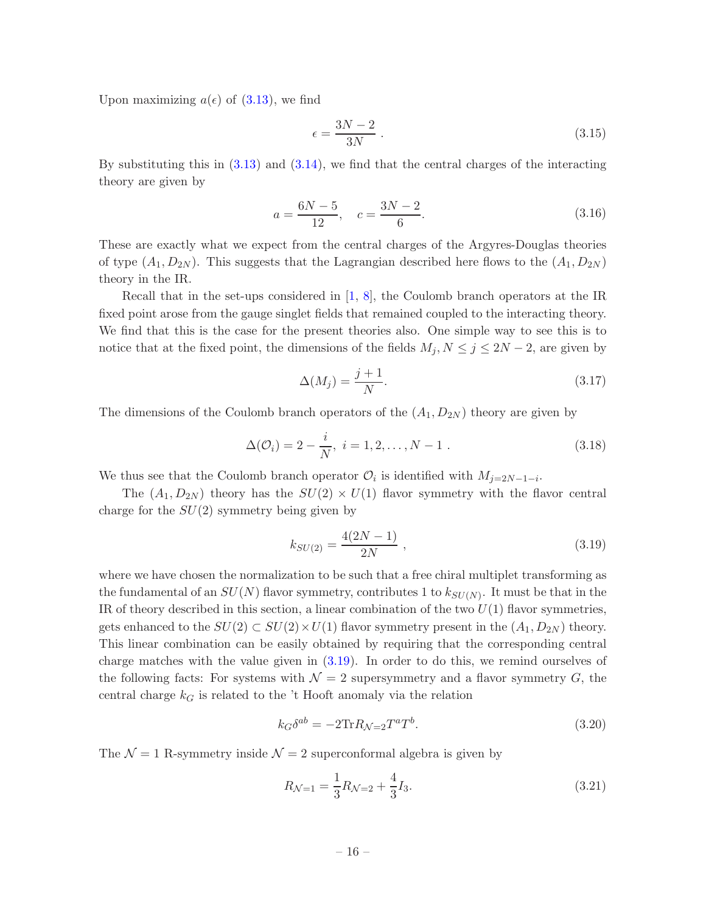Upon maximizing $a(\epsilon)$ of (3.13), we find

$$\epsilon = \frac{3N-2}{3N} . \tag{3.15}$$

By substituting this in (3.13) and (3.14), we find that the central charges of the interacting theory are given by

$$a = \frac{6N-5}{12}, \quad c = \frac{3N-2}{6}. \tag{3.16}$$

These are exactly what we expect from the central charges of the Argyres-Douglas theories of type $(A_1, D_{2N})$. This suggests that the Lagrangian described here flows to the $(A_1, D_{2N})$ theory in the IR.

Recall that in the set-ups considered in [1, 8], the Coulomb branch operators at the IR fixed point arose from the gauge singlet fields that remained coupled to the interacting theory. We find that this is the case for the present theories also. One simple way to see this is to notice that at the fixed point, the dimensions of the fields $M_j$, $N \leq j \leq 2N-2$, are given by

$$\Delta(M_j) = \frac{j+1}{N}. \tag{3.17}$$

The dimensions of the Coulomb branch operators of the $(A_1, D_{2N})$ theory are given by

$$\Delta(\mathcal{O}_i) = 2 - \frac{i}{N}, \; i = 1, 2, \ldots, N-1 . \tag{3.18}$$

We thus see that the Coulomb branch operator $\mathcal{O}_i$ is identified with $M_{j=2N-1-i}$.

The $(A_1, D_{2N})$ theory has the $SU(2) \times U(1)$ flavor symmetry with the flavor central charge for the $SU(2)$ symmetry being given by

$$k_{SU(2)} = \frac{4(2N-1)}{2N} , \tag{3.19}$$

where we have chosen the normalization to be such that a free chiral multiplet transforming as the fundamental of an $SU(N)$ flavor symmetry, contributes 1 to $k_{SU(N)}$. It must be that in the IR of theory described in this section, a linear combination of the two $U(1)$ flavor symmetries, gets enhanced to the $SU(2) \subset SU(2) \times U(1)$ flavor symmetry present in the $(A_1, D_{2N})$ theory. This linear combination can be easily obtained by requiring that the corresponding central charge matches with the value given in (3.19). In order to do this, we remind ourselves of the following facts: For systems with $\mathcal{N}=2$ supersymmetry and a flavor symmetry $G$, the central charge $k_G$ is related to the 't Hooft anomaly via the relation

$$k_G \delta^{ab} = -2 \text{Tr} R_{\mathcal{N}=2} T^a T^b. \tag{3.20}$$

The $\mathcal{N}=1$ R-symmetry inside $\mathcal{N}=2$ superconformal algebra is given by

$$R_{\mathcal{N}=1} = \frac{1}{3} R_{\mathcal{N}=2} + \frac{4}{3} I_3. \tag{3.21}$$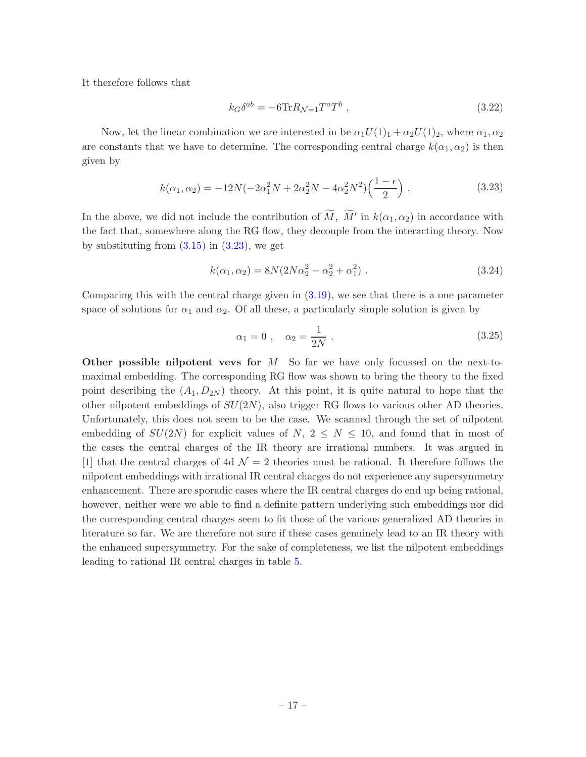It therefore follows that

$$k_G \delta^{ab} = -6 \text{Tr} R_{\mathcal{N}=1} T^a T^b \ , \tag{3.22}$$

Now, let the linear combination we are interested in be $\alpha_1 U(1)_1 + \alpha_2 U(1)_2$, where $\alpha_1, \alpha_2$ are constants that we have to determine. The corresponding central charge $k(\alpha_1, \alpha_2)$ is then given by

$$k(\alpha_1, \alpha_2) = -12N(-2\alpha_1^2 N + 2\alpha_2^2 N - 4\alpha_2^2 N^2)\Big(\frac{1-\epsilon}{2}\Big) \ . \tag{3.23}$$

In the above, we did not include the contribution of $\widetilde{M}, \ \widetilde{M}'$ in $k(\alpha_1, \alpha_2)$ in accordance with the fact that, somewhere along the RG flow, they decouple from the interacting theory. Now by substituting from (3.15) in (3.23), we get

$$k(\alpha_1, \alpha_2) = 8N(2N\alpha_2^2 - \alpha_2^2 + \alpha_1^2) \ . \tag{3.24}$$

Comparing this with the central charge given in (3.19), we see that there is a one-parameter space of solutions for $\alpha_1$ and $\alpha_2$. Of all these, a particularly simple solution is given by

$$\alpha_1 = 0 \ , \quad \alpha_2 = \frac{1}{2N} \ . \tag{3.25}$$

**Other possible nilpotent vevs for $M$** So far we have only focussed on the next-to-maximal embedding. The corresponding RG flow was shown to bring the theory to the fixed point describing the $(A_1, D_{2N})$ theory. At this point, it is quite natural to hope that the other nilpotent embeddings of $SU(2N)$, also trigger RG flows to various other AD theories. Unfortunately, this does not seem to be the case. We scanned through the set of nilpotent embedding of $SU(2N)$ for explicit values of $N$, $2 \leq N \leq 10$, and found that in most of the cases the central charges of the IR theory are irrational numbers. It was argued in [1] that the central charges of 4d $\mathcal{N}=2$ theories must be rational. It therefore follows the nilpotent embeddings with irrational IR central charges do not experience any supersymmetry enhancement. There are sporadic cases where the IR central charges do end up being rational, however, neither were we able to find a definite pattern underlying such embeddings nor did the corresponding central charges seem to fit those of the various generalized AD theories in literature so far. We are therefore not sure if these cases genuinely lead to an IR theory with the enhanced supersymmetry. For the sake of completeness, we list the nilpotent embeddings leading to rational IR central charges in table 5.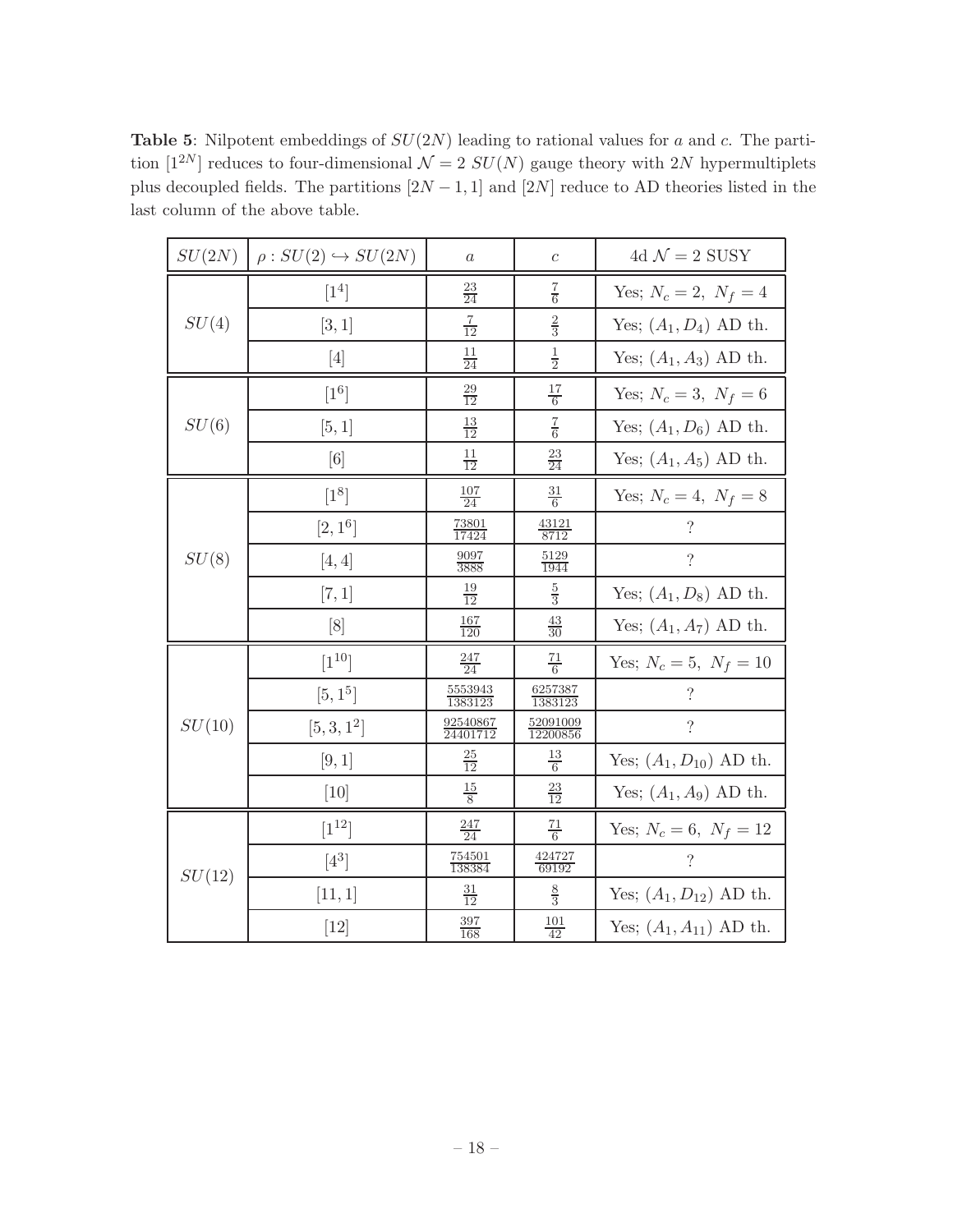**Table 5**: Nilpotent embeddings of $SU(2N)$ leading to rational values for $a$ and $c$. The partition $[1^{2N}]$ reduces to four-dimensional $\mathcal{N}=2$ $SU(N)$ gauge theory with $2N$ hypermultiplets plus decoupled fields. The partitions $[2N-1,1]$ and $[2N]$ reduce to AD theories listed in the last column of the above table.

| $SU(2N)$ | $\rho : SU(2) \hookrightarrow SU(2N)$ | $a$ | $c$ | 4d $\mathcal{N}=2$ SUSY |
|---|---|---|---|---|
| $SU(4)$ | $[1^4]$ | $\frac{23}{24}$ | $\frac{7}{6}$ | Yes; $N_c = 2,\ N_f = 4$ |
| | $[3,1]$ | $\frac{7}{12}$ | $\frac{2}{3}$ | Yes; $(A_1, D_4)$ AD th. |
| | $[4]$ | $\frac{11}{24}$ | $\frac{1}{2}$ | Yes; $(A_1, A_3)$ AD th. |
| $SU(6)$ | $[1^6]$ | $\frac{29}{12}$ | $\frac{17}{6}$ | Yes; $N_c = 3,\ N_f = 6$ |
| | $[5,1]$ | $\frac{13}{12}$ | $\frac{7}{6}$ | Yes; $(A_1, D_6)$ AD th. |
| | $[6]$ | $\frac{11}{12}$ | $\frac{23}{24}$ | Yes; $(A_1, A_5)$ AD th. |
| $SU(8)$ | $[1^8]$ | $\frac{107}{24}$ | $\frac{31}{6}$ | Yes; $N_c = 4,\ N_f = 8$ |
| | $[2,1^6]$ | $\frac{73801}{17424}$ | $\frac{43121}{8712}$ | ? |
| | $[4,4]$ | $\frac{9097}{3888}$ | $\frac{5129}{1944}$ | ? |
| | $[7,1]$ | $\frac{19}{12}$ | $\frac{5}{3}$ | Yes; $(A_1, D_8)$ AD th. |
| | $[8]$ | $\frac{167}{120}$ | $\frac{43}{30}$ | Yes; $(A_1, A_7)$ AD th. |
| $SU(10)$ | $[1^{10}]$ | $\frac{247}{24}$ | $\frac{71}{6}$ | Yes; $N_c = 5,\ N_f = 10$ |
| | $[5,1^5]$ | $\frac{5553943}{1383123}$ | $\frac{6257387}{1383123}$ | ? |
| | $[5,3,1^2]$ | $\frac{92540867}{24401712}$ | $\frac{52091009}{12200856}$ | ? |
| | $[9,1]$ | $\frac{25}{12}$ | $\frac{13}{6}$ | Yes; $(A_1, D_{10})$ AD th. |
| | $[10]$ | $\frac{15}{8}$ | $\frac{23}{12}$ | Yes; $(A_1, A_9)$ AD th. |
| $SU(12)$ | $[1^{12}]$ | $\frac{247}{24}$ | $\frac{71}{6}$ | Yes; $N_c = 6,\ N_f = 12$ |
| | $[4^3]$ | $\frac{754501}{138384}$ | $\frac{424727}{69192}$ | ? |
| | $[11,1]$ | $\frac{31}{12}$ | $\frac{8}{3}$ | Yes; $(A_1, D_{12})$ AD th. |
| | $[12]$ | $\frac{397}{168}$ | $\frac{101}{42}$ | Yes; $(A_1, A_{11})$ AD th. |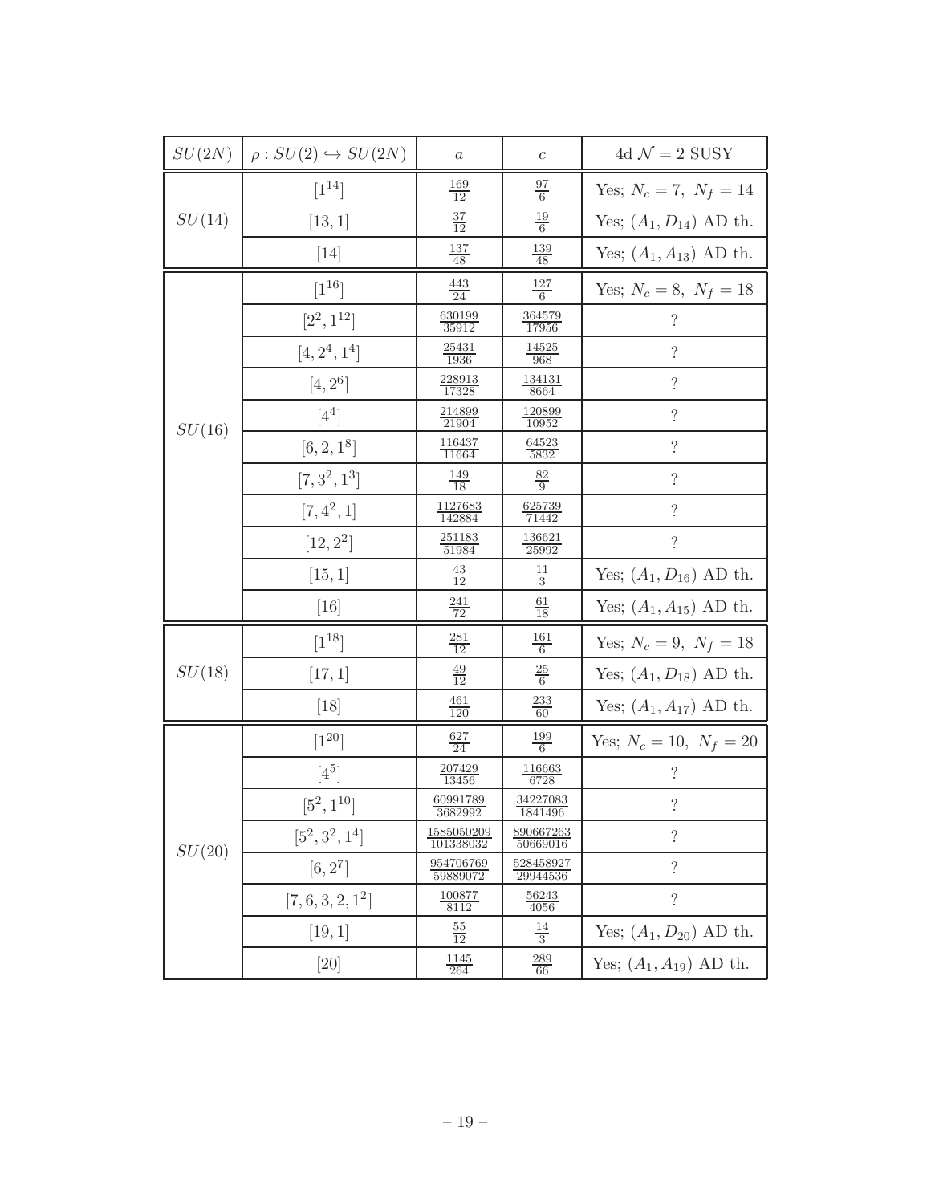| $SU(2N)$ | $\rho : SU(2) \hookrightarrow SU(2N)$ | $a$ | $c$ | 4d $\mathcal{N}=2$ SUSY |
|---|---|---|---|---|
| $SU(14)$ | $[1^{14}]$ | $\frac{169}{12}$ | $\frac{97}{6}$ | Yes; $N_c = 7,\ N_f = 14$ |
| | $[13, 1]$ | $\frac{37}{12}$ | $\frac{19}{6}$ | Yes; $(A_1, D_{14})$ AD th. |
| | $[14]$ | $\frac{137}{48}$ | $\frac{139}{48}$ | Yes; $(A_1, A_{13})$ AD th. |
| $SU(16)$ | $[1^{16}]$ | $\frac{443}{24}$ | $\frac{127}{6}$ | Yes; $N_c = 8,\ N_f = 18$ |
| | $[2^2, 1^{12}]$ | $\frac{630199}{35912}$ | $\frac{364579}{17956}$ | ? |
| | $[4, 2^4, 1^4]$ | $\frac{25431}{1936}$ | $\frac{14525}{968}$ | ? |
| | $[4, 2^6]$ | $\frac{228913}{17328}$ | $\frac{134131}{8664}$ | ? |
| | $[4^4]$ | $\frac{214899}{21904}$ | $\frac{120899}{10952}$ | ? |
| | $[6, 2, 1^8]$ | $\frac{116437}{11664}$ | $\frac{64523}{5832}$ | ? |
| | $[7, 3^2, 1^3]$ | $\frac{149}{18}$ | $\frac{82}{9}$ | ? |
| | $[7, 4^2, 1]$ | $\frac{1127683}{142884}$ | $\frac{625739}{71442}$ | ? |
| | $[12, 2^2]$ | $\frac{251183}{51984}$ | $\frac{136621}{25992}$ | ? |
| | $[15, 1]$ | $\frac{43}{12}$ | $\frac{11}{3}$ | Yes; $(A_1, D_{16})$ AD th. |
| | $[16]$ | $\frac{241}{72}$ | $\frac{61}{18}$ | Yes; $(A_1, A_{15})$ AD th. |
| $SU(18)$ | $[1^{18}]$ | $\frac{281}{12}$ | $\frac{161}{6}$ | Yes; $N_c = 9,\ N_f = 18$ |
| | $[17, 1]$ | $\frac{49}{12}$ | $\frac{25}{6}$ | Yes; $(A_1, D_{18})$ AD th. |
| | $[18]$ | $\frac{461}{120}$ | $\frac{233}{60}$ | Yes; $(A_1, A_{17})$ AD th. |
| $SU(20)$ | $[1^{20}]$ | $\frac{627}{24}$ | $\frac{199}{6}$ | Yes; $N_c = 10,\ N_f = 20$ |
| | $[4^5]$ | $\frac{207429}{13456}$ | $\frac{116663}{6728}$ | ? |
| | $[5^2, 1^{10}]$ | $\frac{60991789}{3682992}$ | $\frac{34227083}{1841496}$ | ? |
| | $[5^2, 3^2, 1^4]$ | $\frac{1585050209}{101338032}$ | $\frac{890667263}{50669016}$ | ? |
| | $[6, 2^7]$ | $\frac{954706769}{59889072}$ | $\frac{528458927}{29944536}$ | ? |
| | $[7, 6, 3, 2, 1^2]$ | $\frac{100877}{8112}$ | $\frac{56243}{4056}$ | ? |
| | $[19, 1]$ | $\frac{55}{12}$ | $\frac{14}{3}$ | Yes; $(A_1, D_{20})$ AD th. |
| | $[20]$ | $\frac{1145}{264}$ | $\frac{289}{66}$ | Yes; $(A_1, A_{19})$ AD th. |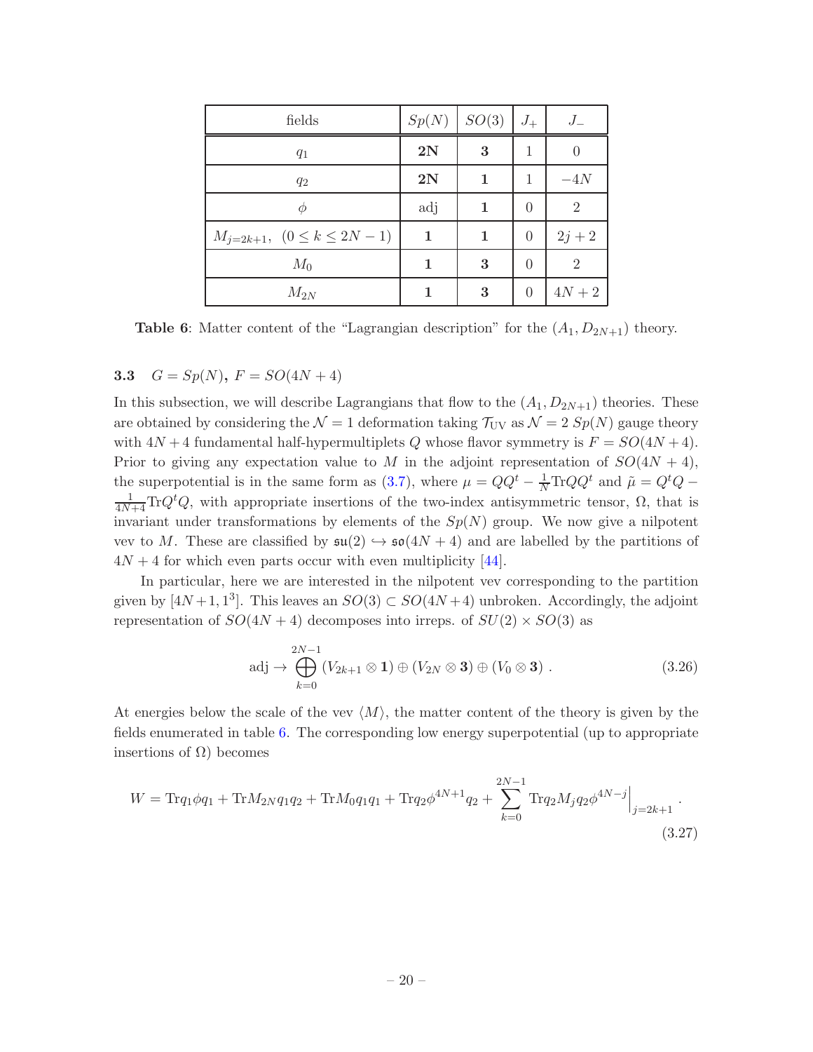| fields | $Sp(N)$ | $SO(3)$ | $J_+$ | $J_-$ |
|---|---|---|---|---|
| $q_1$ | $\mathbf{2N}$ | $\mathbf{3}$ | 1 | 0 |
| $q_2$ | $\mathbf{2N}$ | $\mathbf{1}$ | 1 | $-4N$ |
| $\phi$ | adj | $\mathbf{1}$ | 0 | 2 |
| $M_{j=2k+1}, \quad (0 \leq k \leq 2N-1)$ | $\mathbf{1}$ | $\mathbf{1}$ | 0 | $2j+2$ |
| $M_0$ | $\mathbf{1}$ | $\mathbf{3}$ | 0 | 2 |
| $M_{2N}$ | $\mathbf{1}$ | $\mathbf{3}$ | 0 | $4N+2$ |

**Table 6**: Matter content of the "Lagrangian description" for the $(A_1, D_{2N+1})$ theory.

### 3.3 $G = Sp(N)$, $F = SO(4N+4)$

In this subsection, we will describe Lagrangians that flow to the $(A_1, D_{2N+1})$ theories. These are obtained by considering the $\mathcal{N}=1$ deformation taking $\mathcal{T}_{\text{UV}}$ as $\mathcal{N}=2$ $Sp(N)$ gauge theory with $4N+4$ fundamental half-hypermultiplets $Q$ whose flavor symmetry is $F = SO(4N+4)$. Prior to giving any expectation value to $M$ in the adjoint representation of $SO(4N+4)$, the superpotential is in the same form as (3.7), where $\mu = QQ^t - \frac{1}{N}\text{Tr}QQ^t$ and $\tilde{\mu} = Q^tQ - \frac{1}{4N+4}\text{Tr}Q^tQ$, with appropriate insertions of the two-index antisymmetric tensor, $\Omega$, that is invariant under transformations by elements of the $Sp(N)$ group. We now give a nilpotent vev to $M$. These are classified by $\mathfrak{su}(2) \hookrightarrow \mathfrak{so}(4N+4)$ and are labelled by the partitions of $4N+4$ for which even parts occur with even multiplicity [44].

In particular, here we are interested in the nilpotent vev corresponding to the partition given by $[4N+1, 1^3]$. This leaves an $SO(3) \subset SO(4N+4)$ unbroken. Accordingly, the adjoint representation of $SO(4N+4)$ decomposes into irreps. of $SU(2) \times SO(3)$ as

$$
\text{adj} \to \bigoplus_{k=0}^{2N-1} (V_{2k+1} \otimes \mathbf{1}) \oplus (V_{2N} \otimes \mathbf{3}) \oplus (V_0 \otimes \mathbf{3}) \ . \tag{3.26}
$$

At energies below the scale of the vev $\langle M \rangle$, the matter content of the theory is given by the fields enumerated in table 6. The corresponding low energy superpotential (up to appropriate insertions of $\Omega$) becomes

$$
W = \text{Tr}q_1\phi q_1 + \text{Tr}M_{2N}q_1q_2 + \text{Tr}M_0q_1q_1 + \text{Tr}q_2\phi^{4N+1}q_2 + \sum_{k=0}^{2N-1} \text{Tr}q_2M_jq_2\phi^{4N-j}\Big|_{j=2k+1} \ . \tag{3.27}
$$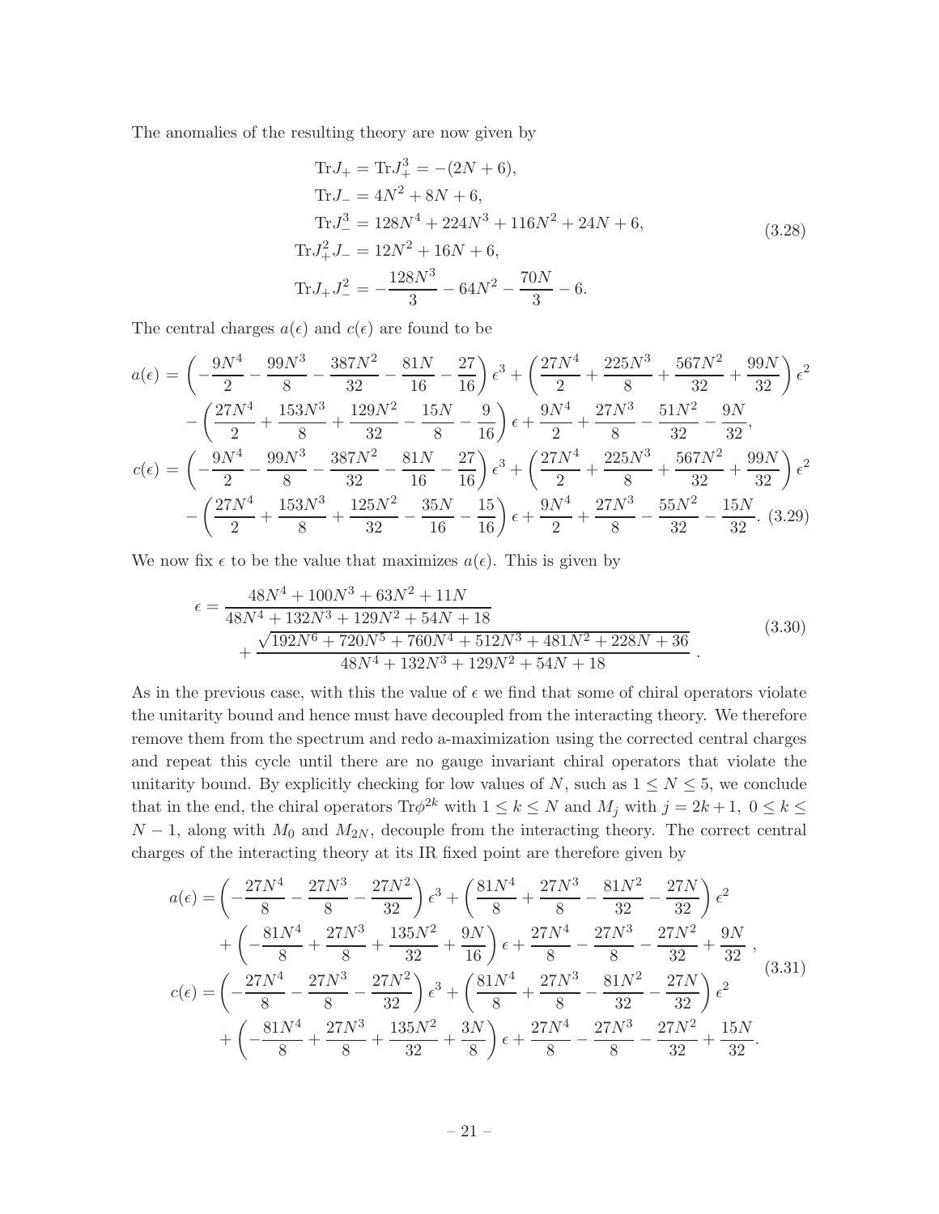The anomalies of the resulting theory are now given by

$$
\begin{aligned}
\mathrm{Tr}J_+ &= \mathrm{Tr}J_+^3 = -(2N+6), \\
\mathrm{Tr}J_- &= 4N^2 + 8N + 6, \\
\mathrm{Tr}J_-^3 &= 128N^4 + 224N^3 + 116N^2 + 24N + 6, \\
\mathrm{Tr}J_+^2 J_- &= 12N^2 + 16N + 6, \\
\mathrm{Tr}J_+ J_-^2 &= -\frac{128N^3}{3} - 64N^2 - \frac{70N}{3} - 6.
\end{aligned}
\tag{3.28}
$$

The central charges $a(\epsilon)$ and $c(\epsilon)$ are found to be

$$
\begin{aligned}
a(\epsilon) &= \left(-\frac{9N^4}{2} - \frac{99N^3}{8} - \frac{387N^2}{32} - \frac{81N}{16} - \frac{27}{16}\right)\epsilon^3 + \left(\frac{27N^4}{2} + \frac{225N^3}{8} + \frac{567N^2}{32} + \frac{99N}{32}\right)\epsilon^2 \\
&\quad - \left(\frac{27N^4}{2} + \frac{153N^3}{8} + \frac{129N^2}{32} - \frac{15N}{8} - \frac{9}{16}\right)\epsilon + \frac{9N^4}{2} + \frac{27N^3}{8} - \frac{51N^2}{32} - \frac{9N}{32}, \\
c(\epsilon) &= \left(-\frac{9N^4}{2} - \frac{99N^3}{8} - \frac{387N^2}{32} - \frac{81N}{16} - \frac{27}{16}\right)\epsilon^3 + \left(\frac{27N^4}{2} + \frac{225N^3}{8} + \frac{567N^2}{32} + \frac{99N}{32}\right)\epsilon^2 \\
&\quad - \left(\frac{27N^4}{2} + \frac{153N^3}{8} + \frac{125N^2}{32} - \frac{35N}{16} - \frac{15}{16}\right)\epsilon + \frac{9N^4}{2} + \frac{27N^3}{8} - \frac{55N^2}{32} - \frac{15N}{32}.
\end{aligned}
\tag{3.29}
$$

We now fix $\epsilon$ to be the value that maximizes $a(\epsilon)$. This is given by

$$
\begin{aligned}
\epsilon &= \frac{48N^4 + 100N^3 + 63N^2 + 11N}{48N^4 + 132N^3 + 129N^2 + 54N + 18} \\
&\quad + \frac{\sqrt{192N^6 + 720N^5 + 760N^4 + 512N^3 + 481N^2 + 228N + 36}}{48N^4 + 132N^3 + 129N^2 + 54N + 18}.
\end{aligned}
\tag{3.30}
$$

As in the previous case, with this the value of $\epsilon$ we find that some of chiral operators violate the unitarity bound and hence must have decoupled from the interacting theory. We therefore remove them from the spectrum and redo a-maximization using the corrected central charges and repeat this cycle until there are no gauge invariant chiral operators that violate the unitarity bound. By explicitly checking for low values of $N$, such as $1 \leq N \leq 5$, we conclude that in the end, the chiral operators $\mathrm{Tr}\phi^{2k}$ with $1 \leq k \leq N$ and $M_j$ with $j = 2k+1$, $0 \leq k \leq N-1$, along with $M_0$ and $M_{2N}$, decouple from the interacting theory. The correct central charges of the interacting theory at its IR fixed point are therefore given by

$$
\begin{aligned}
a(\epsilon) &= \left(-\frac{27N^4}{8} - \frac{27N^3}{8} - \frac{27N^2}{32}\right)\epsilon^3 + \left(\frac{81N^4}{8} + \frac{27N^3}{8} - \frac{81N^2}{32} - \frac{27N}{32}\right)\epsilon^2 \\
&\quad + \left(-\frac{81N^4}{8} + \frac{27N^3}{8} + \frac{135N^2}{32} + \frac{9N}{16}\right)\epsilon + \frac{27N^4}{8} - \frac{27N^3}{8} - \frac{27N^2}{32} + \frac{9N}{32}, \\
c(\epsilon) &= \left(-\frac{27N^4}{8} - \frac{27N^3}{8} - \frac{27N^2}{32}\right)\epsilon^3 + \left(\frac{81N^4}{8} + \frac{27N^3}{8} - \frac{81N^2}{32} - \frac{27N}{32}\right)\epsilon^2 \\
&\quad + \left(-\frac{81N^4}{8} + \frac{27N^3}{8} + \frac{135N^2}{32} + \frac{3N}{8}\right)\epsilon + \frac{27N^4}{8} - \frac{27N^3}{8} - \frac{27N^2}{32} + \frac{15N}{32}.
\end{aligned}
\tag{3.31}
$$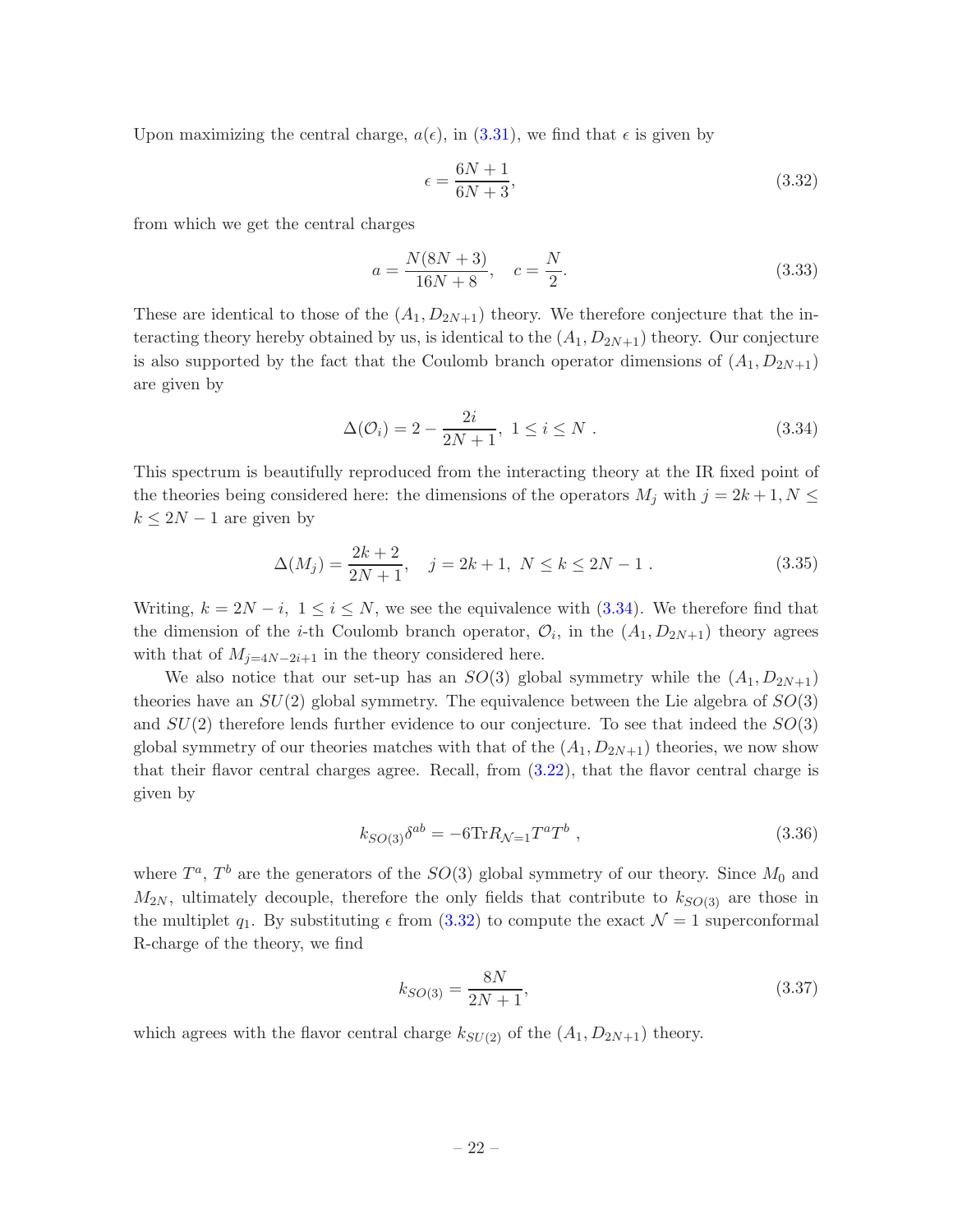Upon maximizing the central charge, $a(\epsilon)$, in (3.31), we find that $\epsilon$ is given by

$$\epsilon = \frac{6N+1}{6N+3}, \tag{3.32}$$

from which we get the central charges

$$a = \frac{N(8N+3)}{16N+8}, \quad c = \frac{N}{2}. \tag{3.33}$$

These are identical to those of the $(A_1, D_{2N+1})$ theory. We therefore conjecture that the interacting theory hereby obtained by us, is identical to the $(A_1, D_{2N+1})$ theory. Our conjecture is also supported by the fact that the Coulomb branch operator dimensions of $(A_1, D_{2N+1})$ are given by

$$\Delta(\mathcal{O}_i) = 2 - \frac{2i}{2N+1}, \ 1 \leq i \leq N \ . \tag{3.34}$$

This spectrum is beautifully reproduced from the interacting theory at the IR fixed point of the theories being considered here: the dimensions of the operators $M_j$ with $j = 2k+1, N \leq k \leq 2N-1$ are given by

$$\Delta(M_j) = \frac{2k+2}{2N+1}, \quad j = 2k+1, \ N \leq k \leq 2N-1 \ . \tag{3.35}$$

Writing, $k = 2N - i, \ 1 \leq i \leq N$, we see the equivalence with (3.34). We therefore find that the dimension of the $i$-th Coulomb branch operator, $\mathcal{O}_i$, in the $(A_1, D_{2N+1})$ theory agrees with that of $M_{j=4N-2i+1}$ in the theory considered here.

We also notice that our set-up has an $SO(3)$ global symmetry while the $(A_1, D_{2N+1})$ theories have an $SU(2)$ global symmetry. The equivalence between the Lie algebra of $SO(3)$ and $SU(2)$ therefore lends further evidence to our conjecture. To see that indeed the $SO(3)$ global symmetry of our theories matches with that of the $(A_1, D_{2N+1})$ theories, we now show that their flavor central charges agree. Recall, from (3.22), that the flavor central charge is given by

$$k_{SO(3)}\delta^{ab} = -6\text{Tr}R_{\mathcal{N}=1}T^aT^b \ , \tag{3.36}$$

where $T^a$, $T^b$ are the generators of the $SO(3)$ global symmetry of our theory. Since $M_0$ and $M_{2N}$, ultimately decouple, therefore the only fields that contribute to $k_{SO(3)}$ are those in the multiplet $q_1$. By substituting $\epsilon$ from (3.32) to compute the exact $\mathcal{N}=1$ superconformal R-charge of the theory, we find

$$k_{SO(3)} = \frac{8N}{2N+1}, \tag{3.37}$$

which agrees with the flavor central charge $k_{SU(2)}$ of the $(A_1, D_{2N+1})$ theory.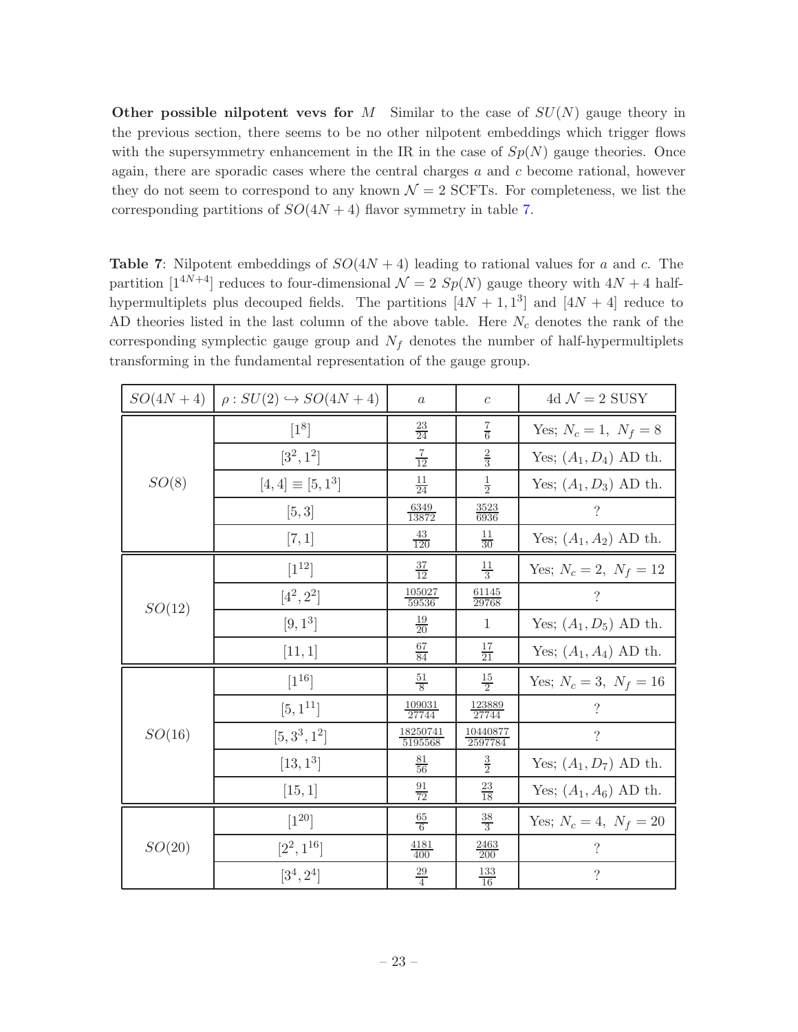**Other possible nilpotent vevs for $M$** Similar to the case of $SU(N)$ gauge theory in the previous section, there seems to be no other nilpotent embeddings which trigger flows with the supersymmetry enhancement in the IR in the case of $Sp(N)$ gauge theories. Once again, there are sporadic cases where the central charges $a$ and $c$ become rational, however they do not seem to correspond to any known $\mathcal{N}=2$ SCFTs. For completeness, we list the corresponding partitions of $SO(4N+4)$ flavor symmetry in table 7.

**Table 7**: Nilpotent embeddings of $SO(4N+4)$ leading to rational values for $a$ and $c$. The partition $[1^{4N+4}]$ reduces to four-dimensional $\mathcal{N}=2$ $Sp(N)$ gauge theory with $4N+4$ half-hypermultiplets plus decouped fields. The partitions $[4N+1,1^3]$ and $[4N+4]$ reduce to AD theories listed in the last column of the above table. Here $N_c$ denotes the rank of the corresponding symplectic gauge group and $N_f$ denotes the number of half-hypermultiplets transforming in the fundamental representation of the gauge group.

| $SO(4N+4)$ | $\rho : SU(2) \hookrightarrow SO(4N+4)$ | $a$ | $c$ | 4d $\mathcal{N}=2$ SUSY |
|---|---|---|---|---|
| $SO(8)$ | $[1^8]$ | $\frac{23}{24}$ | $\frac{7}{6}$ | Yes; $N_c=1,\ N_f=8$ |
| | $[3^2,1^2]$ | $\frac{7}{12}$ | $\frac{2}{3}$ | Yes; $(A_1,D_4)$ AD th. |
| | $[4,4]\equiv[5,1^3]$ | $\frac{11}{24}$ | $\frac{1}{2}$ | Yes; $(A_1,D_3)$ AD th. |
| | $[5,3]$ | $\frac{6349}{13872}$ | $\frac{3523}{6936}$ | ? |
| | $[7,1]$ | $\frac{43}{120}$ | $\frac{11}{30}$ | Yes; $(A_1,A_2)$ AD th. |
| $SO(12)$ | $[1^{12}]$ | $\frac{37}{12}$ | $\frac{11}{3}$ | Yes; $N_c=2,\ N_f=12$ |
| | $[4^2,2^2]$ | $\frac{105027}{59536}$ | $\frac{61145}{29768}$ | ? |
| | $[9,1^3]$ | $\frac{19}{20}$ | $1$ | Yes; $(A_1,D_5)$ AD th. |
| | $[11,1]$ | $\frac{67}{84}$ | $\frac{17}{21}$ | Yes; $(A_1,A_4)$ AD th. |
| $SO(16)$ | $[1^{16}]$ | $\frac{51}{8}$ | $\frac{15}{2}$ | Yes; $N_c=3,\ N_f=16$ |
| | $[5,1^{11}]$ | $\frac{109031}{27744}$ | $\frac{123889}{27744}$ | ? |
| | $[5,3^3,1^2]$ | $\frac{18250741}{5195568}$ | $\frac{10440877}{2597784}$ | ? |
| | $[13,1^3]$ | $\frac{81}{56}$ | $\frac{3}{2}$ | Yes; $(A_1,D_7)$ AD th. |
| | $[15,1]$ | $\frac{91}{72}$ | $\frac{23}{18}$ | Yes; $(A_1,A_6)$ AD th. |
| $SO(20)$ | $[1^{20}]$ | $\frac{65}{6}$ | $\frac{38}{3}$ | Yes; $N_c=4,\ N_f=20$ |
| | $[2^2,1^{16}]$ | $\frac{4181}{400}$ | $\frac{2463}{200}$ | ? |
| | $[3^4,2^4]$ | $\frac{29}{4}$ | $\frac{133}{16}$ | ? |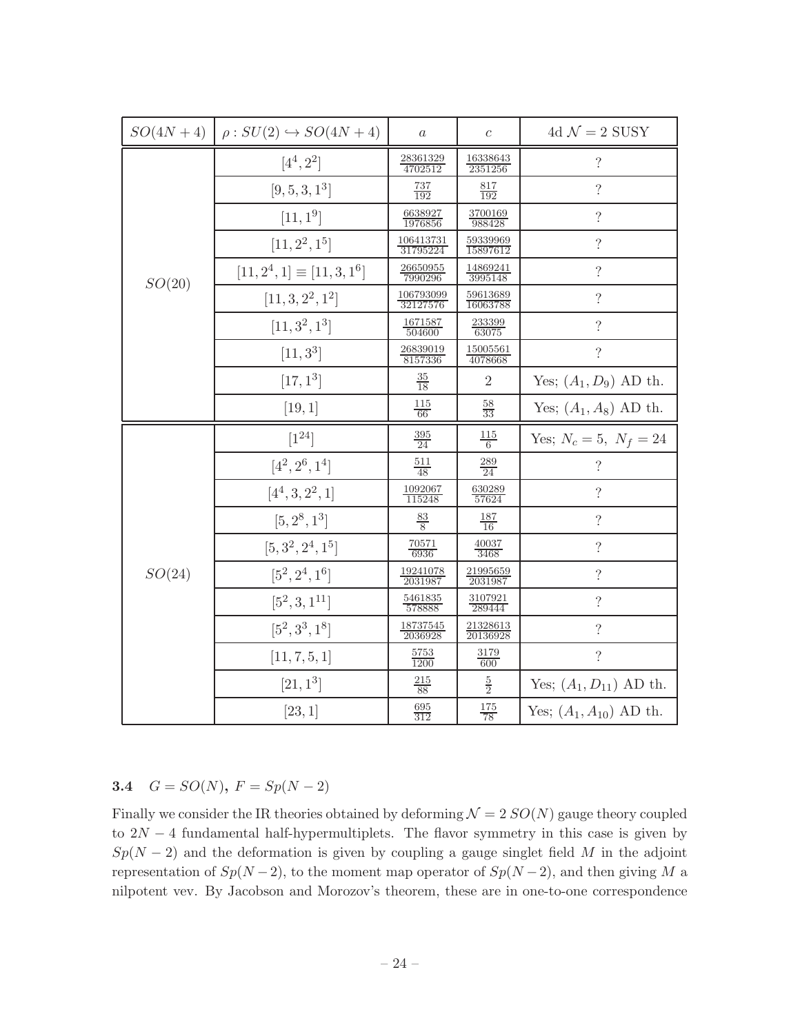| $SO(4N+4)$ | $\rho : SU(2) \hookrightarrow SO(4N+4)$ | $a$ | $c$ | 4d $\mathcal{N}=2$ SUSY |
|---|---|---|---|---|
| $SO(20)$ | $[4^4, 2^2]$ | $\frac{28361329}{4702512}$ | $\frac{16338643}{2351256}$ | ? |
| | $[9, 5, 3, 1^3]$ | $\frac{737}{192}$ | $\frac{817}{192}$ | ? |
| | $[11, 1^9]$ | $\frac{6638927}{1976856}$ | $\frac{3700169}{988428}$ | ? |
| | $[11, 2^2, 1^5]$ | $\frac{106413731}{31795224}$ | $\frac{59339969}{15897612}$ | ? |
| | $[11, 2^4, 1] \equiv [11, 3, 1^6]$ | $\frac{26650955}{7990296}$ | $\frac{14869241}{3995148}$ | ? |
| | $[11, 3, 2^2, 1^2]$ | $\frac{106793099}{32127576}$ | $\frac{59613689}{16063788}$ | ? |
| | $[11, 3^2, 1^3]$ | $\frac{1671587}{504600}$ | $\frac{233399}{63075}$ | ? |
| | $[11, 3^3]$ | $\frac{26839019}{8157336}$ | $\frac{15005561}{4078668}$ | ? |
| | $[17, 1^3]$ | $\frac{35}{18}$ | $2$ | Yes; $(A_1, D_9)$ AD th. |
| | $[19, 1]$ | $\frac{115}{66}$ | $\frac{58}{33}$ | Yes; $(A_1, A_8)$ AD th. |
| $SO(24)$ | $[1^{24}]$ | $\frac{395}{24}$ | $\frac{115}{6}$ | Yes; $N_c = 5,\ N_f = 24$ |
| | $[4^2, 2^6, 1^4]$ | $\frac{511}{48}$ | $\frac{289}{24}$ | ? |
| | $[4^4, 3, 2^2, 1]$ | $\frac{1092067}{115248}$ | $\frac{630289}{57624}$ | ? |
| | $[5, 2^8, 1^3]$ | $\frac{83}{8}$ | $\frac{187}{16}$ | ? |
| | $[5, 3^2, 2^4, 1^5]$ | $\frac{70571}{6936}$ | $\frac{40037}{3468}$ | ? |
| | $[5^2, 2^4, 1^6]$ | $\frac{19241078}{2031987}$ | $\frac{21995659}{2031987}$ | ? |
| | $[5^2, 3, 1^{11}]$ | $\frac{5461835}{578888}$ | $\frac{3107921}{289444}$ | ? |
| | $[5^2, 3^3, 1^8]$ | $\frac{18737545}{2036928}$ | $\frac{21328613}{20136928}$ | ? |
| | $[11, 7, 5, 1]$ | $\frac{5753}{1200}$ | $\frac{3179}{600}$ | ? |
| | $[21, 1^3]$ | $\frac{215}{88}$ | $\frac{5}{2}$ | Yes; $(A_1, D_{11})$ AD th. |
| | $[23, 1]$ | $\frac{695}{312}$ | $\frac{175}{78}$ | Yes; $(A_1, A_{10})$ AD th. |

### 3.4 $G = SO(N)$, $F = Sp(N-2)$

Finally we consider the IR theories obtained by deforming $\mathcal{N}=2$ $SO(N)$ gauge theory coupled to $2N-4$ fundamental half-hypermultiplets. The flavor symmetry in this case is given by $Sp(N-2)$ and the deformation is given by coupling a gauge singlet field $M$ in the adjoint representation of $Sp(N-2)$, to the moment map operator of $Sp(N-2)$, and then giving $M$ a nilpotent vev. By Jacobson and Morozov's theorem, these are in one-to-one correspondence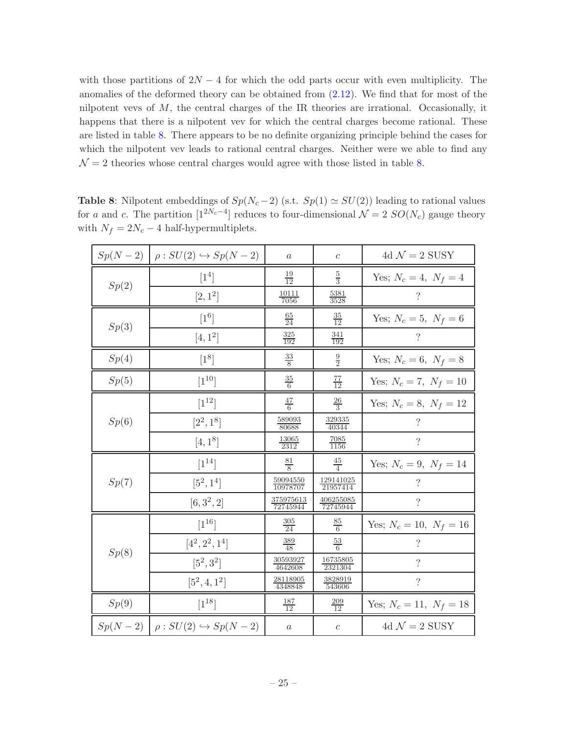with those partitions of $2N-4$ for which the odd parts occur with even multiplicity. The anomalies of the deformed theory can be obtained from (2.12). We find that for most of the nilpotent vevs of $M$, the central charges of the IR theories are irrational. Occasionally, it happens that there is a nilpotent vev for which the central charges become rational. These are listed in table 8. There appears to be no definite organizing principle behind the cases for which the nilpotent vev leads to rational central charges. Neither were we able to find any $\mathcal{N}=2$ theories whose central charges would agree with those listed in table 8.

**Table 8**: Nilpotent embeddings of $Sp(N_c-2)$ (s.t. $Sp(1) \simeq SU(2)$) leading to rational values for $a$ and $c$. The partition $[1^{2N_c-4}]$ reduces to four-dimensional $\mathcal{N}=2$ $SO(N_c)$ gauge theory with $N_f = 2N_c - 4$ half-hypermultiplets.

| $Sp(N-2)$ | $\rho : SU(2) \hookrightarrow Sp(N-2)$ | $a$ | $c$ | 4d $\mathcal{N}=2$ SUSY |
|---|---|---|---|---|
| $Sp(2)$ | $[1^4]$ | $\frac{19}{12}$ | $\frac{5}{3}$ | Yes; $N_c=4,\ N_f=4$ |
| | $[2,1^2]$ | $\frac{10111}{7056}$ | $\frac{5381}{3528}$ | ? |
| $Sp(3)$ | $[1^6]$ | $\frac{65}{24}$ | $\frac{35}{12}$ | Yes; $N_c=5,\ N_f=6$ |
| | $[4,1^2]$ | $\frac{325}{192}$ | $\frac{341}{192}$ | ? |
| $Sp(4)$ | $[1^8]$ | $\frac{33}{8}$ | $\frac{9}{2}$ | Yes; $N_c=6,\ N_f=8$ |
| $Sp(5)$ | $[1^{10}]$ | $\frac{35}{6}$ | $\frac{77}{12}$ | Yes; $N_c=7,\ N_f=10$ |
| $Sp(6)$ | $[1^{12}]$ | $\frac{47}{6}$ | $\frac{26}{3}$ | Yes; $N_c=8,\ N_f=12$ |
| | $[2^2,1^8]$ | $\frac{589093}{80688}$ | $\frac{329335}{40344}$ | ? |
| | $[4,1^8]$ | $\frac{13065}{2312}$ | $\frac{7085}{1156}$ | ? |
| $Sp(7)$ | $[1^{14}]$ | $\frac{81}{8}$ | $\frac{45}{4}$ | Yes; $N_c=9,\ N_f=14$ |
| | $[5^2,1^4]$ | $\frac{59094550}{10978707}$ | $\frac{129141025}{21957414}$ | ? |
| | $[6,3^2,2]$ | $\frac{375975613}{72745944}$ | $\frac{406255085}{72745944}$ | ? |
| $Sp(8)$ | $[1^{16}]$ | $\frac{305}{24}$ | $\frac{85}{6}$ | Yes; $N_c=10,\ N_f=16$ |
| | $[4^2,2^2,1^4]$ | $\frac{389}{48}$ | $\frac{53}{6}$ | ? |
| | $[5^2,3^2]$ | $\frac{30593927}{4642608}$ | $\frac{16735805}{2321304}$ | ? |
| | $[5^2,4,1^2]$ | $\frac{28118905}{4348848}$ | $\frac{3828919}{543606}$ | ? |
| $Sp(9)$ | $[1^{18}]$ | $\frac{187}{12}$ | $\frac{209}{12}$ | Yes; $N_c=11,\ N_f=18$ |
| $Sp(N-2)$ | $\rho : SU(2) \hookrightarrow Sp(N-2)$ | $a$ | $c$ | 4d $\mathcal{N}=2$ SUSY |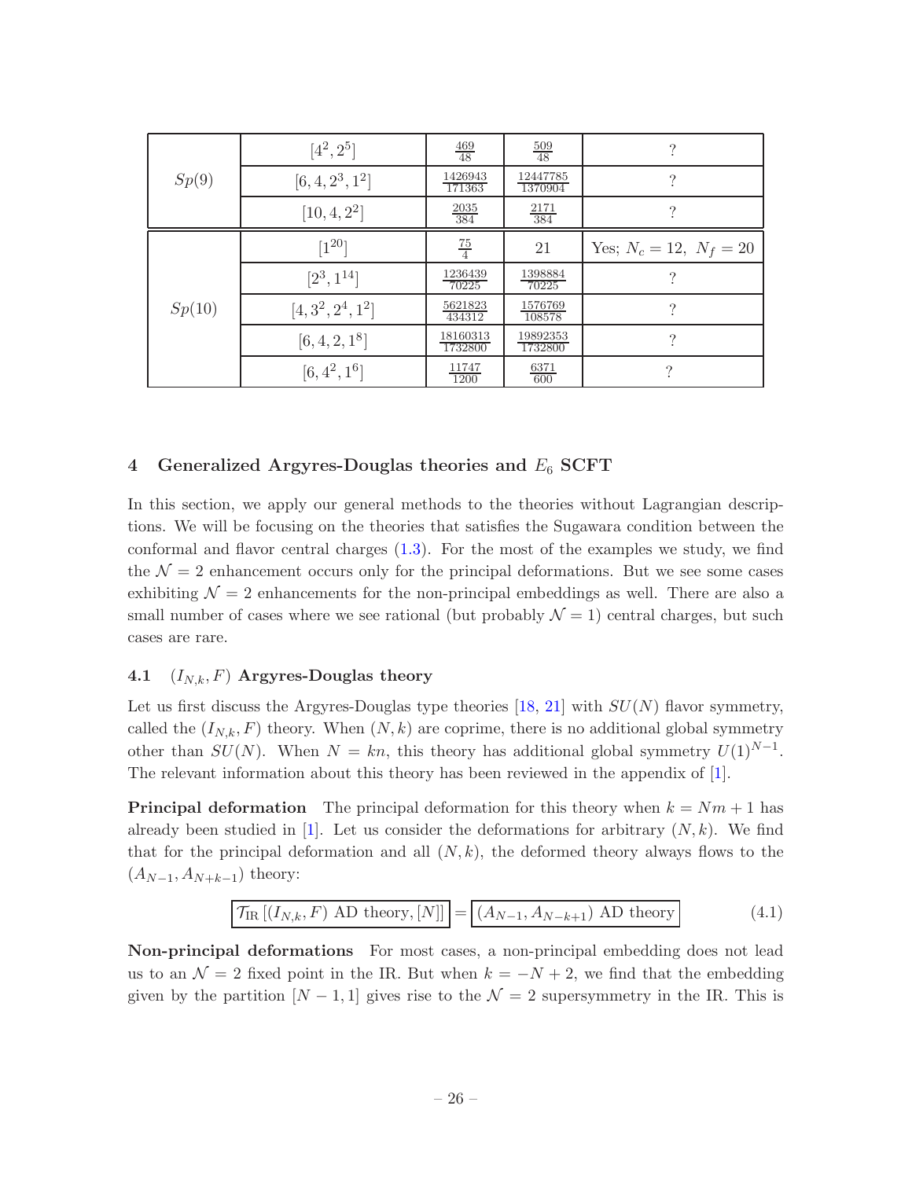| | | | | |
|---|---|---|---|---|
| $Sp(9)$ | $[4^2, 2^5]$ | $\frac{469}{48}$ | $\frac{509}{48}$ | ? |
| | $[6, 4, 2^3, 1^2]$ | $\frac{1426943}{171363}$ | $\frac{12447785}{1370904}$ | ? |
| | $[10, 4, 2^2]$ | $\frac{2035}{384}$ | $\frac{2171}{384}$ | ? |
| $Sp(10)$ | $[1^{20}]$ | $\frac{75}{4}$ | 21 | Yes; $N_c = 12,\ N_f = 20$ |
| | $[2^3, 1^{14}]$ | $\frac{1236439}{70225}$ | $\frac{1398884}{70225}$ | ? |
| | $[4, 3^2, 2^4, 1^2]$ | $\frac{5621823}{434312}$ | $\frac{1576769}{108578}$ | ? |
| | $[6, 4, 2, 1^8]$ | $\frac{18160313}{1732800}$ | $\frac{19892353}{1732800}$ | ? |
| | $[6, 4^2, 1^6]$ | $\frac{11747}{1200}$ | $\frac{6371}{600}$ | ? |

## 4 Generalized Argyres-Douglas theories and $E_6$ SCFT

In this section, we apply our general methods to the theories without Lagrangian descriptions. We will be focusing on the theories that satisfies the Sugawara condition between the conformal and flavor central charges (1.3). For the most of the examples we study, we find the $\mathcal{N} = 2$ enhancement occurs only for the principal deformations. But we see some cases exhibiting $\mathcal{N} = 2$ enhancements for the non-principal embeddings as well. There are also a small number of cases where we see rational (but probably $\mathcal{N} = 1$) central charges, but such cases are rare.

### 4.1 $(I_{N,k}, F)$ Argyres-Douglas theory

Let us first discuss the Argyres-Douglas type theories [18, 21] with $SU(N)$ flavor symmetry, called the $(I_{N,k}, F)$ theory. When $(N, k)$ are coprime, there is no additional global symmetry other than $SU(N)$. When $N = kn$, this theory has additional global symmetry $U(1)^{N-1}$. The relevant information about this theory has been reviewed in the appendix of [1].

**Principal deformation** The principal deformation for this theory when $k = Nm + 1$ has already been studied in [1]. Let us consider the deformations for arbitrary $(N, k)$. We find that for the principal deformation and all $(N, k)$, the deformed theory always flows to the $(A_{N-1}, A_{N+k-1})$ theory:

$$\boxed{\mathcal{T}_{\text{IR}}\left[(I_{N,k}, F) \text{ AD theory}, [N]\right]} = \boxed{(A_{N-1}, A_{N-k+1}) \text{ AD theory}} \tag{4.1}$$

**Non-principal deformations** For most cases, a non-principal embedding does not lead us to an $\mathcal{N} = 2$ fixed point in the IR. But when $k = -N + 2$, we find that the embedding given by the partition $[N-1, 1]$ gives rise to the $\mathcal{N} = 2$ supersymmetry in the IR. This is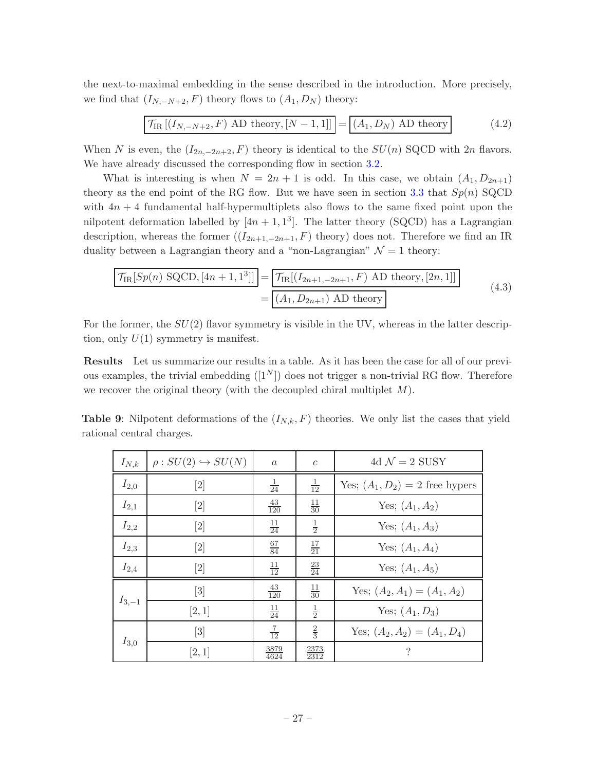the next-to-maximal embedding in the sense described in the introduction. More precisely, we find that $(I_{N,-N+2}, F)$ theory flows to $(A_1, D_N)$ theory:

$$\boxed{\mathcal{T}_{\text{IR}}\left[(I_{N,-N+2}, F) \text{ AD theory}, [N-1, 1]\right]} = \boxed{(A_1, D_N) \text{ AD theory}} \tag{4.2}$$

When $N$ is even, the $(I_{2n,-2n+2}, F)$ theory is identical to the $SU(n)$ SQCD with $2n$ flavors. We have already discussed the corresponding flow in section 3.2.

What is interesting is when $N = 2n+1$ is odd. In this case, we obtain $(A_1, D_{2n+1})$ theory as the end point of the RG flow. But we have seen in section 3.3 that $Sp(n)$ SQCD with $4n+4$ fundamental half-hypermultiplets also flows to the same fixed point upon the nilpotent deformation labelled by $[4n+1, 1^3]$. The latter theory (SQCD) has a Lagrangian description, whereas the former ($(I_{2n+1,-2n+1}, F)$ theory) does not. Therefore we find an IR duality between a Lagrangian theory and a "non-Lagrangian" $\mathcal{N}=1$ theory:

$$\begin{aligned}\boxed{\mathcal{T}_{\text{IR}}[Sp(n) \text{ SQCD}, [4n+1, 1^3]]} &= \boxed{\mathcal{T}_{\text{IR}}[(I_{2n+1,-2n+1}, F) \text{ AD theory}, [2n, 1]]} \\ &= \boxed{(A_1, D_{2n+1}) \text{ AD theory}}\end{aligned} \tag{4.3}$$

For the former, the $SU(2)$ flavor symmetry is visible in the UV, whereas in the latter description, only $U(1)$ symmetry is manifest.

**Results** Let us summarize our results in a table. As it has been the case for all of our previous examples, the trivial embedding ($[1^N]$) does not trigger a non-trivial RG flow. Therefore we recover the original theory (with the decoupled chiral multiplet $M$).

**Table 9**: Nilpotent deformations of the $(I_{N,k}, F)$ theories. We only list the cases that yield rational central charges.

| $I_{N,k}$ | $\rho : SU(2) \hookrightarrow SU(N)$ | $a$ | $c$ | 4d $\mathcal{N}=2$ SUSY |
|---|---|---|---|---|
| $I_{2,0}$ | $[2]$ | $\frac{1}{24}$ | $\frac{1}{12}$ | Yes; $(A_1, D_2) = 2$ free hypers |
| $I_{2,1}$ | $[2]$ | $\frac{43}{120}$ | $\frac{11}{30}$ | Yes; $(A_1, A_2)$ |
| $I_{2,2}$ | $[2]$ | $\frac{11}{24}$ | $\frac{1}{2}$ | Yes; $(A_1, A_3)$ |
| $I_{2,3}$ | $[2]$ | $\frac{67}{84}$ | $\frac{17}{21}$ | Yes; $(A_1, A_4)$ |
| $I_{2,4}$ | $[2]$ | $\frac{11}{12}$ | $\frac{23}{24}$ | Yes; $(A_1, A_5)$ |
| $I_{3,-1}$ | $[3]$ | $\frac{43}{120}$ | $\frac{11}{30}$ | Yes; $(A_2, A_1) = (A_1, A_2)$ |
| | $[2, 1]$ | $\frac{11}{24}$ | $\frac{1}{2}$ | Yes; $(A_1, D_3)$ |
| $I_{3,0}$ | $[3]$ | $\frac{7}{12}$ | $\frac{2}{3}$ | Yes; $(A_2, A_2) = (A_1, D_4)$ |
| | $[2, 1]$ | $\frac{3879}{4624}$ | $\frac{2373}{2312}$ | ? |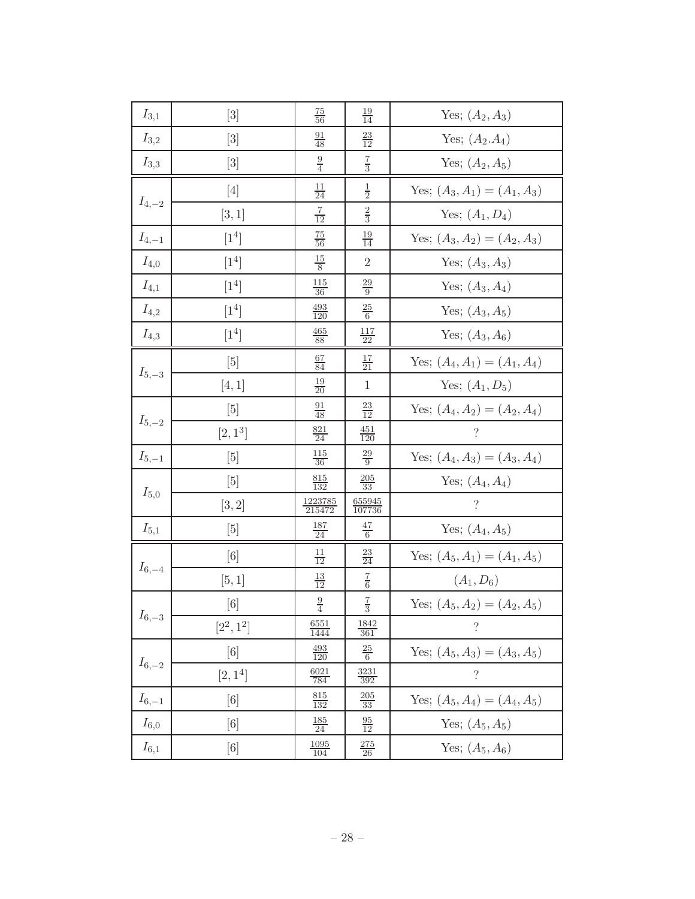| | | | | |
|---|---|---|---|---|
| $I_{3,1}$ | $[3]$ | $\frac{75}{56}$ | $\frac{19}{14}$ | Yes; $(A_2, A_3)$ |
| $I_{3,2}$ | $[3]$ | $\frac{91}{48}$ | $\frac{23}{12}$ | Yes; $(A_2.A_4)$ |
| $I_{3,3}$ | $[3]$ | $\frac{9}{4}$ | $\frac{7}{3}$ | Yes; $(A_2, A_5)$ |
| $I_{4,-2}$ | $[4]$ | $\frac{11}{24}$ | $\frac{1}{2}$ | Yes; $(A_3, A_1) = (A_1, A_3)$ |
| | $[3, 1]$ | $\frac{7}{12}$ | $\frac{2}{3}$ | Yes; $(A_1, D_4)$ |
| $I_{4,-1}$ | $[1^4]$ | $\frac{75}{56}$ | $\frac{19}{14}$ | Yes; $(A_3, A_2) = (A_2, A_3)$ |
| $I_{4,0}$ | $[1^4]$ | $\frac{15}{8}$ | $2$ | Yes; $(A_3, A_3)$ |
| $I_{4,1}$ | $[1^4]$ | $\frac{115}{36}$ | $\frac{29}{9}$ | Yes; $(A_3, A_4)$ |
| $I_{4,2}$ | $[1^4]$ | $\frac{493}{120}$ | $\frac{25}{6}$ | Yes; $(A_3, A_5)$ |
| $I_{4,3}$ | $[1^4]$ | $\frac{465}{88}$ | $\frac{117}{22}$ | Yes; $(A_3, A_6)$ |
| $I_{5,-3}$ | $[5]$ | $\frac{67}{84}$ | $\frac{17}{21}$ | Yes; $(A_4, A_1) = (A_1, A_4)$ |
| | $[4, 1]$ | $\frac{19}{20}$ | $1$ | Yes; $(A_1, D_5)$ |
| $I_{5,-2}$ | $[5]$ | $\frac{91}{48}$ | $\frac{23}{12}$ | Yes; $(A_4, A_2) = (A_2, A_4)$ |
| | $[2, 1^3]$ | $\frac{821}{24}$ | $\frac{451}{120}$ | ? |
| $I_{5,-1}$ | $[5]$ | $\frac{115}{36}$ | $\frac{29}{9}$ | Yes; $(A_4, A_3) = (A_3, A_4)$ |
| $I_{5,0}$ | $[5]$ | $\frac{815}{132}$ | $\frac{205}{33}$ | Yes; $(A_4, A_4)$ |
| | $[3, 2]$ | $\frac{1223785}{215472}$ | $\frac{655945}{107736}$ | ? |
| $I_{5,1}$ | $[5]$ | $\frac{187}{24}$ | $\frac{47}{6}$ | Yes; $(A_4, A_5)$ |
| $I_{6,-4}$ | $[6]$ | $\frac{11}{12}$ | $\frac{23}{24}$ | Yes; $(A_5, A_1) = (A_1, A_5)$ |
| | $[5, 1]$ | $\frac{13}{12}$ | $\frac{7}{6}$ | $(A_1, D_6)$ |
| $I_{6,-3}$ | $[6]$ | $\frac{9}{4}$ | $\frac{7}{3}$ | Yes; $(A_5, A_2) = (A_2, A_5)$ |
| | $[2^2, 1^2]$ | $\frac{6551}{1444}$ | $\frac{1842}{361}$ | ? |
| $I_{6,-2}$ | $[6]$ | $\frac{493}{120}$ | $\frac{25}{6}$ | Yes; $(A_5, A_3) = (A_3, A_5)$ |
| | $[2, 1^4]$ | $\frac{6021}{784}$ | $\frac{3231}{392}$ | ? |
| $I_{6,-1}$ | $[6]$ | $\frac{815}{132}$ | $\frac{205}{33}$ | Yes; $(A_5, A_4) = (A_4, A_5)$ |
| $I_{6,0}$ | $[6]$ | $\frac{185}{24}$ | $\frac{95}{12}$ | Yes; $(A_5, A_5)$ |
| $I_{6,1}$ | $[6]$ | $\frac{1095}{104}$ | $\frac{275}{26}$ | Yes; $(A_5, A_6)$ |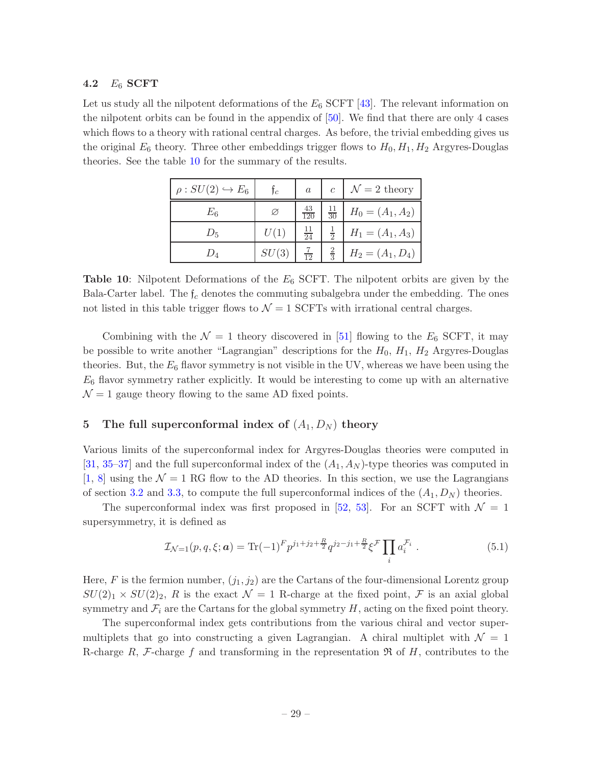### 4.2 $E_6$ SCFT

Let us study all the nilpotent deformations of the $E_6$ SCFT [43]. The relevant information on the nilpotent orbits can be found in the appendix of [50]. We find that there are only 4 cases which flows to a theory with rational central charges. As before, the trivial embedding gives us the original $E_6$ theory. Three other embeddings trigger flows to $H_0, H_1, H_2$ Argyres-Douglas theories. See the table 10 for the summary of the results.

| $\rho : SU(2) \hookrightarrow E_6$ | $\mathfrak{f}_c$ | $a$ | $c$ | $\mathcal{N} = 2$ theory |
|---|---|---|---|---|
| $E_6$ | $\varnothing$ | $\frac{43}{120}$ | $\frac{11}{30}$ | $H_0 = (A_1, A_2)$ |
| $D_5$ | $U(1)$ | $\frac{11}{24}$ | $\frac{1}{2}$ | $H_1 = (A_1, A_3)$ |
| $D_4$ | $SU(3)$ | $\frac{7}{12}$ | $\frac{2}{3}$ | $H_2 = (A_1, D_4)$ |

**Table 10**: Nilpotent Deformations of the $E_6$ SCFT. The nilpotent orbits are given by the Bala-Carter label. The $\mathfrak{f}_c$ denotes the commuting subalgebra under the embedding. The ones not listed in this table trigger flows to $\mathcal{N} = 1$ SCFTs with irrational central charges.

Combining with the $\mathcal{N} = 1$ theory discovered in [51] flowing to the $E_6$ SCFT, it may be possible to write another "Lagrangian" descriptions for the $H_0$, $H_1$, $H_2$ Argyres-Douglas theories. But, the $E_6$ flavor symmetry is not visible in the UV, whereas we have been using the $E_6$ flavor symmetry rather explicitly. It would be interesting to come up with an alternative $\mathcal{N} = 1$ gauge theory flowing to the same AD fixed points.

## 5 The full superconformal index of $(A_1, D_N)$ theory

Various limits of the superconformal index for Argyres-Douglas theories were computed in [31, 35–37] and the full superconformal index of the $(A_1, A_N)$-type theories was computed in [1, 8] using the $\mathcal{N} = 1$ RG flow to the AD theories. In this section, we use the Lagrangians of section 3.2 and 3.3, to compute the full superconformal indices of the $(A_1, D_N)$ theories.

The superconformal index was first proposed in [52, 53]. For an SCFT with $\mathcal{N} = 1$ supersymmetry, it is defined as

$$\mathcal{I}_{\mathcal{N}=1}(p, q, \xi; \boldsymbol{a}) = \mathrm{Tr}(-1)^F p^{j_1 + j_2 + \frac{R}{2}} q^{j_2 - j_1 + \frac{R}{2}} \xi^{\mathcal{F}} \prod_i a_i^{\mathcal{F}_i} \ . \tag{5.1}$$

Here, $F$ is the fermion number, $(j_1, j_2)$ are the Cartans of the four-dimensional Lorentz group $SU(2)_1 \times SU(2)_2$, $R$ is the exact $\mathcal{N} = 1$ R-charge at the fixed point, $\mathcal{F}$ is an axial global symmetry and $\mathcal{F}_i$ are the Cartans for the global symmetry $H$, acting on the fixed point theory.

The superconformal index gets contributions from the various chiral and vector supermultiplets that go into constructing a given Lagrangian. A chiral multiplet with $\mathcal{N} = 1$ R-charge $R$, $\mathcal{F}$-charge $f$ and transforming in the representation $\mathfrak{R}$ of $H$, contributes to the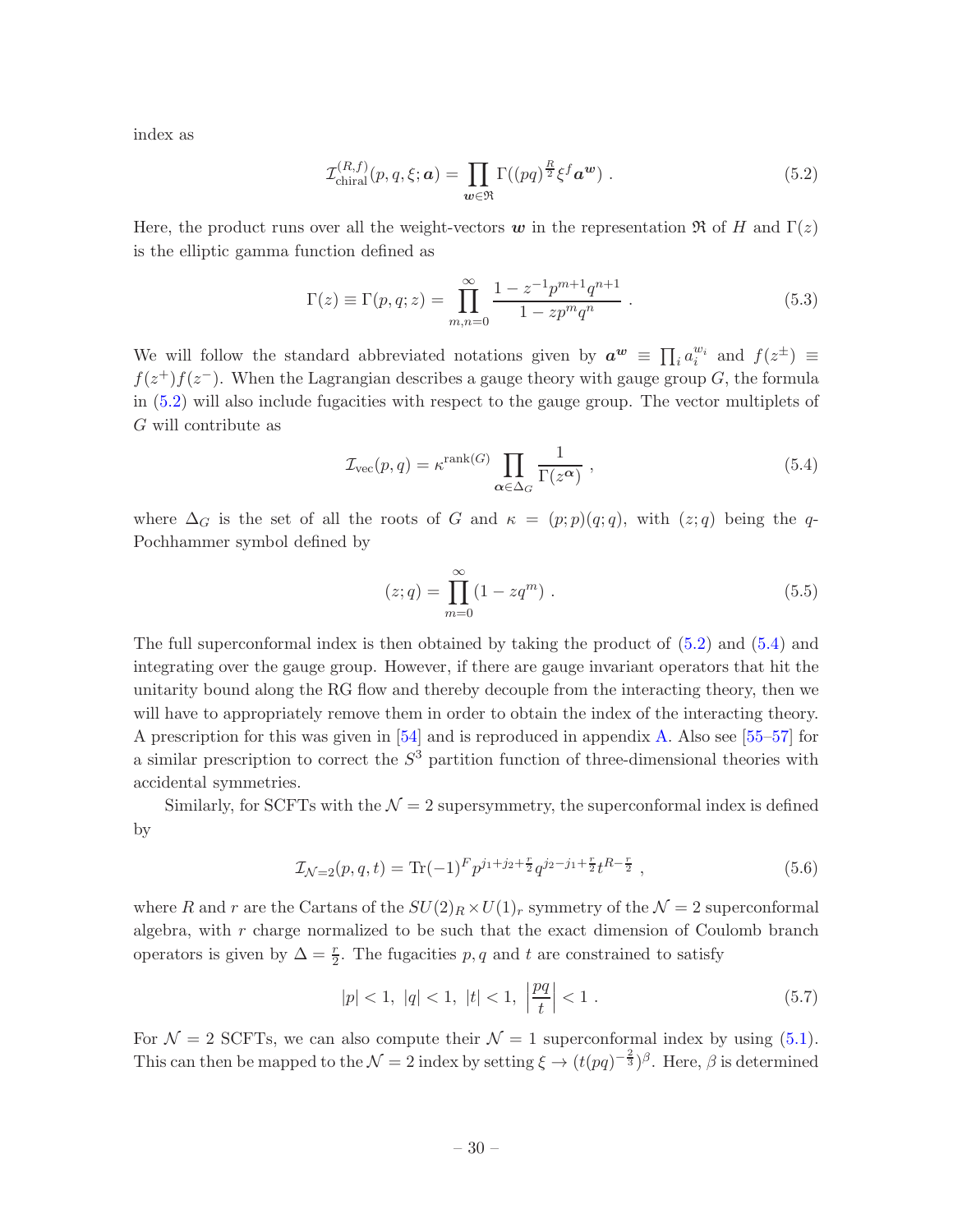index as

$$\mathcal{I}^{(R,f)}_{\text{chiral}}(p,q,\xi;\boldsymbol{a}) = \prod_{\boldsymbol{w}\in\mathfrak{R}} \Gamma((pq)^{\frac{R}{2}}\xi^f \boldsymbol{a}^{\boldsymbol{w}}) \ . \tag{5.2}$$

Here, the product runs over all the weight-vectors $\boldsymbol{w}$ in the representation $\mathfrak{R}$ of $H$ and $\Gamma(z)$ is the elliptic gamma function defined as

$$\Gamma(z) \equiv \Gamma(p,q;z) = \prod_{m,n=0}^{\infty} \frac{1-z^{-1}p^{m+1}q^{n+1}}{1-zp^m q^n} \ . \tag{5.3}$$

We will follow the standard abbreviated notations given by $\boldsymbol{a}^{\boldsymbol{w}} \equiv \prod_i a_i^{w_i}$ and $f(z^{\pm}) \equiv f(z^+)f(z^-)$. When the Lagrangian describes a gauge theory with gauge group $G$, the formula in (5.2) will also include fugacities with respect to the gauge group. The vector multiplets of $G$ will contribute as

$$\mathcal{I}_{\text{vec}}(p,q) = \kappa^{\text{rank}(G)} \prod_{\boldsymbol{\alpha}\in\Delta_G} \frac{1}{\Gamma(z^{\boldsymbol{\alpha}})} \ , \tag{5.4}$$

where $\Delta_G$ is the set of all the roots of $G$ and $\kappa = (p;p)(q;q)$, with $(z;q)$ being the $q$-Pochhammer symbol defined by

$$(z;q) = \prod_{m=0}^{\infty}(1-zq^m) \ . \tag{5.5}$$

The full superconformal index is then obtained by taking the product of (5.2) and (5.4) and integrating over the gauge group. However, if there are gauge invariant operators that hit the unitarity bound along the RG flow and thereby decouple from the interacting theory, then we will have to appropriately remove them in order to obtain the index of the interacting theory. A prescription for this was given in [54] and is reproduced in appendix A. Also see [55–57] for a similar prescription to correct the $S^3$ partition function of three-dimensional theories with accidental symmetries.

Similarly, for SCFTs with the $\mathcal{N}=2$ supersymmetry, the superconformal index is defined by

$$\mathcal{I}_{\mathcal{N}=2}(p,q,t) = \text{Tr}(-1)^F p^{j_1+j_2+\frac{r}{2}} q^{j_2-j_1+\frac{r}{2}} t^{R-\frac{r}{2}} \ , \tag{5.6}$$

where $R$ and $r$ are the Cartans of the $SU(2)_R\times U(1)_r$ symmetry of the $\mathcal{N}=2$ superconformal algebra, with $r$ charge normalized to be such that the exact dimension of Coulomb branch operators is given by $\Delta = \frac{r}{2}$. The fugacities $p, q$ and $t$ are constrained to satisfy

$$|p|<1, \ |q|<1, \ |t|<1, \ \left|\frac{pq}{t}\right|<1 \ . \tag{5.7}$$

For $\mathcal{N}=2$ SCFTs, we can also compute their $\mathcal{N}=1$ superconformal index by using (5.1). This can then be mapped to the $\mathcal{N}=2$ index by setting $\xi \to (t(pq)^{-\frac{2}{3}})^{\beta}$. Here, $\beta$ is determined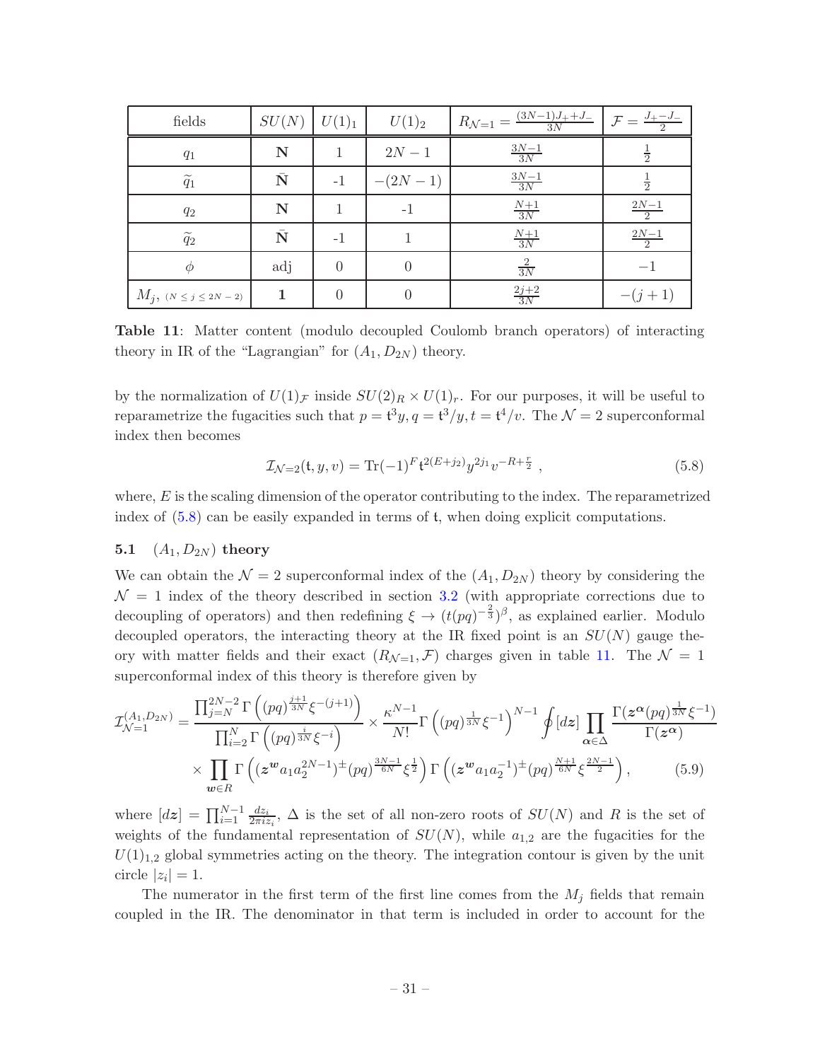| fields | $SU(N)$ | $U(1)_1$ | $U(1)_2$ | $R_{\mathcal{N}=1} = \frac{(3N-1)J_+ + J_-}{3N}$ | $\mathcal{F} = \frac{J_+ - J_-}{2}$ |
|---|---|---|---|---|---|
| $q_1$ | $\mathbf{N}$ | 1 | $2N-1$ | $\frac{3N-1}{3N}$ | $\frac{1}{2}$ |
| $\widetilde{q}_1$ | $\bar{\mathbf{N}}$ | -1 | $-(2N-1)$ | $\frac{3N-1}{3N}$ | $\frac{1}{2}$ |
| $q_2$ | $\mathbf{N}$ | 1 | -1 | $\frac{N+1}{3N}$ | $\frac{2N-1}{2}$ |
| $\widetilde{q}_2$ | $\bar{\mathbf{N}}$ | -1 | 1 | $\frac{N+1}{3N}$ | $\frac{2N-1}{2}$ |
| $\phi$ | adj | 0 | 0 | $\frac{2}{3N}$ | $-1$ |
| $M_j,\ (N \leq j \leq 2N-2)$ | $\mathbf{1}$ | 0 | 0 | $\frac{2j+2}{3N}$ | $-(j+1)$ |

**Table 11**: Matter content (modulo decoupled Coulomb branch operators) of interacting theory in IR of the "Lagrangian" for $(A_1, D_{2N})$ theory.

by the normalization of $U(1)_{\mathcal{F}}$ inside $SU(2)_R \times U(1)_r$. For our purposes, it will be useful to reparametrize the fugacities such that $p = \mathfrak{t}^3 y, q = \mathfrak{t}^3/y, t = \mathfrak{t}^4/v$. The $\mathcal{N}=2$ superconformal index then becomes

$$\mathcal{I}_{\mathcal{N}=2}(\mathfrak{t}, y, v) = \mathrm{Tr}(-1)^F \mathfrak{t}^{2(E+j_2)} y^{2j_1} v^{-R+\frac{r}{2}} \ , \tag{5.8}$$

where, $E$ is the scaling dimension of the operator contributing to the index. The reparametrized index of (5.8) can be easily expanded in terms of $\mathfrak{t}$, when doing explicit computations.

### 5.1 $(A_1, D_{2N})$ theory

We can obtain the $\mathcal{N}=2$ superconformal index of the $(A_1, D_{2N})$ theory by considering the $\mathcal{N}=1$ index of the theory described in section 3.2 (with appropriate corrections due to decoupling of operators) and then redefining $\xi \to (t(pq)^{-\frac{2}{3}})^\beta$, as explained earlier. Modulo decoupled operators, the interacting theory at the IR fixed point is an $SU(N)$ gauge theory with matter fields and their exact $(R_{\mathcal{N}=1}, \mathcal{F})$ charges given in table 11. The $\mathcal{N}=1$ superconformal index of this theory is therefore given by

$$\begin{aligned}
\mathcal{I}_{\mathcal{N}=1}^{(A_1,D_{2N})} = &\frac{\prod_{j=N}^{2N-2} \Gamma\left((pq)^{\frac{j+1}{3N}} \xi^{-(j+1)}\right)}{\prod_{i=2}^{N} \Gamma\left((pq)^{\frac{i}{3N}} \xi^{-i}\right)} \times \frac{\kappa^{N-1}}{N!} \Gamma\left((pq)^{\frac{1}{3N}} \xi^{-1}\right)^{N-1} \oint [d\boldsymbol{z}] \prod_{\boldsymbol{\alpha} \in \Delta} \frac{\Gamma(\boldsymbol{z}^{\boldsymbol{\alpha}} (pq)^{\frac{1}{3N}} \xi^{-1})}{\Gamma(\boldsymbol{z}^{\boldsymbol{\alpha}})} \\
&\times \prod_{\boldsymbol{w} \in R} \Gamma\left((\boldsymbol{z}^{\boldsymbol{w}} a_1 a_2^{2N-1})^{\pm} (pq)^{\frac{3N-1}{6N}} \xi^{\frac{1}{2}}\right) \Gamma\left((\boldsymbol{z}^{\boldsymbol{w}} a_1 a_2^{-1})^{\pm} (pq)^{\frac{N+1}{6N}} \xi^{\frac{2N-1}{2}}\right),
\end{aligned} \tag{5.9}$$

where $[d\boldsymbol{z}] = \prod_{i=1}^{N-1} \frac{dz_i}{2\pi i z_i}$, $\Delta$ is the set of all non-zero roots of $SU(N)$ and $R$ is the set of weights of the fundamental representation of $SU(N)$, while $a_{1,2}$ are the fugacities for the $U(1)_{1,2}$ global symmetries acting on the theory. The integration contour is given by the unit circle $|z_i| = 1$.

The numerator in the first term of the first line comes from the $M_j$ fields that remain coupled in the IR. The denominator in that term is included in order to account for the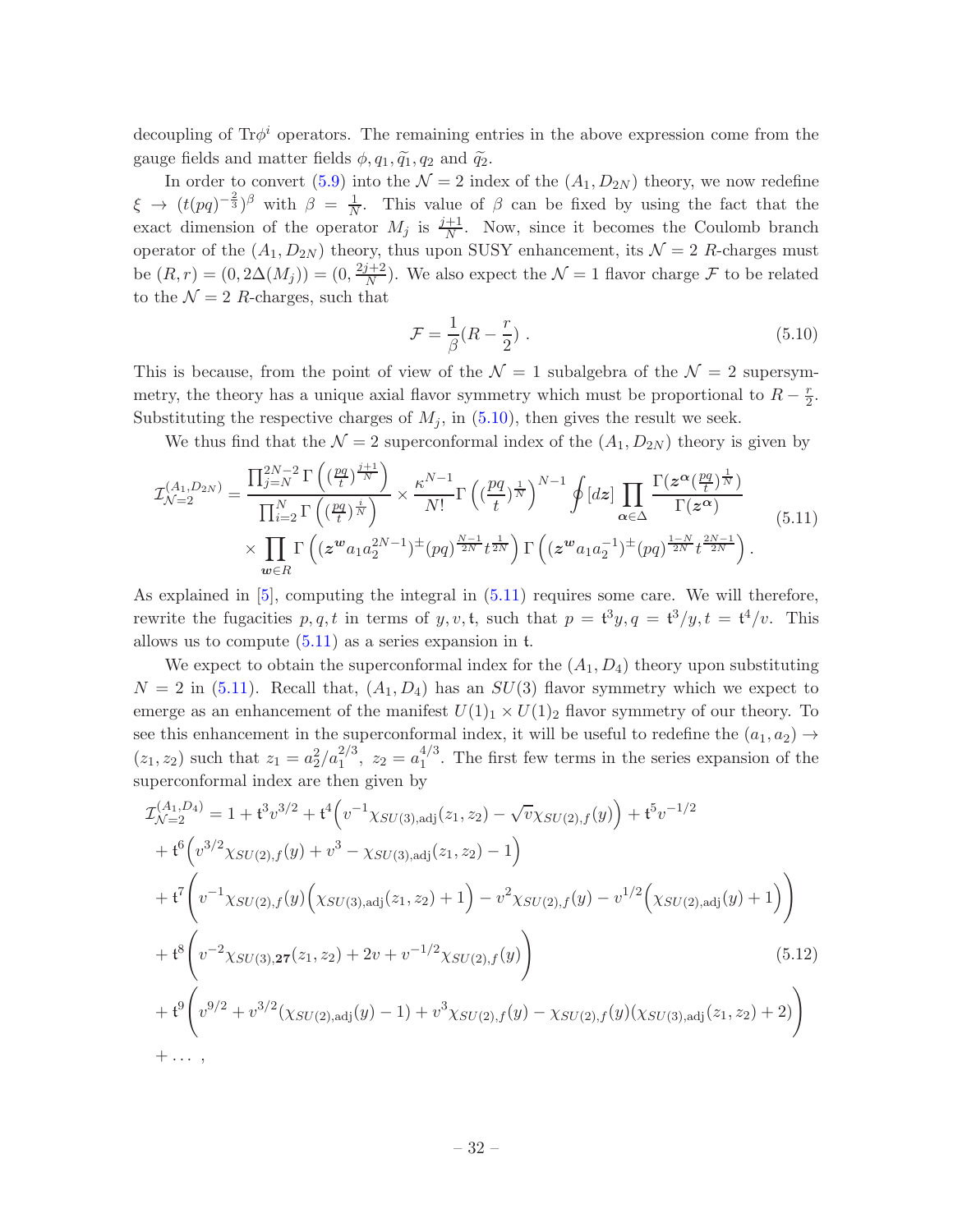decoupling of $\mathrm{Tr}\phi^i$ operators. The remaining entries in the above expression come from the gauge fields and matter fields $\phi, q_1, \widetilde{q}_1, q_2$ and $\widetilde{q}_2$.

In order to convert (5.9) into the $\mathcal{N}=2$ index of the $(A_1, D_{2N})$ theory, we now redefine $\xi \to (t(pq)^{-\frac{2}{3}})^{\beta}$ with $\beta = \frac{1}{N}$. This value of $\beta$ can be fixed by using the fact that the exact dimension of the operator $M_j$ is $\frac{j+1}{N}$. Now, since it becomes the Coulomb branch operator of the $(A_1, D_{2N})$ theory, thus upon SUSY enhancement, its $\mathcal{N}=2$ $R$-charges must be $(R, r) = (0, 2\Delta(M_j)) = (0, \frac{2j+2}{N})$. We also expect the $\mathcal{N}=1$ flavor charge $\mathcal{F}$ to be related to the $\mathcal{N}=2$ $R$-charges, such that

$$
\mathcal{F} = \frac{1}{\beta}(R - \frac{r}{2}) \ . \tag{5.10}
$$

This is because, from the point of view of the $\mathcal{N}=1$ subalgebra of the $\mathcal{N}=2$ supersymmetry, the theory has a unique axial flavor symmetry which must be proportional to $R - \frac{r}{2}$. Substituting the respective charges of $M_j$, in (5.10), then gives the result we seek.

We thus find that the $\mathcal{N}=2$ superconformal index of the $(A_1, D_{2N})$ theory is given by

$$
\begin{aligned}
\mathcal{I}^{(A_1,D_{2N})}_{\mathcal{N}=2} = {} & \frac{\prod_{j=N}^{2N-2}\Gamma\left((\frac{pq}{t})^{\frac{j+1}{N}}\right)}{\prod_{i=2}^{N}\Gamma\left((\frac{pq}{t})^{\frac{i}{N}}\right)} \times \frac{\kappa^{N-1}}{N!}\Gamma\left((\frac{pq}{t})^{\frac{1}{N}}\right)^{N-1} \oint [d\boldsymbol{z}] \prod_{\boldsymbol{\alpha}\in\Delta} \frac{\Gamma(\boldsymbol{z}^{\boldsymbol{\alpha}}(\frac{pq}{t})^{\frac{1}{N}})}{\Gamma(\boldsymbol{z}^{\boldsymbol{\alpha}})} \\
& \times \prod_{\boldsymbol{w}\in R}\Gamma\left((\boldsymbol{z}^{\boldsymbol{w}}a_1 a_2^{2N-1})^{\pm}(pq)^{\frac{N-1}{2N}}t^{\frac{1}{2N}}\right)\Gamma\left((\boldsymbol{z}^{\boldsymbol{w}}a_1 a_2^{-1})^{\pm}(pq)^{\frac{1-N}{2N}}t^{\frac{2N-1}{2N}}\right) .
\end{aligned} \tag{5.11}
$$

As explained in [5], computing the integral in (5.11) requires some care. We will therefore, rewrite the fugacities $p, q, t$ in terms of $y, v, \mathfrak{t}$, such that $p = \mathfrak{t}^3 y, q = \mathfrak{t}^3/y, t = \mathfrak{t}^4/v$. This allows us to compute (5.11) as a series expansion in $\mathfrak{t}$.

We expect to obtain the superconformal index for the $(A_1, D_4)$ theory upon substituting $N = 2$ in (5.11). Recall that, $(A_1, D_4)$ has an $SU(3)$ flavor symmetry which we expect to emerge as an enhancement of the manifest $U(1)_1 \times U(1)_2$ flavor symmetry of our theory. To see this enhancement in the superconformal index, it will be useful to redefine the $(a_1, a_2) \to (z_1, z_2)$ such that $z_1 = a_2^2/a_1^{2/3},\ z_2 = a_1^{4/3}$. The first few terms in the series expansion of the superconformal index are then given by

$$
\begin{aligned}
\mathcal{I}^{(A_1,D_4)}_{\mathcal{N}=2} = {} & 1 + \mathfrak{t}^3 v^{3/2} + \mathfrak{t}^4\Big(v^{-1}\chi_{SU(3),\mathrm{adj}}(z_1,z_2) - \sqrt{v}\chi_{SU(2),f}(y)\Big) + \mathfrak{t}^5 v^{-1/2} \\
& + \mathfrak{t}^6\Big(v^{3/2}\chi_{SU(2),f}(y) + v^3 - \chi_{SU(3),\mathrm{adj}}(z_1,z_2) - 1\Big) \\
& + \mathfrak{t}^7\bigg(v^{-1}\chi_{SU(2),f}(y)\Big(\chi_{SU(3),\mathrm{adj}}(z_1,z_2)+1\Big) - v^2\chi_{SU(2),f}(y) - v^{1/2}\Big(\chi_{SU(2),\mathrm{adj}}(y)+1\Big)\bigg) \\
& + \mathfrak{t}^8\bigg(v^{-2}\chi_{SU(3),\mathbf{27}}(z_1,z_2) + 2v + v^{-1/2}\chi_{SU(2),f}(y)\bigg) \\
& + \mathfrak{t}^9\bigg(v^{9/2} + v^{3/2}(\chi_{SU(2),\mathrm{adj}}(y)-1) + v^3\chi_{SU(2),f}(y) - \chi_{SU(2),f}(y)(\chi_{SU(3),\mathrm{adj}}(z_1,z_2)+2)\bigg) \\
& + \ldots ,
\end{aligned} \tag{5.12}
$$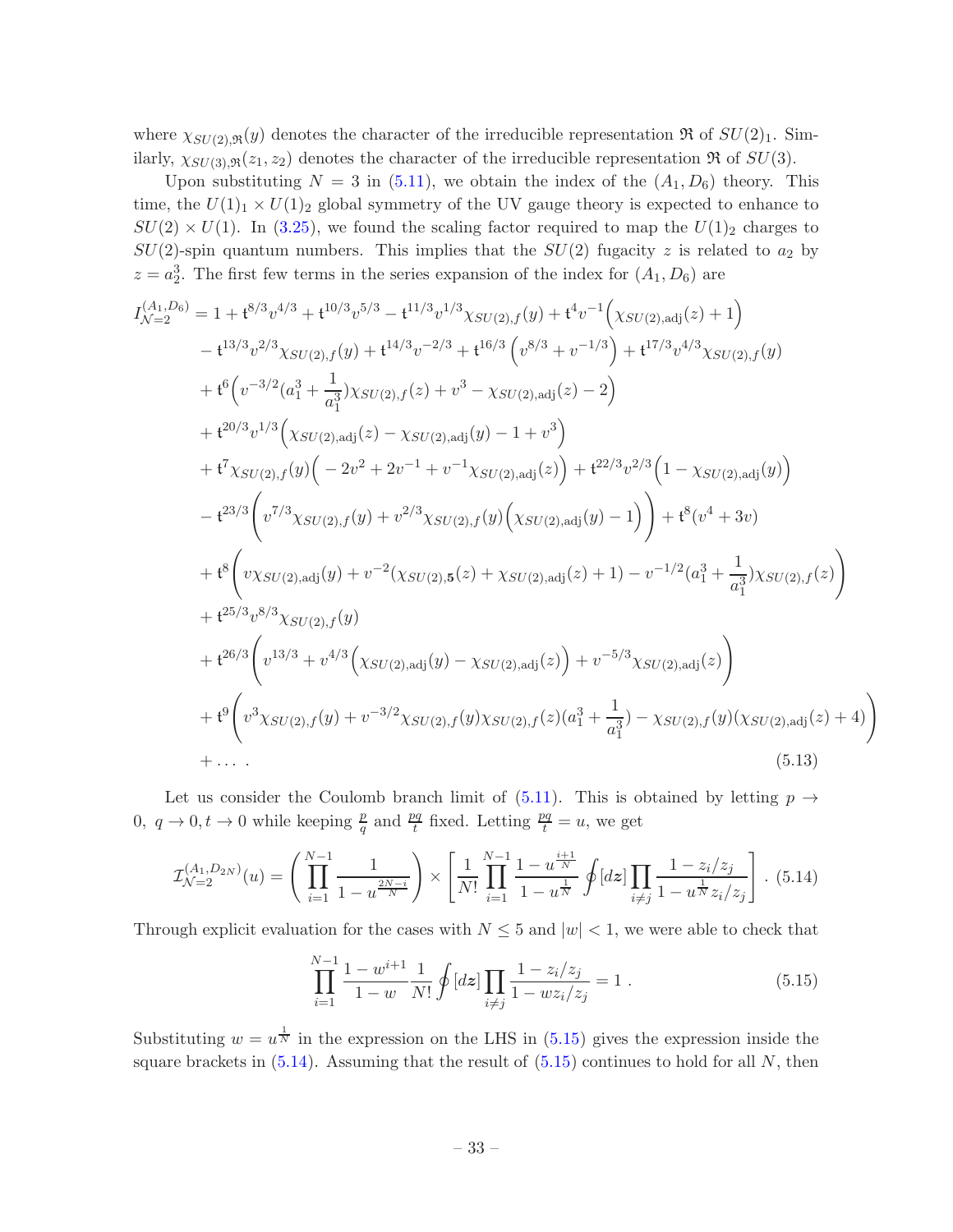where $\chi_{SU(2),\mathfrak{R}}(y)$ denotes the character of the irreducible representation $\mathfrak{R}$ of $SU(2)_1$. Similarly, $\chi_{SU(3),\mathfrak{R}}(z_1, z_2)$ denotes the character of the irreducible representation $\mathfrak{R}$ of $SU(3)$.

Upon substituting $N = 3$ in (5.11), we obtain the index of the $(A_1, D_6)$ theory. This time, the $U(1)_1 \times U(1)_2$ global symmetry of the UV gauge theory is expected to enhance to $SU(2) \times U(1)$. In (3.25), we found the scaling factor required to map the $U(1)_2$ charges to $SU(2)$-spin quantum numbers. This implies that the $SU(2)$ fugacity $z$ is related to $a_2$ by $z = a_2^3$. The first few terms in the series expansion of the index for $(A_1, D_6)$ are

$$
\begin{aligned}
I^{(A_1,D_6)}_{\mathcal{N}=2} &= 1 + \mathfrak{t}^{8/3}v^{4/3} + \mathfrak{t}^{10/3}v^{5/3} - \mathfrak{t}^{11/3}v^{1/3}\chi_{SU(2),f}(y) + \mathfrak{t}^4 v^{-1}\Big(\chi_{SU(2),\text{adj}}(z) + 1\Big) \\
&\quad - \mathfrak{t}^{13/3}v^{2/3}\chi_{SU(2),f}(y) + \mathfrak{t}^{14/3}v^{-2/3} + \mathfrak{t}^{16/3}\Big(v^{8/3} + v^{-1/3}\Big) + \mathfrak{t}^{17/3}v^{4/3}\chi_{SU(2),f}(y) \\
&\quad + \mathfrak{t}^6\Big(v^{-3/2}(a_1^3 + \frac{1}{a_1^3})\chi_{SU(2),f}(z) + v^3 - \chi_{SU(2),\text{adj}}(z) - 2\Big) \\
&\quad + \mathfrak{t}^{20/3}v^{1/3}\Big(\chi_{SU(2),\text{adj}}(z) - \chi_{SU(2),\text{adj}}(y) - 1 + v^3\Big) \\
&\quad + \mathfrak{t}^7\chi_{SU(2),f}(y)\Big(-2v^2 + 2v^{-1} + v^{-1}\chi_{SU(2),\text{adj}}(z)\Big) + \mathfrak{t}^{22/3}v^{2/3}\Big(1 - \chi_{SU(2),\text{adj}}(y)\Big) \\
&\quad - \mathfrak{t}^{23/3}\left(v^{7/3}\chi_{SU(2),f}(y) + v^{2/3}\chi_{SU(2),f}(y)\Big(\chi_{SU(2),\text{adj}}(y) - 1\Big)\right) + \mathfrak{t}^8(v^4 + 3v) \\
&\quad + \mathfrak{t}^8\left(v\chi_{SU(2),\text{adj}}(y) + v^{-2}(\chi_{SU(2),\mathbf{5}}(z) + \chi_{SU(2),\text{adj}}(z) + 1) - v^{-1/2}(a_1^3 + \frac{1}{a_1^3})\chi_{SU(2),f}(z)\right) \\
&\quad + \mathfrak{t}^{25/3}v^{8/3}\chi_{SU(2),f}(y) \\
&\quad + \mathfrak{t}^{26/3}\left(v^{13/3} + v^{4/3}\Big(\chi_{SU(2),\text{adj}}(y) - \chi_{SU(2),\text{adj}}(z)\Big) + v^{-5/3}\chi_{SU(2),\text{adj}}(z)\right) \\
&\quad + \mathfrak{t}^9\left(v^3\chi_{SU(2),f}(y) + v^{-3/2}\chi_{SU(2),f}(y)\chi_{SU(2),f}(z)(a_1^3 + \frac{1}{a_1^3}) - \chi_{SU(2),f}(y)(\chi_{SU(2),\text{adj}}(z) + 4)\right) \\
&\quad + \ldots \, .
\end{aligned}
\tag{5.13}
$$

Let us consider the Coulomb branch limit of (5.11). This is obtained by letting $p \to 0,\ q \to 0, t \to 0$ while keeping $\frac{p}{q}$ and $\frac{pq}{t}$ fixed. Letting $\frac{pq}{t} = u$, we get

$$
\mathcal{I}^{(A_1,D_{2N})}_{\mathcal{N}=2}(u) = \left(\prod_{i=1}^{N-1}\frac{1}{1 - u^{\frac{2N-i}{N}}}\right) \times \left[\frac{1}{N!}\prod_{i=1}^{N-1}\frac{1 - u^{\frac{i+1}{N}}}{1 - u^{\frac{1}{N}}}\oint[d\boldsymbol{z}]\prod_{i\neq j}\frac{1 - z_i/z_j}{1 - u^{\frac{1}{N}}z_i/z_j}\right] . \tag{5.14}
$$

Through explicit evaluation for the cases with $N \leq 5$ and $|w| < 1$, we were able to check that

$$
\prod_{i=1}^{N-1}\frac{1 - w^{i+1}}{1 - w}\frac{1}{N!}\oint[d\boldsymbol{z}]\prod_{i\neq j}\frac{1 - z_i/z_j}{1 - wz_i/z_j} = 1 \, . \tag{5.15}
$$

Substituting $w = u^{\frac{1}{N}}$ in the expression on the LHS in (5.15) gives the expression inside the square brackets in (5.14). Assuming that the result of (5.15) continues to hold for all $N$, then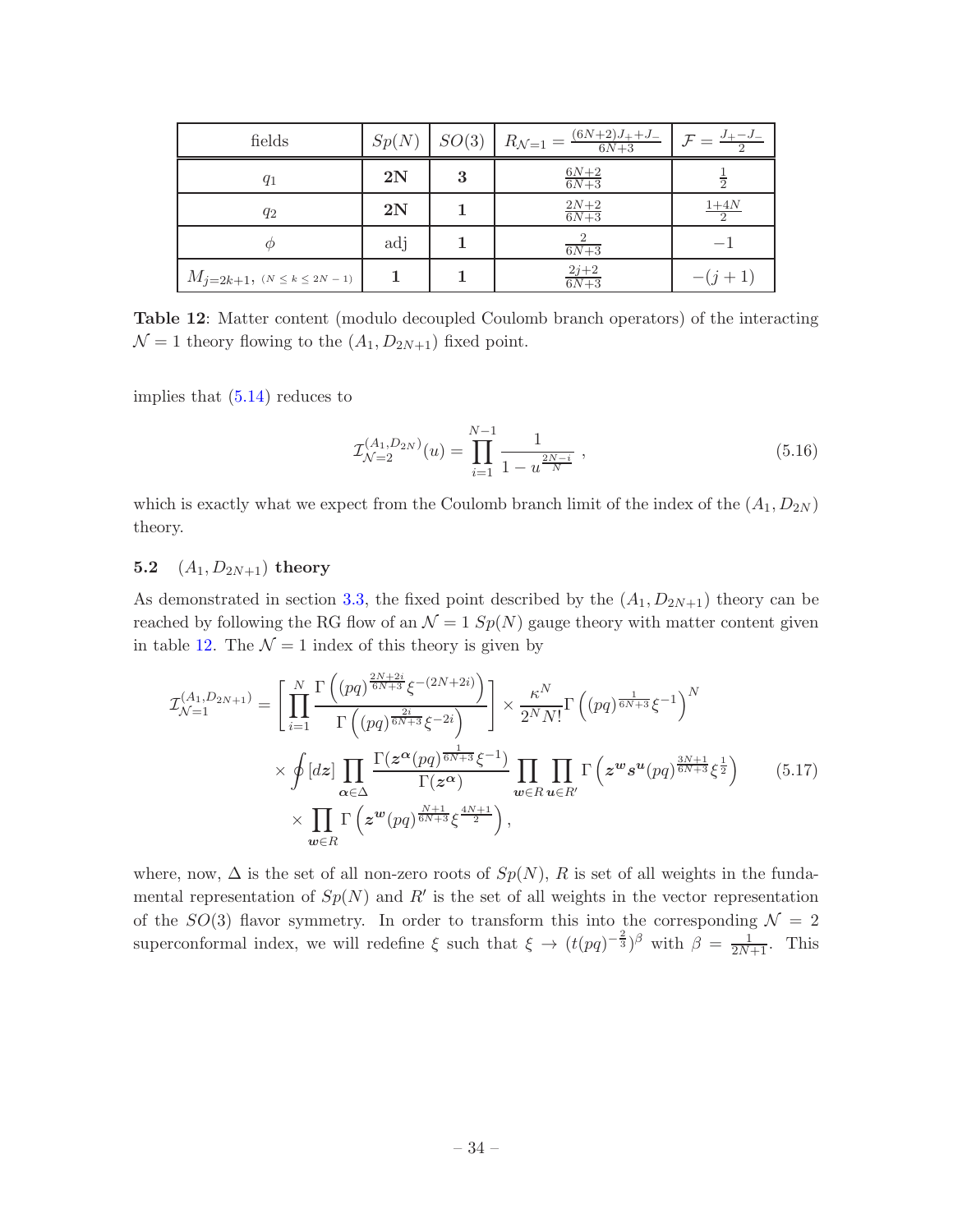| fields | $Sp(N)$ | $SO(3)$ | $R_{\mathcal{N}=1} = \frac{(6N+2)J_+ + J_-}{6N+3}$ | $\mathcal{F} = \frac{J_+ - J_-}{2}$ |
|---|---|---|---|---|
| $q_1$ | **2N** | **3** | $\frac{6N+2}{6N+3}$ | $\frac{1}{2}$ |
| $q_2$ | **2N** | **1** | $\frac{2N+2}{6N+3}$ | $\frac{1+4N}{2}$ |
| $\phi$ | adj | **1** | $\frac{2}{6N+3}$ | $-1$ |
| $M_{j=2k+1},\ (N \leq k \leq 2N-1)$ | **1** | **1** | $\frac{2j+2}{6N+3}$ | $-(j+1)$ |

**Table 12**: Matter content (modulo decoupled Coulomb branch operators) of the interacting $\mathcal{N}=1$ theory flowing to the $(A_1, D_{2N+1})$ fixed point.

implies that (5.14) reduces to

$$\mathcal{I}_{\mathcal{N}=2}^{(A_1,D_{2N})}(u) = \prod_{i=1}^{N-1} \frac{1}{1-u^{\frac{2N-i}{N}}} , \tag{5.16}$$

which is exactly what we expect from the Coulomb branch limit of the index of the $(A_1, D_{2N})$ theory.

### 5.2 $(A_1, D_{2N+1})$ theory

As demonstrated in section 3.3, the fixed point described by the $(A_1, D_{2N+1})$ theory can be reached by following the RG flow of an $\mathcal{N}=1$ $Sp(N)$ gauge theory with matter content given in table 12. The $\mathcal{N}=1$ index of this theory is given by

$$\begin{aligned}
\mathcal{I}_{\mathcal{N}=1}^{(A_1,D_{2N+1})} = & \left[\prod_{i=1}^{N} \frac{\Gamma\left((pq)^{\frac{2N+2i}{6N+3}}\xi^{-(2N+2i)}\right)}{\Gamma\left((pq)^{\frac{2i}{6N+3}}\xi^{-2i}\right)}\right] \times \frac{\kappa^N}{2^N N!}\Gamma\left((pq)^{\frac{1}{6N+3}}\xi^{-1}\right)^N \\
& \times \oint [d\boldsymbol{z}] \prod_{\boldsymbol{\alpha}\in\Delta} \frac{\Gamma(\boldsymbol{z}^{\boldsymbol{\alpha}}(pq)^{\frac{1}{6N+3}}\xi^{-1})}{\Gamma(\boldsymbol{z}^{\boldsymbol{\alpha}})} \prod_{\boldsymbol{w}\in R}\prod_{\boldsymbol{u}\in R'} \Gamma\left(\boldsymbol{z}^{\boldsymbol{w}}\boldsymbol{s}^{\boldsymbol{u}}(pq)^{\frac{3N+1}{6N+3}}\xi^{\frac{1}{2}}\right) \\
& \times \prod_{\boldsymbol{w}\in R} \Gamma\left(\boldsymbol{z}^{\boldsymbol{w}}(pq)^{\frac{N+1}{6N+3}}\xi^{\frac{4N+1}{2}}\right),
\end{aligned} \tag{5.17}$$

where, now, $\Delta$ is the set of all non-zero roots of $Sp(N)$, $R$ is set of all weights in the fundamental representation of $Sp(N)$ and $R'$ is the set of all weights in the vector representation of the $SO(3)$ flavor symmetry. In order to transform this into the corresponding $\mathcal{N}=2$ superconformal index, we will redefine $\xi$ such that $\xi \to (t(pq)^{-\frac{2}{3}})^{\beta}$ with $\beta = \frac{1}{2N+1}$. This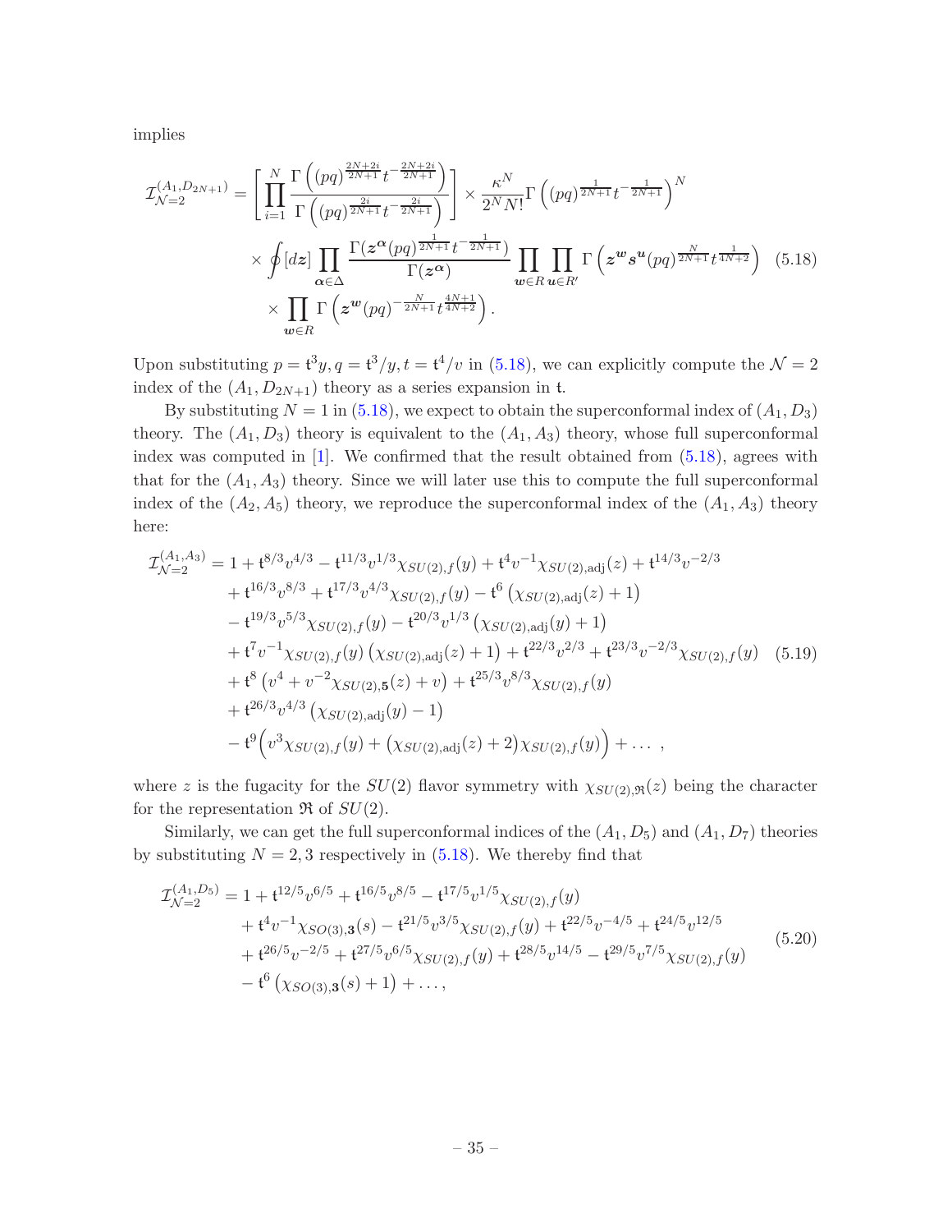implies

$$
\begin{aligned}
\mathcal{I}_{\mathcal{N}=2}^{(A_1,D_{2N+1})} = &\left[\prod_{i=1}^{N} \frac{\Gamma\left((pq)^{\frac{2N+2i}{2N+1}} t^{-\frac{2N+2i}{2N+1}}\right)}{\Gamma\left((pq)^{\frac{2i}{2N+1}} t^{-\frac{2i}{2N+1}}\right)}\right] \times \frac{\kappa^N}{2^N N!} \Gamma\left((pq)^{\frac{1}{2N+1}} t^{-\frac{1}{2N+1}}\right)^N \\
&\times \oint [d\boldsymbol{z}] \prod_{\boldsymbol{\alpha}\in\Delta} \frac{\Gamma(\boldsymbol{z}^{\boldsymbol{\alpha}} (pq)^{\frac{1}{2N+1}} t^{-\frac{1}{2N+1}})}{\Gamma(\boldsymbol{z}^{\boldsymbol{\alpha}})} \prod_{\boldsymbol{w}\in R} \prod_{\boldsymbol{u}\in R'} \Gamma\left(\boldsymbol{z}^{\boldsymbol{w}} \boldsymbol{s}^{\boldsymbol{u}} (pq)^{\frac{N}{2N+1}} t^{\frac{1}{4N+2}}\right) \\
&\times \prod_{\boldsymbol{w}\in R} \Gamma\left(\boldsymbol{z}^{\boldsymbol{w}} (pq)^{-\frac{N}{2N+1}} t^{\frac{4N+1}{4N+2}}\right).
\end{aligned}
\tag{5.18}
$$

Upon substituting $p = \mathfrak{t}^3 y, q = \mathfrak{t}^3/y, t = \mathfrak{t}^4/v$ in (5.18), we can explicitly compute the $\mathcal{N} = 2$ index of the $(A_1, D_{2N+1})$ theory as a series expansion in $\mathfrak{t}$.

By substituting $N = 1$ in (5.18), we expect to obtain the superconformal index of $(A_1, D_3)$ theory. The $(A_1, D_3)$ theory is equivalent to the $(A_1, A_3)$ theory, whose full superconformal index was computed in [1]. We confirmed that the result obtained from (5.18), agrees with that for the $(A_1, A_3)$ theory. Since we will later use this to compute the full superconformal index of the $(A_2, A_5)$ theory, we reproduce the superconformal index of the $(A_1, A_3)$ theory here:

$$
\begin{aligned}
\mathcal{I}_{\mathcal{N}=2}^{(A_1,A_3)} = &\, 1 + \mathfrak{t}^{8/3} v^{4/3} - \mathfrak{t}^{11/3} v^{1/3} \chi_{SU(2),f}(y) + \mathfrak{t}^4 v^{-1} \chi_{SU(2),\mathrm{adj}}(z) + \mathfrak{t}^{14/3} v^{-2/3} \\
&+ \mathfrak{t}^{16/3} v^{8/3} + \mathfrak{t}^{17/3} v^{4/3} \chi_{SU(2),f}(y) - \mathfrak{t}^6 \left(\chi_{SU(2),\mathrm{adj}}(z) + 1\right) \\
&- \mathfrak{t}^{19/3} v^{5/3} \chi_{SU(2),f}(y) - \mathfrak{t}^{20/3} v^{1/3} \left(\chi_{SU(2),\mathrm{adj}}(y) + 1\right) \\
&+ \mathfrak{t}^7 v^{-1} \chi_{SU(2),f}(y) \left(\chi_{SU(2),\mathrm{adj}}(z) + 1\right) + \mathfrak{t}^{22/3} v^{2/3} + \mathfrak{t}^{23/3} v^{-2/3} \chi_{SU(2),f}(y) \\
&+ \mathfrak{t}^8 \left(v^4 + v^{-2} \chi_{SU(2),\mathbf{5}}(z) + v\right) + \mathfrak{t}^{25/3} v^{8/3} \chi_{SU(2),f}(y) \\
&+ \mathfrak{t}^{26/3} v^{4/3} \left(\chi_{SU(2),\mathrm{adj}}(y) - 1\right) \\
&- \mathfrak{t}^9 \Big(v^3 \chi_{SU(2),f}(y) + \left(\chi_{SU(2),\mathrm{adj}}(z) + 2\right) \chi_{SU(2),f}(y)\Big) + \dots\ ,
\end{aligned}
\tag{5.19}
$$

where $z$ is the fugacity for the $SU(2)$ flavor symmetry with $\chi_{SU(2),\mathfrak{R}}(z)$ being the character for the representation $\mathfrak{R}$ of $SU(2)$.

Similarly, we can get the full superconformal indices of the $(A_1, D_5)$ and $(A_1, D_7)$ theories by substituting $N = 2, 3$ respectively in (5.18). We thereby find that

$$
\begin{aligned}
\mathcal{I}_{\mathcal{N}=2}^{(A_1,D_5)} = &\, 1 + \mathfrak{t}^{12/5} v^{6/5} + \mathfrak{t}^{16/5} v^{8/5} - \mathfrak{t}^{17/5} v^{1/5} \chi_{SU(2),f}(y) \\
&+ \mathfrak{t}^4 v^{-1} \chi_{SO(3),\mathbf{3}}(s) - \mathfrak{t}^{21/5} v^{3/5} \chi_{SU(2),f}(y) + \mathfrak{t}^{22/5} v^{-4/5} + \mathfrak{t}^{24/5} v^{12/5} \\
&+ \mathfrak{t}^{26/5} v^{-2/5} + \mathfrak{t}^{27/5} v^{6/5} \chi_{SU(2),f}(y) + \mathfrak{t}^{28/5} v^{14/5} - \mathfrak{t}^{29/5} v^{7/5} \chi_{SU(2),f}(y) \\
&- \mathfrak{t}^6 \left(\chi_{SO(3),\mathbf{3}}(s) + 1\right) + \dots,
\end{aligned}
\tag{5.20}
$$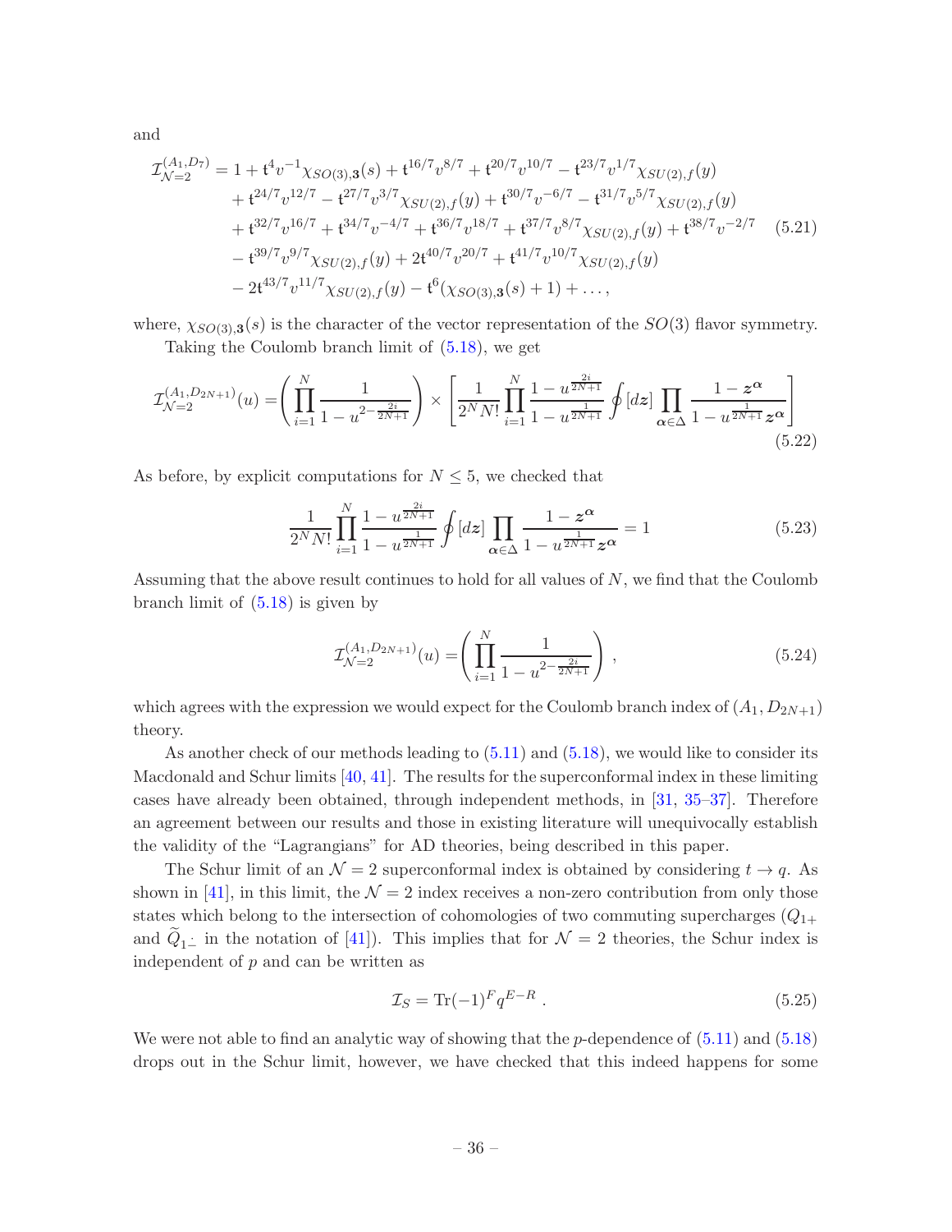and

$$
\begin{aligned}
\mathcal{I}_{\mathcal{N}=2}^{(A_1,D_7)} = & \, 1 + \mathfrak{t}^4 v^{-1} \chi_{SO(3),\mathbf{3}}(s) + \mathfrak{t}^{16/7} v^{8/7} + \mathfrak{t}^{20/7} v^{10/7} - \mathfrak{t}^{23/7} v^{1/7} \chi_{SU(2),f}(y) \\
& + \mathfrak{t}^{24/7} v^{12/7} - \mathfrak{t}^{27/7} v^{3/7} \chi_{SU(2),f}(y) + \mathfrak{t}^{30/7} v^{-6/7} - \mathfrak{t}^{31/7} v^{5/7} \chi_{SU(2),f}(y) \\
& + \mathfrak{t}^{32/7} v^{16/7} + \mathfrak{t}^{34/7} v^{-4/7} + \mathfrak{t}^{36/7} v^{18/7} + \mathfrak{t}^{37/7} v^{8/7} \chi_{SU(2),f}(y) + \mathfrak{t}^{38/7} v^{-2/7} \\
& - \mathfrak{t}^{39/7} v^{9/7} \chi_{SU(2),f}(y) + 2\mathfrak{t}^{40/7} v^{20/7} + \mathfrak{t}^{41/7} v^{10/7} \chi_{SU(2),f}(y) \\
& - 2\mathfrak{t}^{43/7} v^{11/7} \chi_{SU(2),f}(y) - \mathfrak{t}^6 (\chi_{SO(3),\mathbf{3}}(s) + 1) + \ldots ,
\end{aligned}
\tag{5.21}
$$

where, $\chi_{SO(3),\mathbf{3}}(s)$ is the character of the vector representation of the $SO(3)$ flavor symmetry.

Taking the Coulomb branch limit of (5.18), we get

$$
\mathcal{I}_{\mathcal{N}=2}^{(A_1,D_{2N+1})}(u) = \left( \prod_{i=1}^{N} \frac{1}{1 - u^{2 - \frac{2i}{2N+1}}} \right) \times \left[ \frac{1}{2^N N!} \prod_{i=1}^{N} \frac{1 - u^{\frac{2i}{2N+1}}}{1 - u^{\frac{1}{2N+1}}} \oint [d\boldsymbol{z}] \prod_{\boldsymbol{\alpha} \in \Delta} \frac{1 - \boldsymbol{z}^{\boldsymbol{\alpha}}}{1 - u^{\frac{1}{2N+1}} \boldsymbol{z}^{\boldsymbol{\alpha}}} \right]
\tag{5.22}
$$

As before, by explicit computations for $N \leq 5$, we checked that

$$
\frac{1}{2^N N!} \prod_{i=1}^{N} \frac{1 - u^{\frac{2i}{2N+1}}}{1 - u^{\frac{1}{2N+1}}} \oint [d\boldsymbol{z}] \prod_{\boldsymbol{\alpha} \in \Delta} \frac{1 - \boldsymbol{z}^{\boldsymbol{\alpha}}}{1 - u^{\frac{1}{2N+1}} \boldsymbol{z}^{\boldsymbol{\alpha}}} = 1
\tag{5.23}
$$

Assuming that the above result continues to hold for all values of $N$, we find that the Coulomb branch limit of (5.18) is given by

$$
\mathcal{I}_{\mathcal{N}=2}^{(A_1,D_{2N+1})}(u) = \left( \prod_{i=1}^{N} \frac{1}{1 - u^{2 - \frac{2i}{2N+1}}} \right) ,
\tag{5.24}
$$

which agrees with the expression we would expect for the Coulomb branch index of $(A_1, D_{2N+1})$ theory.

As another check of our methods leading to (5.11) and (5.18), we would like to consider its Macdonald and Schur limits [40, 41]. The results for the superconformal index in these limiting cases have already been obtained, through independent methods, in [31, 35–37]. Therefore an agreement between our results and those in existing literature will unequivocally establish the validity of the "Lagrangians" for AD theories, being described in this paper.

The Schur limit of an $\mathcal{N} = 2$ superconformal index is obtained by considering $t \to q$. As shown in [41], in this limit, the $\mathcal{N} = 2$ index receives a non-zero contribution from only those states which belong to the intersection of cohomologies of two commuting supercharges ($Q_{1+}$ and $\widetilde{Q}_{1\dot{-}}$ in the notation of [41]). This implies that for $\mathcal{N} = 2$ theories, the Schur index is independent of $p$ and can be written as

$$
\mathcal{I}_S = \mathrm{Tr}(-1)^F q^{E-R} \, .
\tag{5.25}
$$

We were not able to find an analytic way of showing that the $p$-dependence of (5.11) and (5.18) drops out in the Schur limit, however, we have checked that this indeed happens for some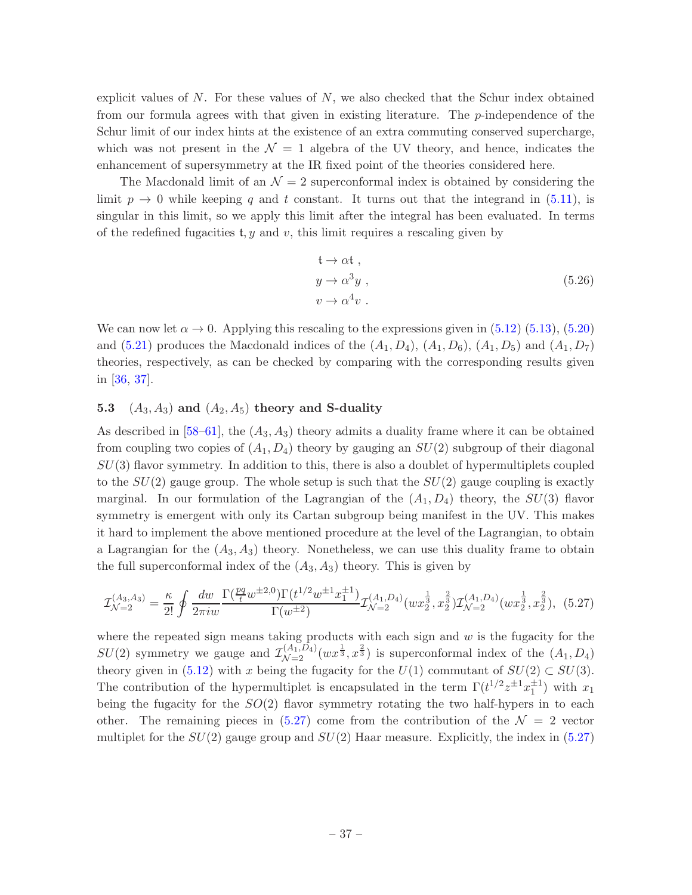explicit values of $N$. For these values of $N$, we also checked that the Schur index obtained from our formula agrees with that given in existing literature. The $p$-independence of the Schur limit of our index hints at the existence of an extra commuting conserved supercharge, which was not present in the $\mathcal{N}=1$ algebra of the UV theory, and hence, indicates the enhancement of supersymmetry at the IR fixed point of the theories considered here.

The Macdonald limit of an $\mathcal{N}=2$ superconformal index is obtained by considering the limit $p \to 0$ while keeping $q$ and $t$ constant. It turns out that the integrand in (5.11), is singular in this limit, so we apply this limit after the integral has been evaluated. In terms of the redefined fugacities $\mathfrak{t}, y$ and $v$, this limit requires a rescaling given by

$$
\begin{aligned}
&\mathfrak{t} \to \alpha \mathfrak{t} \ , \\
&y \to \alpha^3 y \ , \\
&v \to \alpha^4 v \ .
\end{aligned}
\tag{5.26}
$$

We can now let $\alpha \to 0$. Applying this rescaling to the expressions given in (5.12) (5.13), (5.20) and (5.21) produces the Macdonald indices of the $(A_1, D_4)$, $(A_1, D_6)$, $(A_1, D_5)$ and $(A_1, D_7)$ theories, respectively, as can be checked by comparing with the corresponding results given in [36, 37].

### 5.3 $(A_3, A_3)$ and $(A_2, A_5)$ theory and S-duality

As described in [58–61], the $(A_3, A_3)$ theory admits a duality frame where it can be obtained from coupling two copies of $(A_1, D_4)$ theory by gauging an $SU(2)$ subgroup of their diagonal $SU(3)$ flavor symmetry. In addition to this, there is also a doublet of hypermultiplets coupled to the $SU(2)$ gauge group. The whole setup is such that the $SU(2)$ gauge coupling is exactly marginal. In our formulation of the Lagrangian of the $(A_1, D_4)$ theory, the $SU(3)$ flavor symmetry is emergent with only its Cartan subgroup being manifest in the UV. This makes it hard to implement the above mentioned procedure at the level of the Lagrangian, to obtain a Lagrangian for the $(A_3, A_3)$ theory. Nonetheless, we can use this duality frame to obtain the full superconformal index of the $(A_3, A_3)$ theory. This is given by

$$
\mathcal{I}_{\mathcal{N}=2}^{(A_3,A_3)} = \frac{\kappa}{2!} \oint \frac{dw}{2\pi i w} \frac{\Gamma(\frac{pq}{t} w^{\pm 2,0}) \Gamma(t^{1/2} w^{\pm 1} x_1^{\pm 1})}{\Gamma(w^{\pm 2})} \mathcal{I}_{\mathcal{N}=2}^{(A_1,D_4)}(w x_2^{\frac{1}{3}}, x_2^{\frac{2}{3}}) \mathcal{I}_{\mathcal{N}=2}^{(A_1,D_4)}(w x_2^{\frac{1}{3}}, x_2^{\frac{2}{3}}), \tag{5.27}
$$

where the repeated sign means taking products with each sign and $w$ is the fugacity for the $SU(2)$ symmetry we gauge and $\mathcal{I}_{\mathcal{N}=2}^{(A_1,D_4)}(w x^{\frac{1}{3}}, x^{\frac{2}{3}})$ is superconformal index of the $(A_1, D_4)$ theory given in (5.12) with $x$ being the fugacity for the $U(1)$ commutant of $SU(2) \subset SU(3)$. The contribution of the hypermultiplet is encapsulated in the term $\Gamma(t^{1/2} z^{\pm 1} x_1^{\pm 1})$ with $x_1$ being the fugacity for the $SO(2)$ flavor symmetry rotating the two half-hypers in to each other. The remaining pieces in (5.27) come from the contribution of the $\mathcal{N}=2$ vector multiplet for the $SU(2)$ gauge group and $SU(2)$ Haar measure. Explicitly, the index in (5.27)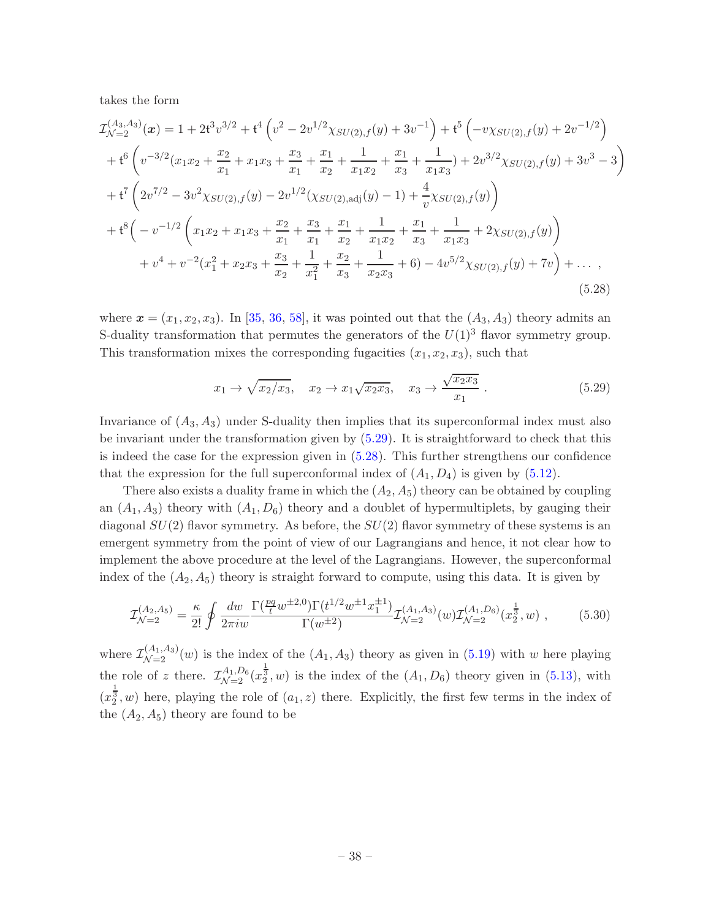takes the form

$$
\begin{aligned}
\mathcal{I}^{(A_3,A_3)}_{\mathcal{N}=2}(\boldsymbol{x}) &= 1 + 2\mathfrak{t}^3 v^{3/2} + \mathfrak{t}^4\left(v^2 - 2v^{1/2}\chi_{SU(2),f}(y) + 3v^{-1}\right) + \mathfrak{t}^5\left(-v\chi_{SU(2),f}(y) + 2v^{-1/2}\right) \\
&+ \mathfrak{t}^6\left(v^{-3/2}(x_1x_2 + \frac{x_2}{x_1} + x_1x_3 + \frac{x_3}{x_1} + \frac{x_1}{x_2} + \frac{1}{x_1x_2} + \frac{x_1}{x_3} + \frac{1}{x_1x_3}) + 2v^{3/2}\chi_{SU(2),f}(y) + 3v^3 - 3\right) \\
&+ \mathfrak{t}^7\left(2v^{7/2} - 3v^2\chi_{SU(2),f}(y) - 2v^{1/2}(\chi_{SU(2),\text{adj}}(y) - 1) + \frac{4}{v}\chi_{SU(2),f}(y)\right) \\
&+ \mathfrak{t}^8\Big(-v^{-1/2}\left(x_1x_2 + x_1x_3 + \frac{x_2}{x_1} + \frac{x_3}{x_1} + \frac{x_1}{x_2} + \frac{1}{x_1x_2} + \frac{x_1}{x_3} + \frac{1}{x_1x_3} + 2\chi_{SU(2),f}(y)\right) \\
&\quad + v^4 + v^{-2}(x_1^2 + x_2x_3 + \frac{x_3}{x_2} + \frac{1}{x_1^2} + \frac{x_2}{x_3} + \frac{1}{x_2x_3} + 6) - 4v^{5/2}\chi_{SU(2),f}(y) + 7v\Big) + \dots \ ,
\end{aligned}
\tag{5.28}
$$

where $\boldsymbol{x} = (x_1, x_2, x_3)$. In [35, 36, 58], it was pointed out that the $(A_3, A_3)$ theory admits an S-duality transformation that permutes the generators of the $U(1)^3$ flavor symmetry group. This transformation mixes the corresponding fugacities $(x_1, x_2, x_3)$, such that

$$
x_1 \to \sqrt{x_2/x_3}, \quad x_2 \to x_1\sqrt{x_2x_3}, \quad x_3 \to \frac{\sqrt{x_2x_3}}{x_1} \ . \tag{5.29}
$$

Invariance of $(A_3, A_3)$ under S-duality then implies that its superconformal index must also be invariant under the transformation given by (5.29). It is straightforward to check that this is indeed the case for the expression given in (5.28). This further strengthens our confidence that the expression for the full superconformal index of $(A_1, D_4)$ is given by (5.12).

There also exists a duality frame in which the $(A_2, A_5)$ theory can be obtained by coupling an $(A_1, A_3)$ theory with $(A_1, D_6)$ theory and a doublet of hypermultiplets, by gauging their diagonal $SU(2)$ flavor symmetry. As before, the $SU(2)$ flavor symmetry of these systems is an emergent symmetry from the point of view of our Lagrangians and hence, it not clear how to implement the above procedure at the level of the Lagrangians. However, the superconformal index of the $(A_2, A_5)$ theory is straight forward to compute, using this data. It is given by

$$
\mathcal{I}^{(A_2,A_5)}_{\mathcal{N}=2} = \frac{\kappa}{2!}\oint \frac{dw}{2\pi i w}\frac{\Gamma(\frac{pq}{t}w^{\pm 2,0})\Gamma(t^{1/2}w^{\pm 1}x_1^{\pm 1})}{\Gamma(w^{\pm 2})}\mathcal{I}^{(A_1,A_3)}_{\mathcal{N}=2}(w)\mathcal{I}^{(A_1,D_6)}_{\mathcal{N}=2}(x_2^{\frac{1}{3}}, w) \ , \tag{5.30}
$$

where $\mathcal{I}^{(A_1,A_3)}_{\mathcal{N}=2}(w)$ is the index of the $(A_1, A_3)$ theory as given in (5.19) with $w$ here playing the role of $z$ there. $\mathcal{I}^{A_1,D_6}_{\mathcal{N}=2}(x_2^{\frac{1}{3}}, w)$ is the index of the $(A_1, D_6)$ theory given in (5.13), with $(x_2^{\frac{1}{3}}, w)$ here, playing the role of $(a_1, z)$ there. Explicitly, the first few terms in the index of the $(A_2, A_5)$ theory are found to be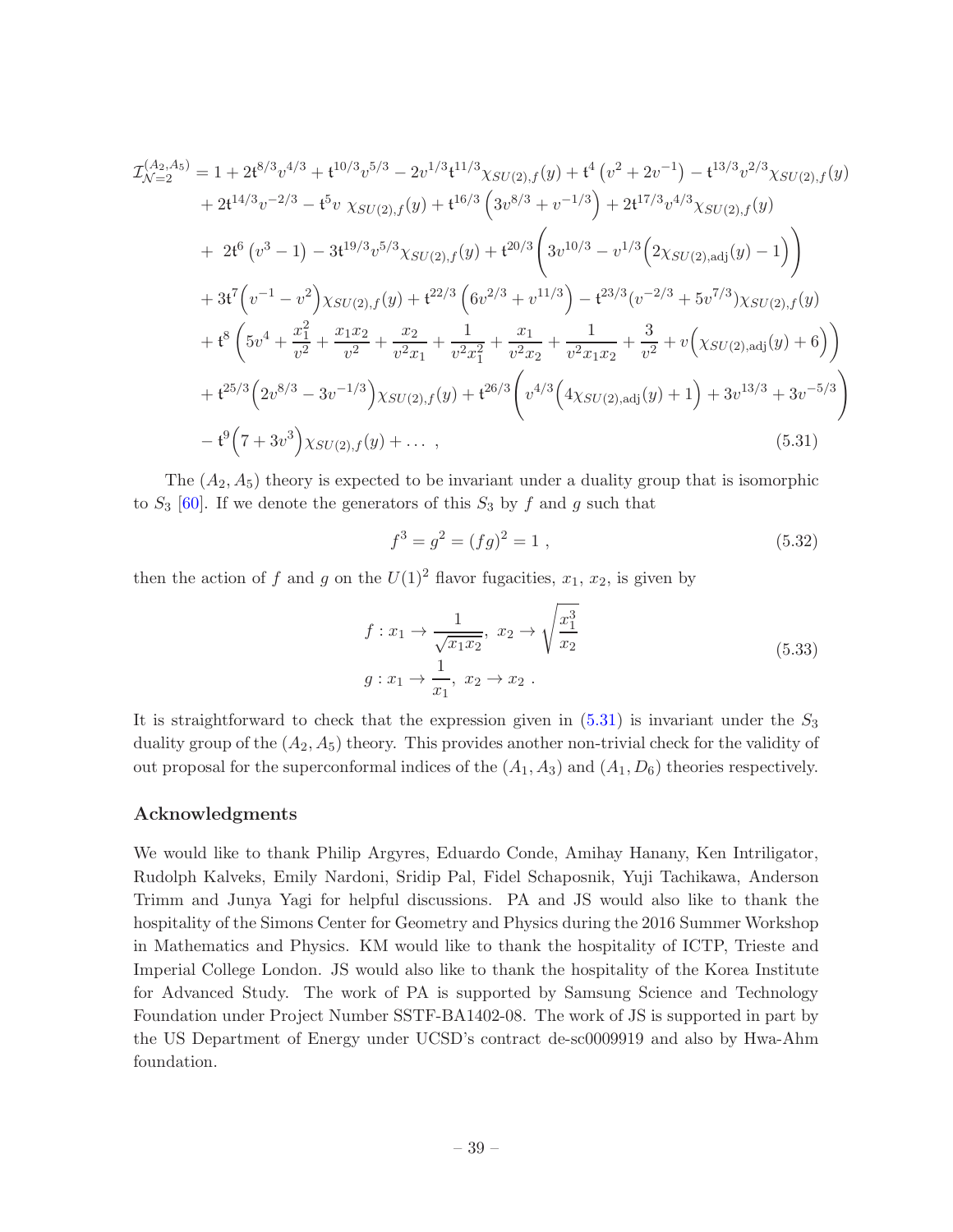$$
\begin{aligned}
\mathcal{I}_{\mathcal{N}=2}^{(A_2,A_5)} &= 1 + 2\mathfrak{t}^{8/3}v^{4/3} + \mathfrak{t}^{10/3}v^{5/3} - 2v^{1/3}\mathfrak{t}^{11/3}\chi_{SU(2),f}(y) + \mathfrak{t}^4\left(v^2 + 2v^{-1}\right) - \mathfrak{t}^{13/3}v^{2/3}\chi_{SU(2),f}(y) \\
&+ 2\mathfrak{t}^{14/3}v^{-2/3} - \mathfrak{t}^5 v\ \chi_{SU(2),f}(y) + \mathfrak{t}^{16/3}\left(3v^{8/3} + v^{-1/3}\right) + 2\mathfrak{t}^{17/3}v^{4/3}\chi_{SU(2),f}(y) \\
&+\ 2\mathfrak{t}^6\left(v^3 - 1\right) - 3\mathfrak{t}^{19/3}v^{5/3}\chi_{SU(2),f}(y) + \mathfrak{t}^{20/3}\left(3v^{10/3} - v^{1/3}\Big(2\chi_{SU(2),\mathrm{adj}}(y) - 1\Big)\right) \\
&+ 3\mathfrak{t}^7\Big(v^{-1} - v^2\Big)\chi_{SU(2),f}(y) + \mathfrak{t}^{22/3}\left(6v^{2/3} + v^{11/3}\right) - \mathfrak{t}^{23/3}(v^{-2/3} + 5v^{7/3})\chi_{SU(2),f}(y) \\
&+ \mathfrak{t}^8\left(5v^4 + \frac{x_1^2}{v^2} + \frac{x_1x_2}{v^2} + \frac{x_2}{v^2x_1} + \frac{1}{v^2x_1^2} + \frac{x_1}{v^2x_2} + \frac{1}{v^2x_1x_2} + \frac{3}{v^2} + v\Big(\chi_{SU(2),\mathrm{adj}}(y) + 6\Big)\right) \\
&+ \mathfrak{t}^{25/3}\Big(2v^{8/3} - 3v^{-1/3}\Big)\chi_{SU(2),f}(y) + \mathfrak{t}^{26/3}\left(v^{4/3}\Big(4\chi_{SU(2),\mathrm{adj}}(y) + 1\Big) + 3v^{13/3} + 3v^{-5/3}\right) \\
&- \mathfrak{t}^9\Big(7 + 3v^3\Big)\chi_{SU(2),f}(y) + \dots\ ,
\end{aligned} \tag{5.31}
$$

The $(A_2, A_5)$ theory is expected to be invariant under a duality group that is isomorphic to $S_3$ [60]. If we denote the generators of this $S_3$ by $f$ and $g$ such that

$$
f^3 = g^2 = (fg)^2 = 1\ , \tag{5.32}
$$

then the action of $f$ and $g$ on the $U(1)^2$ flavor fugacities, $x_1$, $x_2$, is given by

$$
\begin{aligned}
f &: x_1 \to \frac{1}{\sqrt{x_1x_2}},\ x_2 \to \sqrt{\frac{x_1^3}{x_2}} \\
g &: x_1 \to \frac{1}{x_1},\ x_2 \to x_2\ .
\end{aligned} \tag{5.33}
$$

It is straightforward to check that the expression given in (5.31) is invariant under the $S_3$ duality group of the $(A_2, A_5)$ theory. This provides another non-trivial check for the validity of out proposal for the superconformal indices of the $(A_1, A_3)$ and $(A_1, D_6)$ theories respectively.

### Acknowledgments

We would like to thank Philip Argyres, Eduardo Conde, Amihay Hanany, Ken Intriligator, Rudolph Kalveks, Emily Nardoni, Sridip Pal, Fidel Schaposnik, Yuji Tachikawa, Anderson Trimm and Junya Yagi for helpful discussions. PA and JS would also like to thank the hospitality of the Simons Center for Geometry and Physics during the 2016 Summer Workshop in Mathematics and Physics. KM would like to thank the hospitality of ICTP, Trieste and Imperial College London. JS would also like to thank the hospitality of the Korea Institute for Advanced Study. The work of PA is supported by Samsung Science and Technology Foundation under Project Number SSTF-BA1402-08. The work of JS is supported in part by the US Department of Energy under UCSD's contract de-sc0009919 and also by Hwa-Ahm foundation.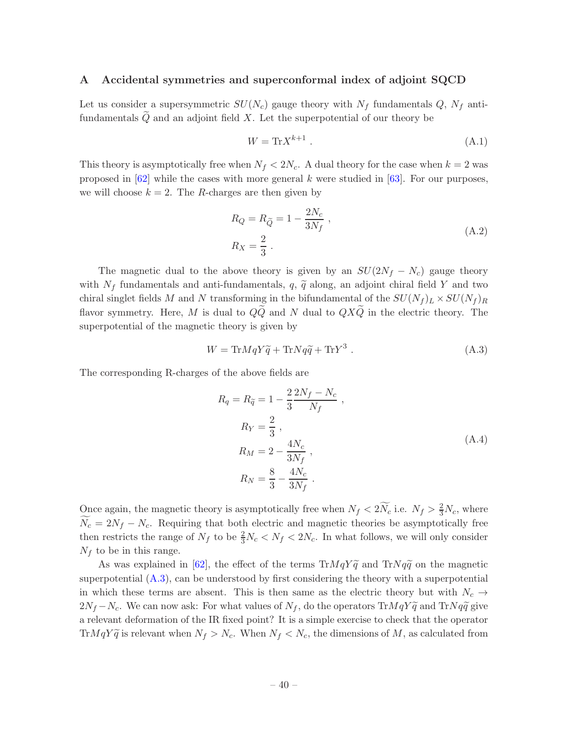## A Accidental symmetries and superconformal index of adjoint SQCD

Let us consider a supersymmetric $SU(N_c)$ gauge theory with $N_f$ fundamentals $Q$, $N_f$ anti-fundamentals $\widetilde{Q}$ and an adjoint field $X$. Let the superpotential of our theory be

$$W = \mathrm{Tr} X^{k+1} \ . \tag{A.1}$$

This theory is asymptotically free when $N_f < 2N_c$. A dual theory for the case when $k = 2$ was proposed in [62] while the cases with more general $k$ were studied in [63]. For our purposes, we will choose $k = 2$. The $R$-charges are then given by

$$\begin{aligned} R_Q = R_{\widetilde{Q}} &= 1 - \frac{2N_c}{3N_f} \ , \\ R_X &= \frac{2}{3} \ . \end{aligned} \tag{A.2}$$

The magnetic dual to the above theory is given by an $SU(2N_f - N_c)$ gauge theory with $N_f$ fundamentals and anti-fundamentals, $q$, $\widetilde{q}$ along, an adjoint chiral field $Y$ and two chiral singlet fields $M$ and $N$ transforming in the bifundamental of the $SU(N_f)_L \times SU(N_f)_R$ flavor symmetry. Here, $M$ is dual to $Q\widetilde{Q}$ and $N$ dual to $QX\widetilde{Q}$ in the electric theory. The superpotential of the magnetic theory is given by

$$W = \mathrm{Tr} M q Y \widetilde{q} + \mathrm{Tr} N q \widetilde{q} + \mathrm{Tr} Y^3 \ . \tag{A.3}$$

The corresponding R-charges of the above fields are

$$\begin{aligned} R_q = R_{\widetilde{q}} &= 1 - \frac{2}{3}\frac{2N_f - N_c}{N_f} \ , \\ R_Y &= \frac{2}{3} \ , \\ R_M &= 2 - \frac{4N_c}{3N_f} \ , \\ R_N &= \frac{8}{3} - \frac{4N_c}{3N_f} \ . \end{aligned} \tag{A.4}$$

Once again, the magnetic theory is asymptotically free when $N_f < 2\widetilde{N_c}$ i.e. $N_f > \frac{2}{3}N_c$, where $\widetilde{N_c} = 2N_f - N_c$. Requiring that both electric and magnetic theories be asymptotically free then restricts the range of $N_f$ to be $\frac{2}{3}N_c < N_f < 2N_c$. In what follows, we will only consider $N_f$ to be in this range.

As was explained in [62], the effect of the terms $\mathrm{Tr} M q Y \widetilde{q}$ and $\mathrm{Tr} N q \widetilde{q}$ on the magnetic superpotential (A.3), can be understood by first considering the theory with a superpotential in which these terms are absent. This is then same as the electric theory but with $N_c \to 2N_f - N_c$. We can now ask: For what values of $N_f$, do the operators $\mathrm{Tr} M q Y \widetilde{q}$ and $\mathrm{Tr} N q \widetilde{q}$ give a relevant deformation of the IR fixed point? It is a simple exercise to check that the operator $\mathrm{Tr} M q Y \widetilde{q}$ is relevant when $N_f > N_c$. When $N_f < N_c$, the dimensions of $M$, as calculated from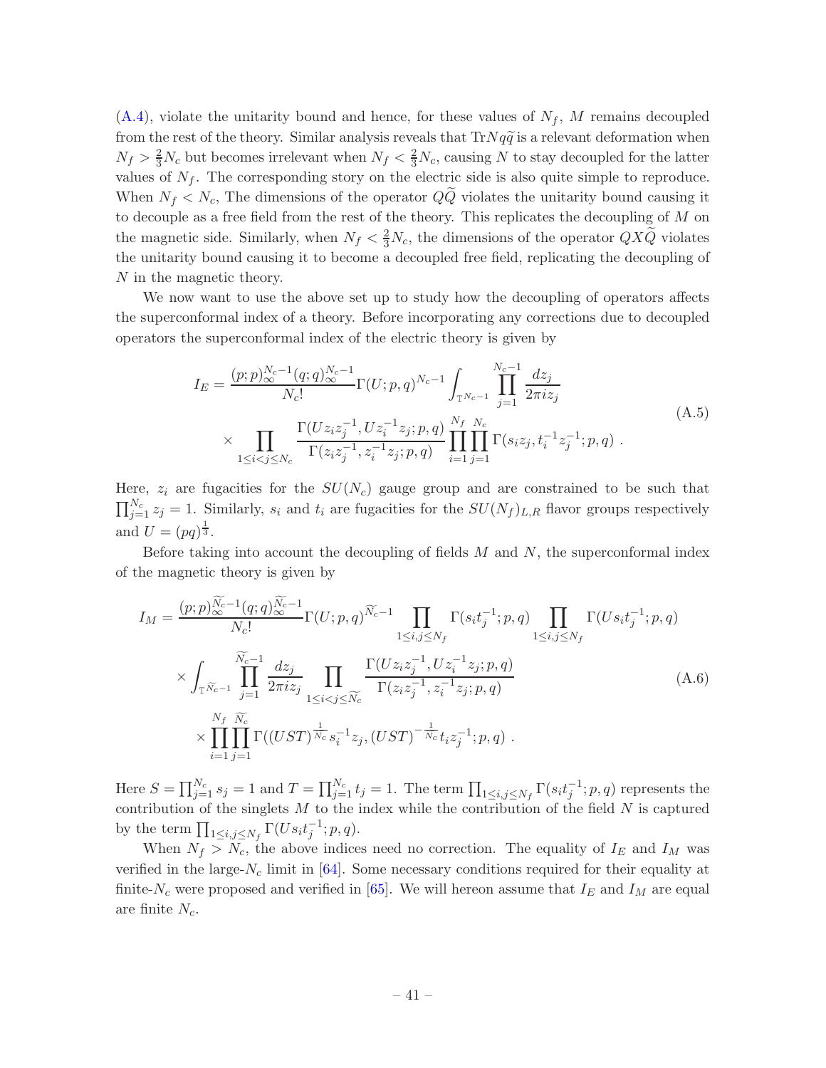(A.4), violate the unitarity bound and hence, for these values of $N_f$, $M$ remains decoupled from the rest of the theory. Similar analysis reveals that $\mathrm{Tr} N q\widetilde{q}$ is a relevant deformation when $N_f > \frac{2}{3}N_c$ but becomes irrelevant when $N_f < \frac{2}{3}N_c$, causing $N$ to stay decoupled for the latter values of $N_f$. The corresponding story on the electric side is also quite simple to reproduce. When $N_f < N_c$, The dimensions of the operator $Q\widetilde{Q}$ violates the unitarity bound causing it to decouple as a free field from the rest of the theory. This replicates the decoupling of $M$ on the magnetic side. Similarly, when $N_f < \frac{2}{3}N_c$, the dimensions of the operator $QX\widetilde{Q}$ violates the unitarity bound causing it to become a decoupled free field, replicating the decoupling of $N$ in the magnetic theory.

We now want to use the above set up to study how the decoupling of operators affects the superconformal index of a theory. Before incorporating any corrections due to decoupled operators the superconformal index of the electric theory is given by

$$
\begin{aligned}
I_E = \frac{(p;p)_\infty^{N_c-1}(q;q)_\infty^{N_c-1}}{N_c!}\Gamma(U;p,q)^{N_c-1}\int_{\mathbb{T}^{N_c-1}}\prod_{j=1}^{N_c-1}\frac{dz_j}{2\pi i z_j} \\
\times \prod_{1\leq i<j\leq N_c}\frac{\Gamma(Uz_iz_j^{-1},Uz_i^{-1}z_j;p,q)}{\Gamma(z_iz_j^{-1},z_i^{-1}z_j;p,q)}\prod_{i=1}^{N_f}\prod_{j=1}^{N_c}\Gamma(s_iz_j,t_i^{-1}z_j^{-1};p,q)\ .
\end{aligned}
\tag{A.5}
$$

Here, $z_i$ are fugacities for the $SU(N_c)$ gauge group and are constrained to be such that $\prod_{j=1}^{N_c} z_j = 1$. Similarly, $s_i$ and $t_i$ are fugacities for the $SU(N_f)_{L,R}$ flavor groups respectively and $U = (pq)^{\frac{1}{3}}$.

Before taking into account the decoupling of fields $M$ and $N$, the superconformal index of the magnetic theory is given by

$$
\begin{aligned}
I_M = \frac{(p;p)_\infty^{\widetilde{N}_c-1}(q;q)_\infty^{\widetilde{N}_c-1}}{N_c!}\Gamma(U;p,q)^{\widetilde{N}_c-1}\prod_{1\leq i,j\leq N_f}\Gamma(s_it_j^{-1};p,q)\prod_{1\leq i,j\leq N_f}\Gamma(Us_it_j^{-1};p,q) \\
\times\int_{\mathbb{T}^{\widetilde{N}_c-1}}\prod_{j=1}^{\widetilde{N}_c-1}\frac{dz_j}{2\pi i z_j}\prod_{1\leq i<j\leq \widetilde{N}_c}\frac{\Gamma(Uz_iz_j^{-1},Uz_i^{-1}z_j;p,q)}{\Gamma(z_iz_j^{-1},z_i^{-1}z_j;p,q)} \\
\times\prod_{i=1}^{N_f}\prod_{j=1}^{\widetilde{N}_c}\Gamma((UST)^{\frac{1}{N_c}}s_i^{-1}z_j,(UST)^{-\frac{1}{N_c}}t_iz_j^{-1};p,q)\ .
\end{aligned}
\tag{A.6}
$$

Here $S = \prod_{j=1}^{N_c} s_j = 1$ and $T = \prod_{j=1}^{N_c} t_j = 1$. The term $\prod_{1\leq i,j\leq N_f}\Gamma(s_it_j^{-1};p,q)$ represents the contribution of the singlets $M$ to the index while the contribution of the field $N$ is captured by the term $\prod_{1\leq i,j\leq N_f}\Gamma(Us_it_j^{-1};p,q)$.

When $N_f > N_c$, the above indices need no correction. The equality of $I_E$ and $I_M$ was verified in the large-$N_c$ limit in [64]. Some necessary conditions required for their equality at finite-$N_c$ were proposed and verified in [65]. We will hereon assume that $I_E$ and $I_M$ are equal are finite $N_c$.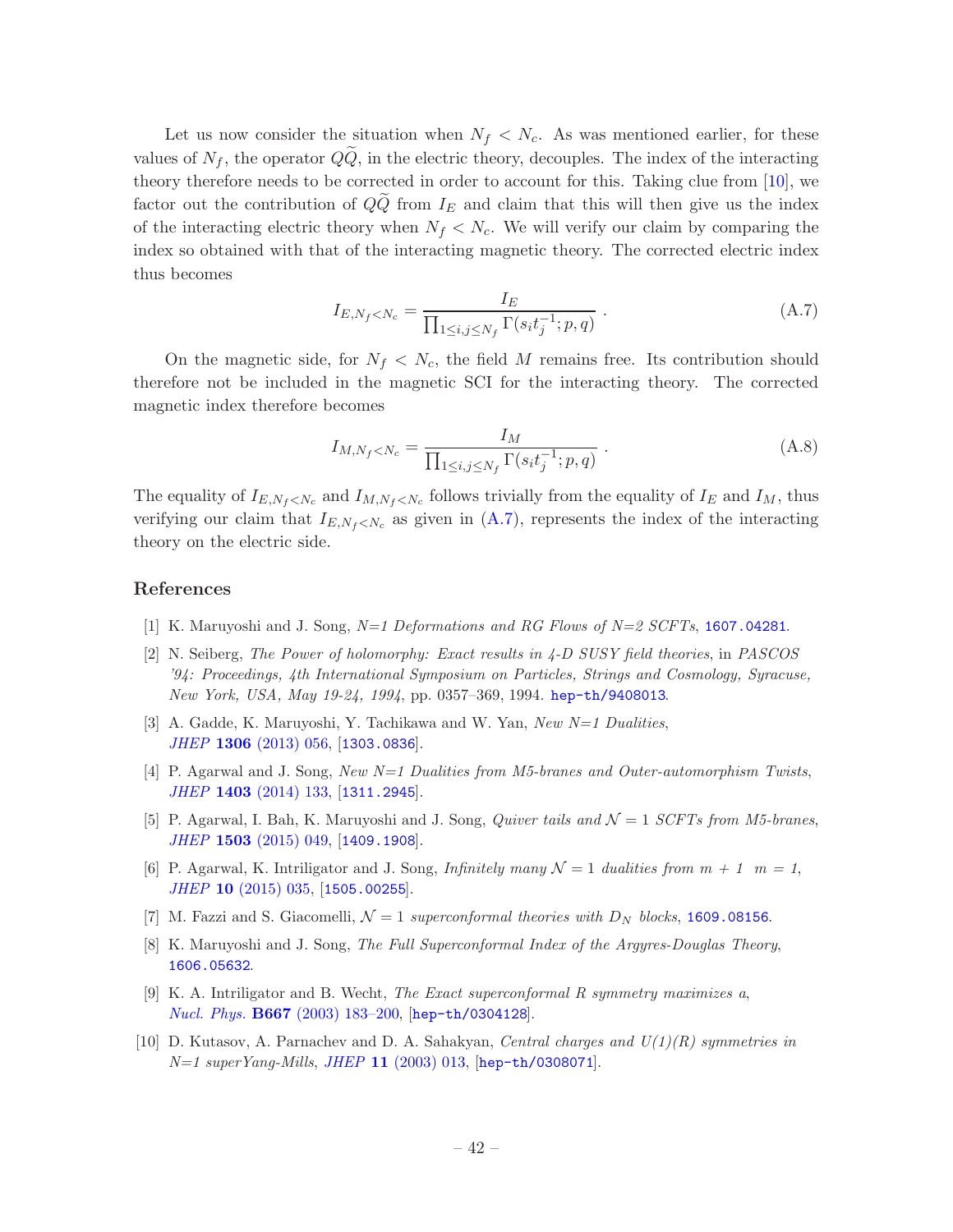Let us now consider the situation when $N_f < N_c$. As was mentioned earlier, for these values of $N_f$, the operator $Q\widetilde{Q}$, in the electric theory, decouples. The index of the interacting theory therefore needs to be corrected in order to account for this. Taking clue from [10], we factor out the contribution of $Q\widetilde{Q}$ from $I_E$ and claim that this will then give us the index of the interacting electric theory when $N_f < N_c$. We will verify our claim by comparing the index so obtained with that of the interacting magnetic theory. The corrected electric index thus becomes

$$I_{E,N_f<N_c} = \frac{I_E}{\prod_{1\leq i,j\leq N_f}\Gamma(s_i t_j^{-1};p,q)} \ . \tag{A.7}$$

On the magnetic side, for $N_f < N_c$, the field $M$ remains free. Its contribution should therefore not be included in the magnetic SCI for the interacting theory. The corrected magnetic index therefore becomes

$$I_{M,N_f<N_c} = \frac{I_M}{\prod_{1\leq i,j\leq N_f}\Gamma(s_i t_j^{-1};p,q)} \ . \tag{A.8}$$

The equality of $I_{E,N_f<N_c}$ and $I_{M,N_f<N_c}$ follows trivially from the equality of $I_E$ and $I_M$, thus verifying our claim that $I_{E,N_f<N_c}$ as given in (A.7), represents the index of the interacting theory on the electric side.

## References

[1] K. Maruyoshi and J. Song, *N=1 Deformations and RG Flows of N=2 SCFTs*, 1607.04281.

[2] N. Seiberg, *The Power of holomorphy: Exact results in 4-D SUSY field theories*, in *PASCOS '94: Proceedings, 4th International Symposium on Particles, Strings and Cosmology, Syracuse, New York, USA, May 19-24, 1994*, pp. 0357–369, 1994. hep-th/9408013.

[3] A. Gadde, K. Maruyoshi, Y. Tachikawa and W. Yan, *New N=1 Dualities*, *JHEP* **1306** (2013) 056, [1303.0836].

[4] P. Agarwal and J. Song, *New N=1 Dualities from M5-branes and Outer-automorphism Twists*, *JHEP* **1403** (2014) 133, [1311.2945].

[5] P. Agarwal, I. Bah, K. Maruyoshi and J. Song, *Quiver tails and $\mathcal{N}=1$ SCFTs from M5-branes*, *JHEP* **1503** (2015) 049, [1409.1908].

[6] P. Agarwal, K. Intriligator and J. Song, *Infinitely many $\mathcal{N}=1$ dualities from $m+1$ $m=1$*, *JHEP* **10** (2015) 035, [1505.00255].

[7] M. Fazzi and S. Giacomelli, *$\mathcal{N}=1$ superconformal theories with $D_N$ blocks*, 1609.08156.

[8] K. Maruyoshi and J. Song, *The Full Superconformal Index of the Argyres-Douglas Theory*, 1606.05632.

[9] K. A. Intriligator and B. Wecht, *The Exact superconformal R symmetry maximizes a*, *Nucl. Phys.* **B667** (2003) 183–200, [hep-th/0304128].

[10] D. Kutasov, A. Parnachev and D. A. Sahakyan, *Central charges and U(1)(R) symmetries in N=1 superYang-Mills*, *JHEP* **11** (2003) 013, [hep-th/0308071].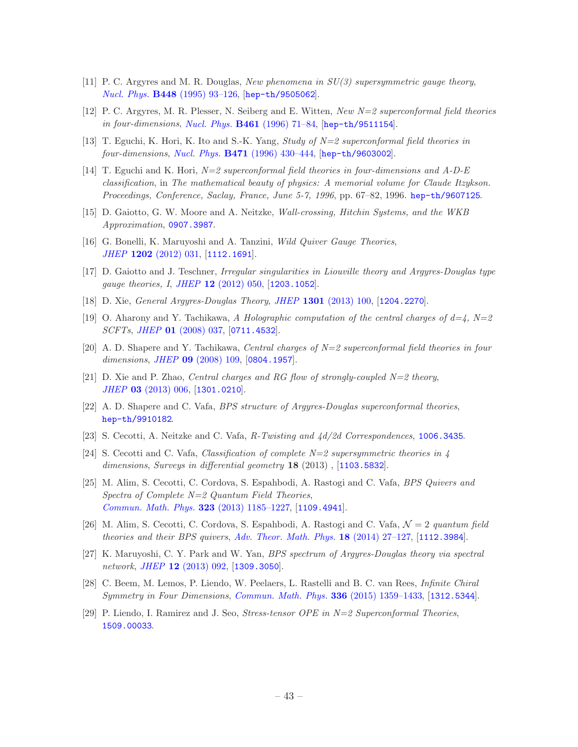[11] P. C. Argyres and M. R. Douglas, *New phenomena in SU(3) supersymmetric gauge theory*, *Nucl. Phys.* **B448** (1995) 93–126, [hep-th/9505062].

[12] P. C. Argyres, M. R. Plesser, N. Seiberg and E. Witten, *New N=2 superconformal field theories in four-dimensions*, *Nucl. Phys.* **B461** (1996) 71–84, [hep-th/9511154].

[13] T. Eguchi, K. Hori, K. Ito and S.-K. Yang, *Study of N=2 superconformal field theories in four-dimensions*, *Nucl. Phys.* **B471** (1996) 430–444, [hep-th/9603002].

[14] T. Eguchi and K. Hori, *N=2 superconformal field theories in four-dimensions and A-D-E classification*, in *The mathematical beauty of physics: A memorial volume for Claude Itzykson. Proceedings, Conference, Saclay, France, June 5-7, 1996*, pp. 67–82, 1996. hep-th/9607125.

[15] D. Gaiotto, G. W. Moore and A. Neitzke, *Wall-crossing, Hitchin Systems, and the WKB Approximation*, 0907.3987.

[16] G. Bonelli, K. Maruyoshi and A. Tanzini, *Wild Quiver Gauge Theories*, *JHEP* **1202** (2012) 031, [1112.1691].

[17] D. Gaiotto and J. Teschner, *Irregular singularities in Liouville theory and Argyres-Douglas type gauge theories, I*, *JHEP* **12** (2012) 050, [1203.1052].

[18] D. Xie, *General Argyres-Douglas Theory*, *JHEP* **1301** (2013) 100, [1204.2270].

[19] O. Aharony and Y. Tachikawa, *A Holographic computation of the central charges of d=4, N=2 SCFTs*, *JHEP* **01** (2008) 037, [0711.4532].

[20] A. D. Shapere and Y. Tachikawa, *Central charges of N=2 superconformal field theories in four dimensions*, *JHEP* **09** (2008) 109, [0804.1957].

[21] D. Xie and P. Zhao, *Central charges and RG flow of strongly-coupled N=2 theory*, *JHEP* **03** (2013) 006, [1301.0210].

[22] A. D. Shapere and C. Vafa, *BPS structure of Argyres-Douglas superconformal theories*, hep-th/9910182.

[23] S. Cecotti, A. Neitzke and C. Vafa, *R-Twisting and 4d/2d Correspondences*, 1006.3435.

[24] S. Cecotti and C. Vafa, *Classification of complete N=2 supersymmetric theories in 4 dimensions*, *Surveys in differential geometry* **18** (2013) , [1103.5832].

[25] M. Alim, S. Cecotti, C. Cordova, S. Espahbodi, A. Rastogi and C. Vafa, *BPS Quivers and Spectra of Complete N=2 Quantum Field Theories*, *Commun. Math. Phys.* **323** (2013) 1185–1227, [1109.4941].

[26] M. Alim, S. Cecotti, C. Cordova, S. Espahbodi, A. Rastogi and C. Vafa, *$\mathcal{N}=2$ quantum field theories and their BPS quivers*, *Adv. Theor. Math. Phys.* **18** (2014) 27–127, [1112.3984].

[27] K. Maruyoshi, C. Y. Park and W. Yan, *BPS spectrum of Argyres-Douglas theory via spectral network*, *JHEP* **12** (2013) 092, [1309.3050].

[28] C. Beem, M. Lemos, P. Liendo, W. Peelaers, L. Rastelli and B. C. van Rees, *Infinite Chiral Symmetry in Four Dimensions*, *Commun. Math. Phys.* **336** (2015) 1359–1433, [1312.5344].

[29] P. Liendo, I. Ramirez and J. Seo, *Stress-tensor OPE in N=2 Superconformal Theories*, 1509.00033.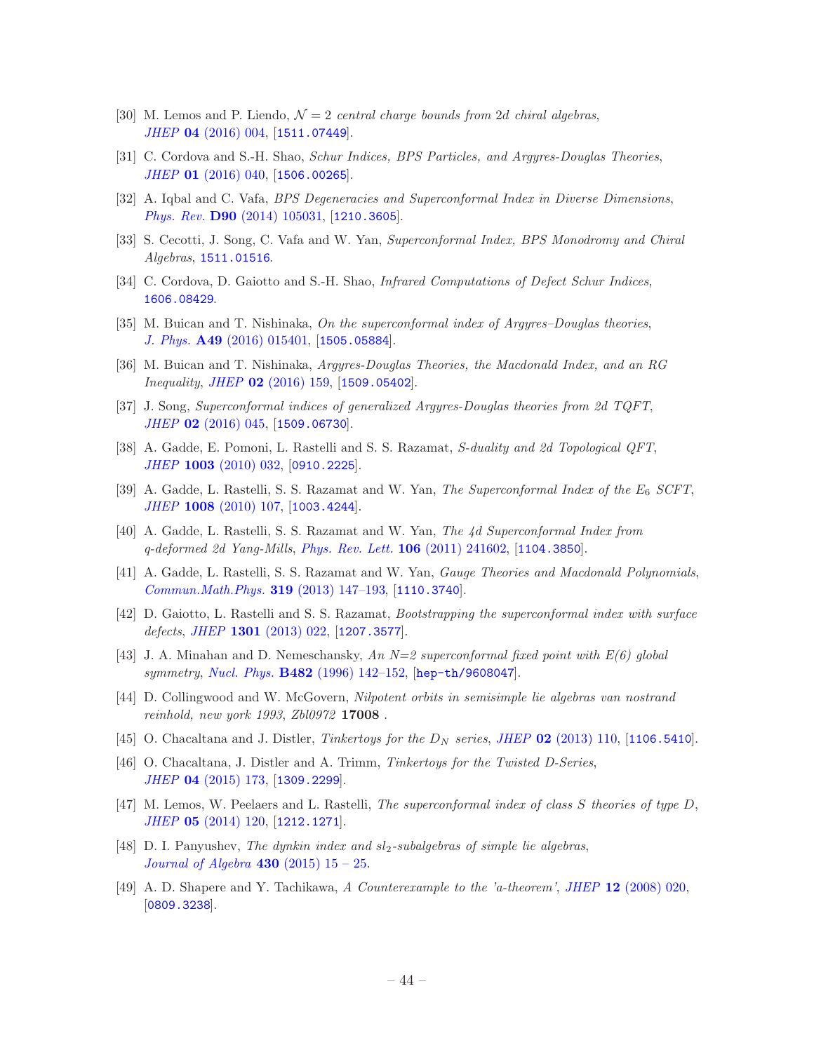[30] M. Lemos and P. Liendo, $\mathcal{N}=2$ *central charge bounds from 2d chiral algebras*, *JHEP* **04** (2016) 004, [1511.07449].

[31] C. Cordova and S.-H. Shao, *Schur Indices, BPS Particles, and Argyres-Douglas Theories*, *JHEP* **01** (2016) 040, [1506.00265].

[32] A. Iqbal and C. Vafa, *BPS Degeneracies and Superconformal Index in Diverse Dimensions*, *Phys. Rev.* **D90** (2014) 105031, [1210.3605].

[33] S. Cecotti, J. Song, C. Vafa and W. Yan, *Superconformal Index, BPS Monodromy and Chiral Algebras*, 1511.01516.

[34] C. Cordova, D. Gaiotto and S.-H. Shao, *Infrared Computations of Defect Schur Indices*, 1606.08429.

[35] M. Buican and T. Nishinaka, *On the superconformal index of Argyres–Douglas theories*, *J. Phys.* **A49** (2016) 015401, [1505.05884].

[36] M. Buican and T. Nishinaka, *Argyres-Douglas Theories, the Macdonald Index, and an RG Inequality*, *JHEP* **02** (2016) 159, [1509.05402].

[37] J. Song, *Superconformal indices of generalized Argyres-Douglas theories from 2d TQFT*, *JHEP* **02** (2016) 045, [1509.06730].

[38] A. Gadde, E. Pomoni, L. Rastelli and S. S. Razamat, *S-duality and 2d Topological QFT*, *JHEP* **1003** (2010) 032, [0910.2225].

[39] A. Gadde, L. Rastelli, S. S. Razamat and W. Yan, *The Superconformal Index of the $E_6$ SCFT*, *JHEP* **1008** (2010) 107, [1003.4244].

[40] A. Gadde, L. Rastelli, S. S. Razamat and W. Yan, *The 4d Superconformal Index from q-deformed 2d Yang-Mills*, *Phys. Rev. Lett.* **106** (2011) 241602, [1104.3850].

[41] A. Gadde, L. Rastelli, S. S. Razamat and W. Yan, *Gauge Theories and Macdonald Polynomials*, *Commun.Math.Phys.* **319** (2013) 147–193, [1110.3740].

[42] D. Gaiotto, L. Rastelli and S. S. Razamat, *Bootstrapping the superconformal index with surface defects*, *JHEP* **1301** (2013) 022, [1207.3577].

[43] J. A. Minahan and D. Nemeschansky, *An N=2 superconformal fixed point with E(6) global symmetry*, *Nucl. Phys.* **B482** (1996) 142–152, [hep-th/9608047].

[44] D. Collingwood and W. McGovern, *Nilpotent orbits in semisimple lie algebras van nostrand reinhold, new york 1993*, *Zbl0972* **17008** .

[45] O. Chacaltana and J. Distler, *Tinkertoys for the $D_N$ series*, *JHEP* **02** (2013) 110, [1106.5410].

[46] O. Chacaltana, J. Distler and A. Trimm, *Tinkertoys for the Twisted D-Series*, *JHEP* **04** (2015) 173, [1309.2299].

[47] M. Lemos, W. Peelaers and L. Rastelli, *The superconformal index of class S theories of type D*, *JHEP* **05** (2014) 120, [1212.1271].

[48] D. I. Panyushev, *The dynkin index and $sl_2$-subalgebras of simple lie algebras*, *Journal of Algebra* **430** (2015) 15 – 25.

[49] A. D. Shapere and Y. Tachikawa, *A Counterexample to the 'a-theorem'*, *JHEP* **12** (2008) 020, [0809.3238].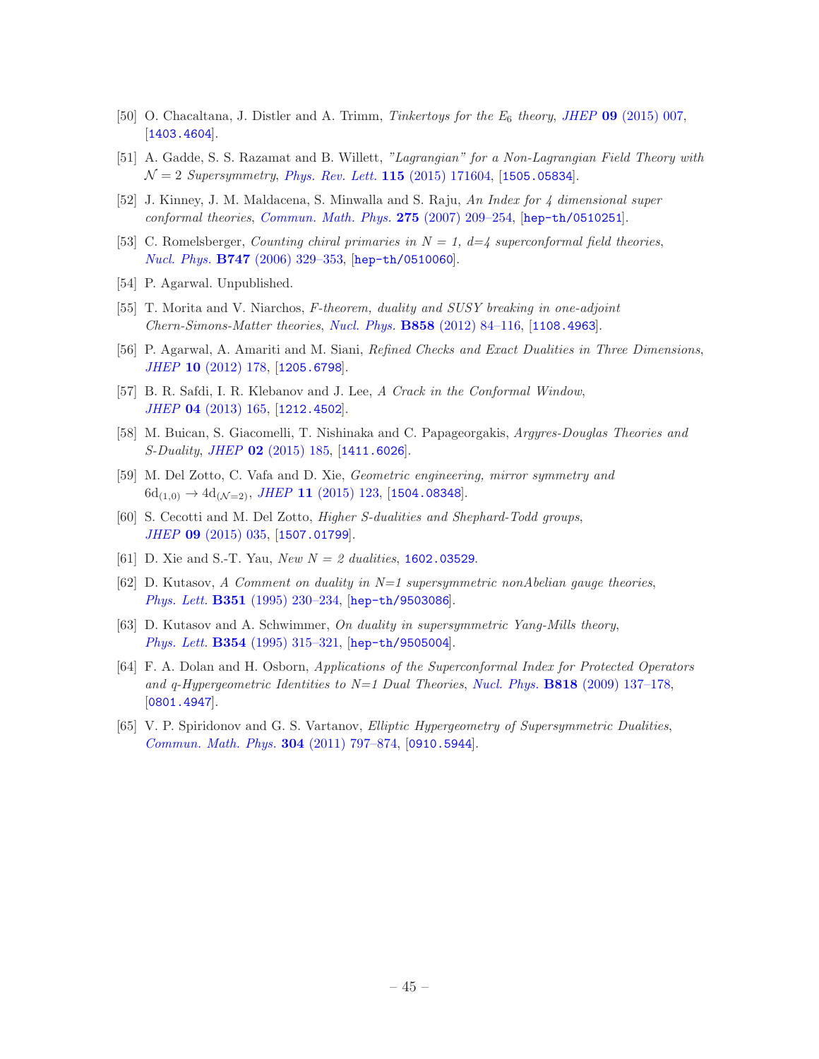[50] O. Chacaltana, J. Distler and A. Trimm, *Tinkertoys for the $E_6$ theory*, *JHEP* **09** (2015) 007, [1403.4604].

[51] A. Gadde, S. S. Razamat and B. Willett, *"Lagrangian" for a Non-Lagrangian Field Theory with $\mathcal{N} = 2$ Supersymmetry*, *Phys. Rev. Lett.* **115** (2015) 171604, [1505.05834].

[52] J. Kinney, J. M. Maldacena, S. Minwalla and S. Raju, *An Index for 4 dimensional super conformal theories*, *Commun. Math. Phys.* **275** (2007) 209–254, [hep-th/0510251].

[53] C. Romelsberger, *Counting chiral primaries in N = 1, d=4 superconformal field theories*, *Nucl. Phys.* **B747** (2006) 329–353, [hep-th/0510060].

[54] P. Agarwal. Unpublished.

[55] T. Morita and V. Niarchos, *F-theorem, duality and SUSY breaking in one-adjoint Chern-Simons-Matter theories*, *Nucl. Phys.* **B858** (2012) 84–116, [1108.4963].

[56] P. Agarwal, A. Amariti and M. Siani, *Refined Checks and Exact Dualities in Three Dimensions*, *JHEP* **10** (2012) 178, [1205.6798].

[57] B. R. Safdi, I. R. Klebanov and J. Lee, *A Crack in the Conformal Window*, *JHEP* **04** (2013) 165, [1212.4502].

[58] M. Buican, S. Giacomelli, T. Nishinaka and C. Papageorgakis, *Argyres-Douglas Theories and S-Duality*, *JHEP* **02** (2015) 185, [1411.6026].

[59] M. Del Zotto, C. Vafa and D. Xie, *Geometric engineering, mirror symmetry and $6\mathrm{d}_{(1,0)} \to 4\mathrm{d}_{(\mathcal{N}=2)}$*, *JHEP* **11** (2015) 123, [1504.08348].

[60] S. Cecotti and M. Del Zotto, *Higher S-dualities and Shephard-Todd groups*, *JHEP* **09** (2015) 035, [1507.01799].

[61] D. Xie and S.-T. Yau, *New N = 2 dualities*, 1602.03529.

[62] D. Kutasov, *A Comment on duality in N=1 supersymmetric nonAbelian gauge theories*, *Phys. Lett.* **B351** (1995) 230–234, [hep-th/9503086].

[63] D. Kutasov and A. Schwimmer, *On duality in supersymmetric Yang-Mills theory*, *Phys. Lett.* **B354** (1995) 315–321, [hep-th/9505004].

[64] F. A. Dolan and H. Osborn, *Applications of the Superconformal Index for Protected Operators and q-Hypergeometric Identities to N=1 Dual Theories*, *Nucl. Phys.* **B818** (2009) 137–178, [0801.4947].

[65] V. P. Spiridonov and G. S. Vartanov, *Elliptic Hypergeometry of Supersymmetric Dualities*, *Commun. Math. Phys.* **304** (2011) 797–874, [0910.5944].